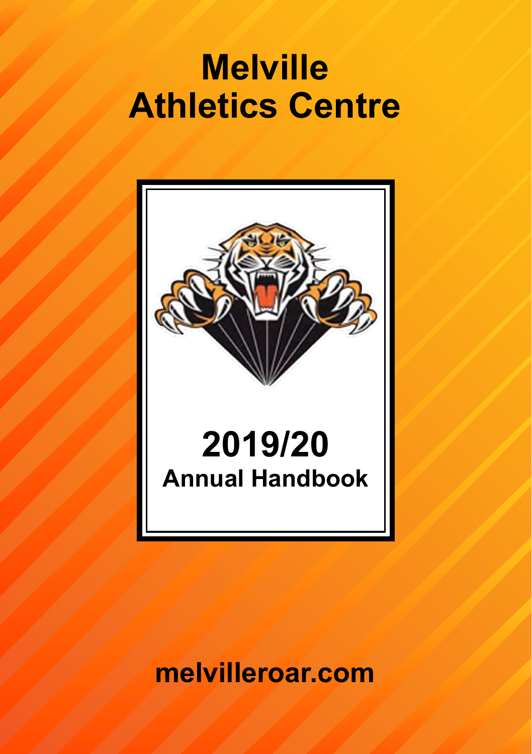# Melville Athletics Centre

## 2019/20

### Annual Handbook

melvilleroar.com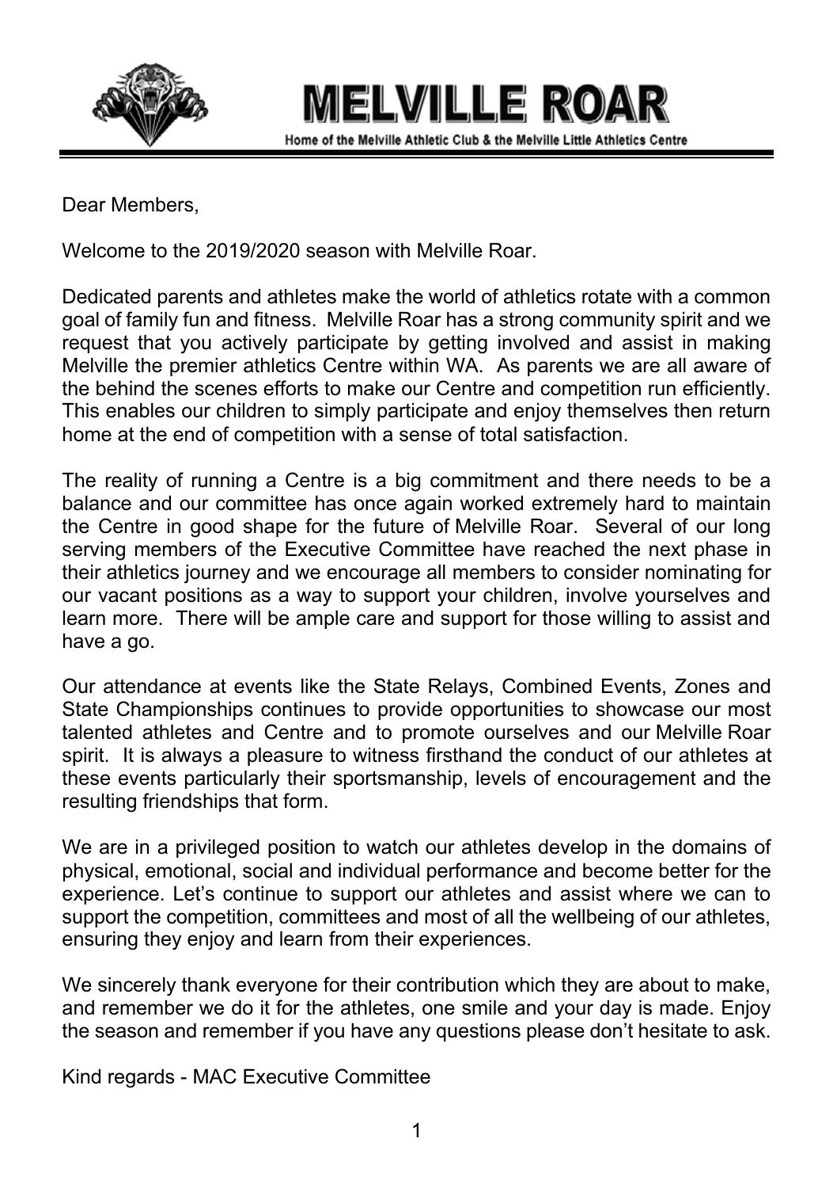# MELVILLE ROAR

Home of the Melville Athletic Club & the Melville Little Athletics Centre

Dear Members,

Welcome to the 2019/2020 season with Melville Roar.

Dedicated parents and athletes make the world of athletics rotate with a common goal of family fun and fitness. Melville Roar has a strong community spirit and we request that you actively participate by getting involved and assist in making Melville the premier athletics Centre within WA. As parents we are all aware of the behind the scenes efforts to make our Centre and competition run efficiently. This enables our children to simply participate and enjoy themselves then return home at the end of competition with a sense of total satisfaction.

The reality of running a Centre is a big commitment and there needs to be a balance and our committee has once again worked extremely hard to maintain the Centre in good shape for the future of Melville Roar. Several of our long serving members of the Executive Committee have reached the next phase in their athletics journey and we encourage all members to consider nominating for our vacant positions as a way to support your children, involve yourselves and learn more. There will be ample care and support for those willing to assist and have a go.

Our attendance at events like the State Relays, Combined Events, Zones and State Championships continues to provide opportunities to showcase our most talented athletes and Centre and to promote ourselves and our Melville Roar spirit. It is always a pleasure to witness firsthand the conduct of our athletes at these events particularly their sportsmanship, levels of encouragement and the resulting friendships that form.

We are in a privileged position to watch our athletes develop in the domains of physical, emotional, social and individual performance and become better for the experience. Let's continue to support our athletes and assist where we can to support the competition, committees and most of all the wellbeing of our athletes, ensuring they enjoy and learn from their experiences.

We sincerely thank everyone for their contribution which they are about to make, and remember we do it for the athletes, one smile and your day is made. Enjoy the season and remember if you have any questions please don't hesitate to ask.

Kind regards - MAC Executive Committee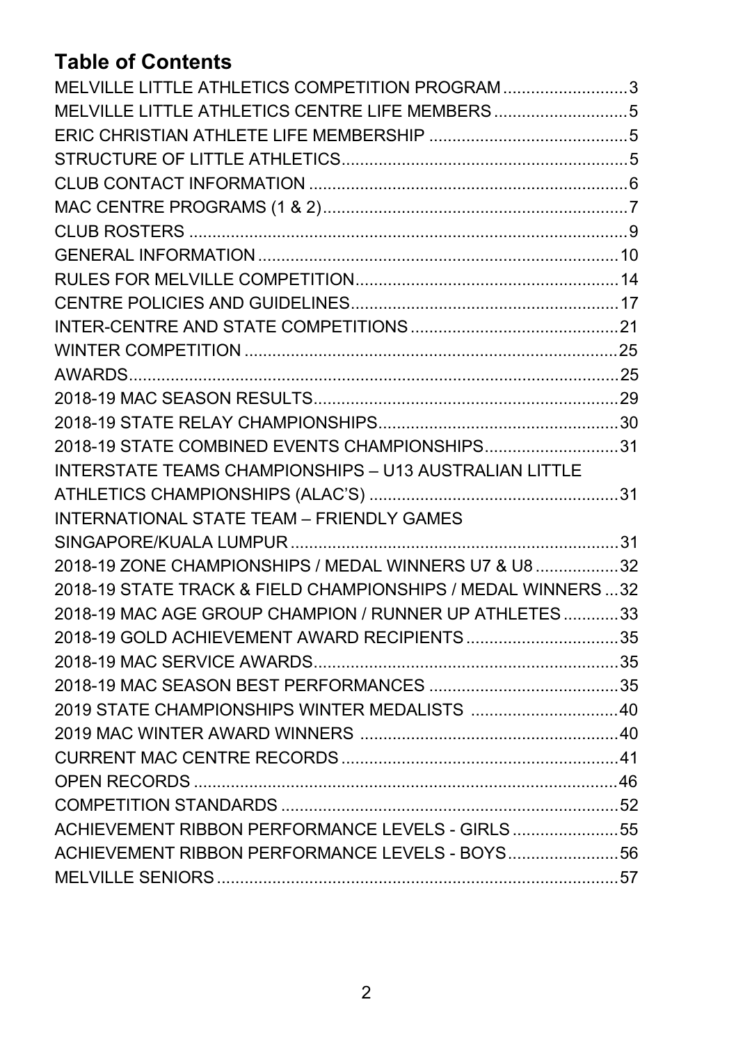## Table of Contents

MELVILLE LITTLE ATHLETICS COMPETITION PROGRAM .......................... 3
MELVILLE LITTLE ATHLETICS CENTRE LIFE MEMBERS ............................ 5
ERIC CHRISTIAN ATHLETE LIFE MEMBERSHIP .......................................... 5
STRUCTURE OF LITTLE ATHLETICS............................................................. 5
CLUB CONTACT INFORMATION .................................................................... 6
MAC CENTRE PROGRAMS (1 & 2)................................................................. 7
CLUB ROSTERS .............................................................................................. 9
GENERAL INFORMATION ............................................................................. 10
RULES FOR MELVILLE COMPETITION........................................................ 14
CENTRE POLICIES AND GUIDELINES......................................................... 17
INTER-CENTRE AND STATE COMPETITIONS ............................................ 21
WINTER COMPETITION ................................................................................ 25
AWARDS......................................................................................................... 25
2018-19 MAC SEASON RESULTS................................................................. 29
2018-19 STATE RELAY CHAMPIONSHIPS.................................................... 30
2018-19 STATE COMBINED EVENTS CHAMPIONSHIPS............................ 31
INTERSTATE TEAMS CHAMPIONSHIPS – U13 AUSTRALIAN LITTLE ATHLETICS CHAMPIONSHIPS (ALAC'S) ..................................................... 31
INTERNATIONAL STATE TEAM – FRIENDLY GAMES SINGAPORE/KUALA LUMPUR ...................................................................... 31
2018-19 ZONE CHAMPIONSHIPS / MEDAL WINNERS U7 & U8 ................. 32
2018-19 STATE TRACK & FIELD CHAMPIONSHIPS / MEDAL WINNERS ... 32
2018-19 MAC AGE GROUP CHAMPION / RUNNER UP ATHLETES ............ 33
2018-19 GOLD ACHIEVEMENT AWARD RECIPIENTS ................................. 35
2018-19 MAC SERVICE AWARDS................................................................. 35
2018-19 MAC SEASON BEST PERFORMANCES ......................................... 35
2019 STATE CHAMPIONSHIPS WINTER MEDALISTS ............................... 40
2019 MAC WINTER AWARD WINNERS ....................................................... 40
CURRENT MAC CENTRE RECORDS ........................................................... 41
OPEN RECORDS ........................................................................................... 46
COMPETITION STANDARDS ........................................................................ 52
ACHIEVEMENT RIBBON PERFORMANCE LEVELS - GIRLS ...................... 55
ACHIEVEMENT RIBBON PERFORMANCE LEVELS - BOYS....................... 56
MELVILLE SENIORS...................................................................................... 57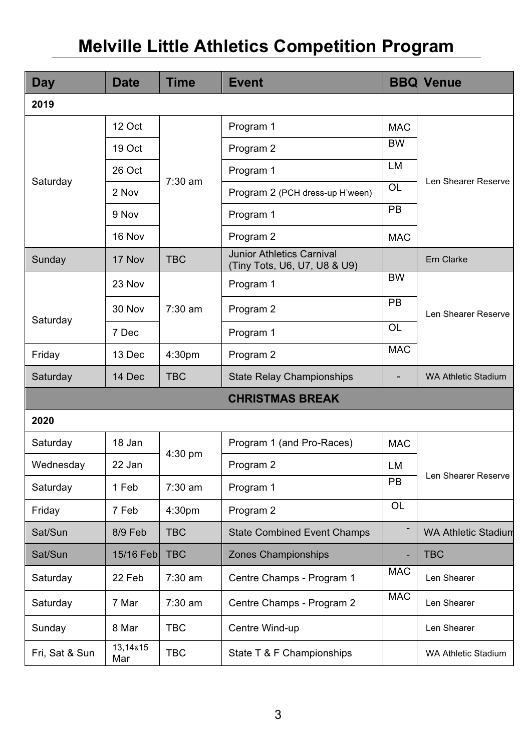# Melville Little Athletics Competition Program

| Day | Date | Time | Event | BBQ | Venue |
|---|---|---|---|---|---|
| **2019** | | | | | |
| Saturday | 12 Oct | 7:30 am | Program 1 | MAC | Len Shearer Reserve |
| | 19 Oct | | Program 2 | BW | |
| | 26 Oct | | Program 1 | LM | |
| | 2 Nov | | Program 2 (PCH dress-up H'ween) | OL | |
| | 9 Nov | | Program 1 | PB | |
| | 16 Nov | | Program 2 | MAC | |
| Sunday | 17 Nov | TBC | Junior Athletics Carnival (Tiny Tots, U6, U7, U8 & U9) | | Ern Clarke |
| Saturday | 23 Nov | 7:30 am | Program 1 | BW | Len Shearer Reserve |
| | 30 Nov | | Program 2 | PB | |
| | 7 Dec | | Program 1 | OL | |
| Friday | 13 Dec | 4:30pm | Program 2 | MAC | |
| Saturday | 14 Dec | TBC | State Relay Championships | - | WA Athletic Stadium |
| **CHRISTMAS BREAK** | | | | | |
| **2020** | | | | | |
| Saturday | 18 Jan | 4:30 pm | Program 1 (and Pro-Races) | MAC | Len Shearer Reserve |
| Wednesday | 22 Jan | | Program 2 | LM | |
| Saturday | 1 Feb | 7:30 am | Program 1 | PB | |
| Friday | 7 Feb | 4:30pm | Program 2 | OL | |
| Sat/Sun | 8/9 Feb | TBC | State Combined Event Champs | - | WA Athletic Stadium |
| Sat/Sun | 15/16 Feb | TBC | Zones Championships | - | TBC |
| Saturday | 22 Feb | 7:30 am | Centre Champs - Program 1 | MAC | Len Shearer |
| Saturday | 7 Mar | 7:30 am | Centre Champs - Program 2 | MAC | Len Shearer |
| Sunday | 8 Mar | TBC | Centre Wind-up | | Len Shearer |
| Fri, Sat & Sun | 13,14&15 Mar | TBC | State T & F Championships | | WA Athletic Stadium |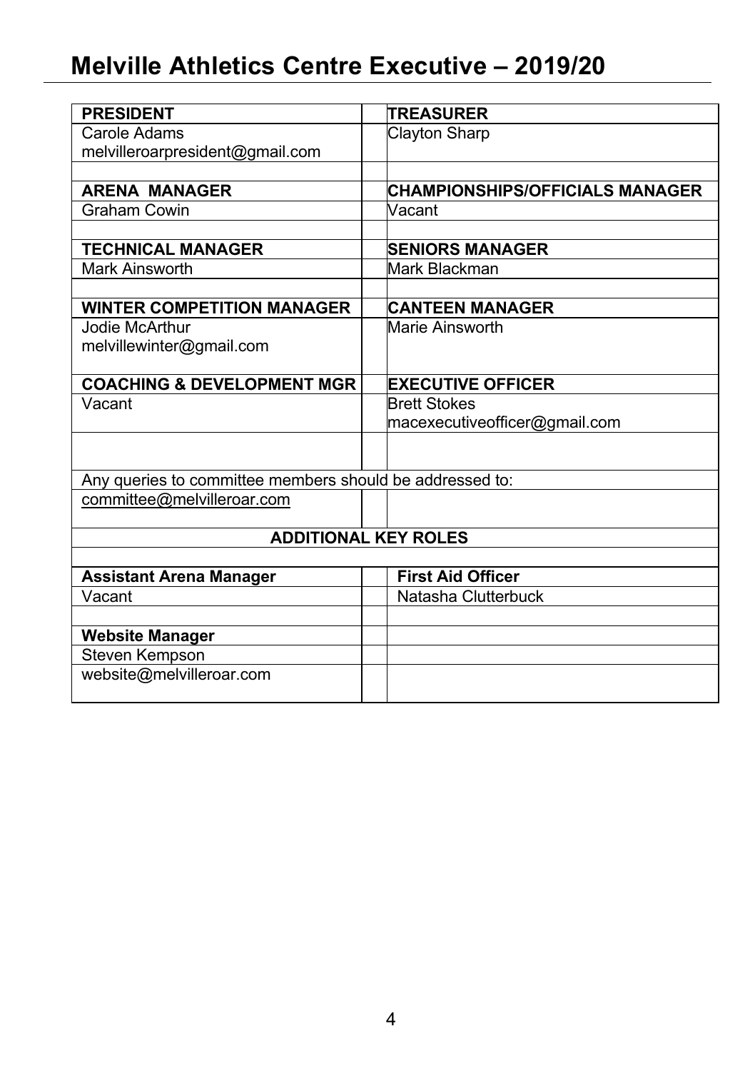# Melville Athletics Centre Executive – 2019/20

| PRESIDENT | | TREASURER |
|---|---|---|
| Carole Adams<br>melvilleroarpresident@gmail.com | | Clayton Sharp |
| | | |
| **ARENA MANAGER** | | **CHAMPIONSHIPS/OFFICIALS MANAGER** |
| Graham Cowin | | Vacant |
| | | |
| **TECHNICAL MANAGER** | | **SENIORS MANAGER** |
| Mark Ainsworth | | Mark Blackman |
| | | |
| **WINTER COMPETITION MANAGER** | | **CANTEEN MANAGER** |
| Jodie McArthur<br>melvillewinter@gmail.com | | Marie Ainsworth |
| **COACHING & DEVELOPMENT MGR** | | **EXECUTIVE OFFICER** |
| Vacant | | Brett Stokes<br>macexecutiveofficer@gmail.com |
| | | |
| Any queries to committee members should be addressed to: | | |
| committee@melvilleroar.com | | |
| **ADDITIONAL KEY ROLES** | | |
| | | |
| **Assistant Arena Manager** | | **First Aid Officer** |
| Vacant | | Natasha Clutterbuck |
| | | |
| **Website Manager** | | |
| Steven Kempson | | |
| website@melvilleroar.com | | |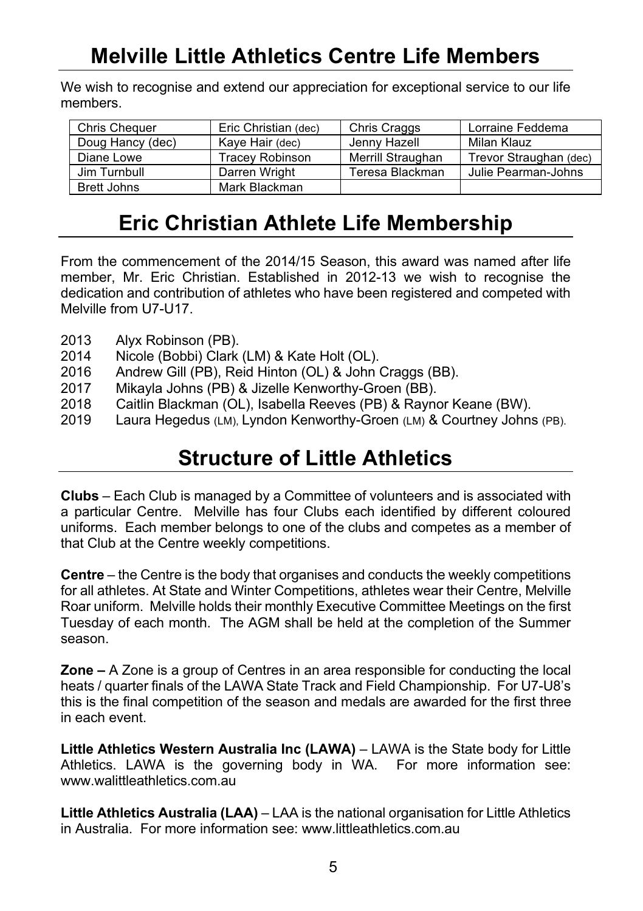# Melville Little Athletics Centre Life Members

We wish to recognise and extend our appreciation for exceptional service to our life members.

| | | | |
|---|---|---|---|
| Chris Chequer | Eric Christian (dec) | Chris Craggs | Lorraine Feddema |
| Doug Hancy (dec) | Kaye Hair (dec) | Jenny Hazell | Milan Klauz |
| Diane Lowe | Tracey Robinson | Merrill Straughan | Trevor Straughan (dec) |
| Jim Turnbull | Darren Wright | Teresa Blackman | Julie Pearman-Johns |
| Brett Johns | Mark Blackman | | |

# Eric Christian Athlete Life Membership

From the commencement of the 2014/15 Season, this award was named after life member, Mr. Eric Christian. Established in 2012-13 we wish to recognise the dedication and contribution of athletes who have been registered and competed with Melville from U7-U17.

- 2013 Alyx Robinson (PB).
- 2014 Nicole (Bobbi) Clark (LM) & Kate Holt (OL).
- 2016 Andrew Gill (PB), Reid Hinton (OL) & John Craggs (BB).
- 2017 Mikayla Johns (PB) & Jizelle Kenworthy-Groen (BB).
- 2018 Caitlin Blackman (OL), Isabella Reeves (PB) & Raynor Keane (BW).
- 2019 Laura Hegedus (LM), Lyndon Kenworthy-Groen (LM) & Courtney Johns (PB).

# Structure of Little Athletics

**Clubs** – Each Club is managed by a Committee of volunteers and is associated with a particular Centre. Melville has four Clubs each identified by different coloured uniforms. Each member belongs to one of the clubs and competes as a member of that Club at the Centre weekly competitions.

**Centre** – the Centre is the body that organises and conducts the weekly competitions for all athletes. At State and Winter Competitions, athletes wear their Centre, Melville Roar uniform. Melville holds their monthly Executive Committee Meetings on the first Tuesday of each month. The AGM shall be held at the completion of the Summer season.

**Zone –** A Zone is a group of Centres in an area responsible for conducting the local heats / quarter finals of the LAWA State Track and Field Championship. For U7-U8's this is the final competition of the season and medals are awarded for the first three in each event.

**Little Athletics Western Australia Inc (LAWA)** – LAWA is the State body for Little Athletics. LAWA is the governing body in WA. For more information see: www.walittleathletics.com.au

**Little Athletics Australia (LAA)** – LAA is the national organisation for Little Athletics in Australia. For more information see: www.littleathletics.com.au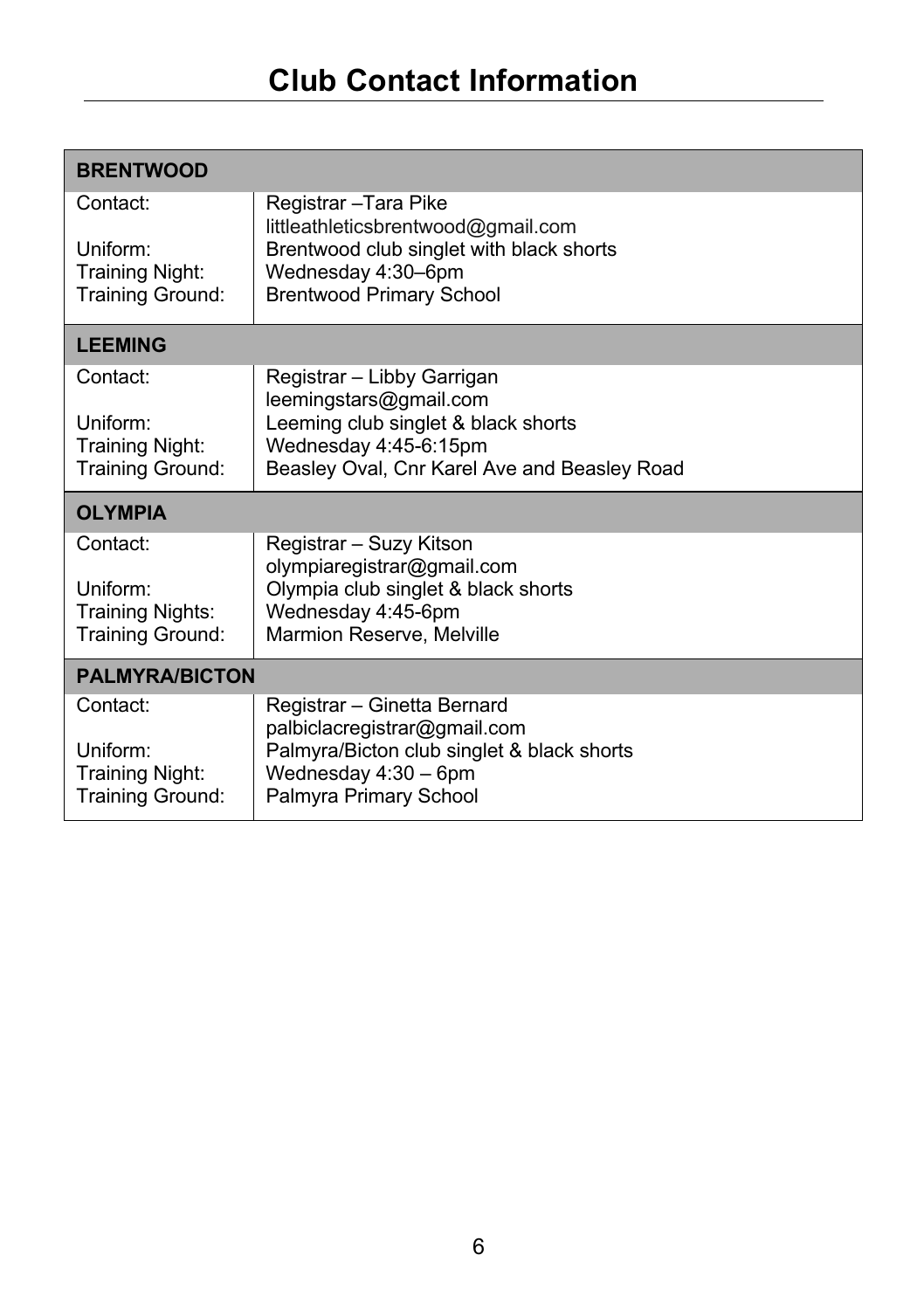# Club Contact Information

| **BRENTWOOD** | |
|---|---|
| Contact: | Registrar –Tara Pike<br>littleathleticsbrentwood@gmail.com |
| Uniform: | Brentwood club singlet with black shorts |
| Training Night: | Wednesday 4:30–6pm |
| Training Ground: | Brentwood Primary School |
| **LEEMING** | |
| Contact: | Registrar – Libby Garrigan<br>leemingstars@gmail.com |
| Uniform: | Leeming club singlet & black shorts |
| Training Night: | Wednesday 4:45-6:15pm |
| Training Ground: | Beasley Oval, Cnr Karel Ave and Beasley Road |
| **OLYMPIA** | |
| Contact: | Registrar – Suzy Kitson<br>olympiaregistrar@gmail.com |
| Uniform: | Olympia club singlet & black shorts |
| Training Nights: | Wednesday 4:45-6pm |
| Training Ground: | Marmion Reserve, Melville |
| **PALMYRA/BICTON** | |
| Contact: | Registrar – Ginetta Bernard<br>palbiclacregistrar@gmail.com |
| Uniform: | Palmyra/Bicton club singlet & black shorts |
| Training Night: | Wednesday 4:30 – 6pm |
| Training Ground: | Palmyra Primary School |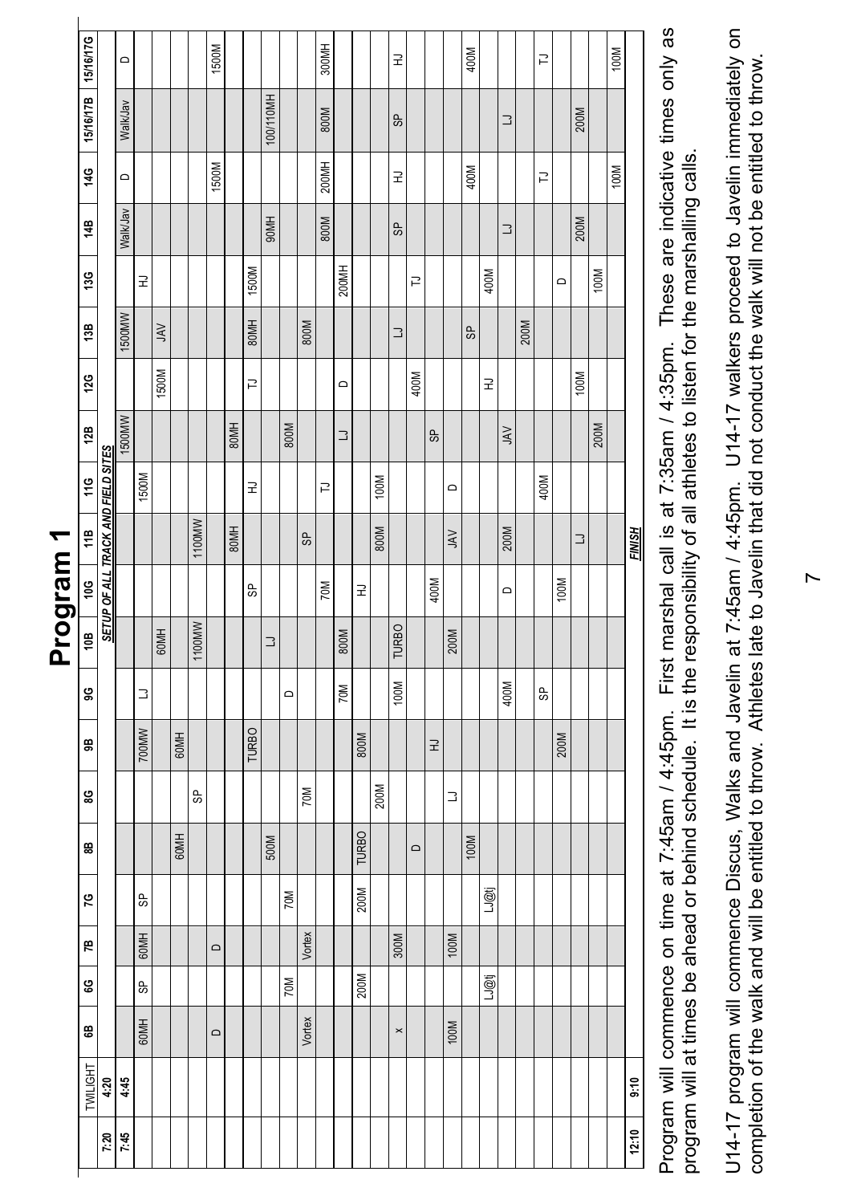# Program 1

| | TWILIGHT | 6B | 6G | 7B | 7G | 8B | 8G | 9B | 9G | 10B | 10G | 11B | 11G | 12B | 12G | 13B | 13G | 14B | 14G | 15/16/17B | 15/16/17G |
|---|---|---|---|---|---|---|---|---|---|---|---|---|---|---|---|---|---|---|---|---|---|
| 7:20 | 4:20 | SETUP OF ALL TRACK AND FIELD SITES | | | | | | | | | | | | | | | | | | | |
| 7:45 | 4:45 | | | | | | | | | | | | | 1500MW | | 1500MW | | Walk/Jav | D | Walk/Jav | D |
| | | 60MH | SP | 60MH | SP | | | | LJ | | | | 1500M | | | | HJ | | | | |
| | | | | | | | | 700MW | | 60MH | | | | | 1500M | | | | | | |
| | | | | | | 60MH | | 60MH | | | | | | | | JAV | | | | | |
| | | | | | | | SP | | | 1100MW | | 1100MW | | | | | | | | | 1500M |
| | | D | | | | | | | | | | | | | | | | | 1500M | | |
| | | | | D | | | | | | | | 80MH | | 80MH | | | | | | | |
| | | | | | | 500M | | TURBO | | | SP | | HJ | | TJ | | | | | | |
| | | | 70M | | 70M | | | | | LJ | | | | | | 80MH | 1500M | | | | |
| | | Vortex | | Vortex | | | | | D | | | | | 800M | | | | | | | |
| | | | | | | | 70M | | | | | SP | | | | | | 90MH | | | |
| | | | | | | | | | | | 70M | | | | | 800M | | | | 100/110MH | |
| | | | | | | TURBO | | | 70M | 800M | | | TJ | LJ | | | | | | | |
| | | | 200M | | 200M | | | 800M | | | HJ | | | | D | | 200MH | 800M | 200MH | 800M | 300MH |
| | | | | | | | 200M | | | | | 800M | 100M | | | | | | | | |
| | | x | | 300M | | D | | | 100M | TURBO | | | | | | | | | | | |
| | | | | | | | | | | | | | | | 400M | LJ | | SP | HJ | SP | HJ |
| | | | | | | | | HJ | | | 400M | | | SP | | | TJ | | | | |
| | | 100M | | 100M | | | LJ | | | 200M | | JAV | | | | | | | | | |
| | | | | | | 100M | | | | | | | D | | | | | | 400M | | 400M |
| | | | LJ@tj | | LJ@tj | | | | | | | | | | HJ | SP | | | | LJ | |
| | | | | | | | | | 400M | | D | 200M | | JAV | | | 400M | | | | |
| | | | | | | | | | | | | | | | | | | LJ | | | |
| | | | | | | | | | SP | | | | 400M | | | 200M | | | TJ | | TJ |
| | | | | | | | | 200M | | | 100M | | | | | | | | | 200M | |
| | | | | | | | | | | | | LJ | | | 100M | | D | | | | |
| | | | | | | | | | | | | | | 200M | | | 100M | 200M | 100M | | 100M |
| 12:10 | 9:10 | | | | | | | | | | | FINISH | | | | | | | | | |

Program will commence on time at 7:45am / 4:45pm. First marshal call is at 7:35am / 4:35pm. These are indicative times only as program will at times be ahead or behind schedule. It is the responsibility of all athletes to listen for the marshalling calls.

U14-17 program will commence Discus, Walks and Javelin at 7:45am / 4:45pm. U14-17 walkers proceed to Javelin immediately on completion of the walk and will be entitled to throw. Athletes late to Javelin that did not conduct the walk will not be entitled to throw.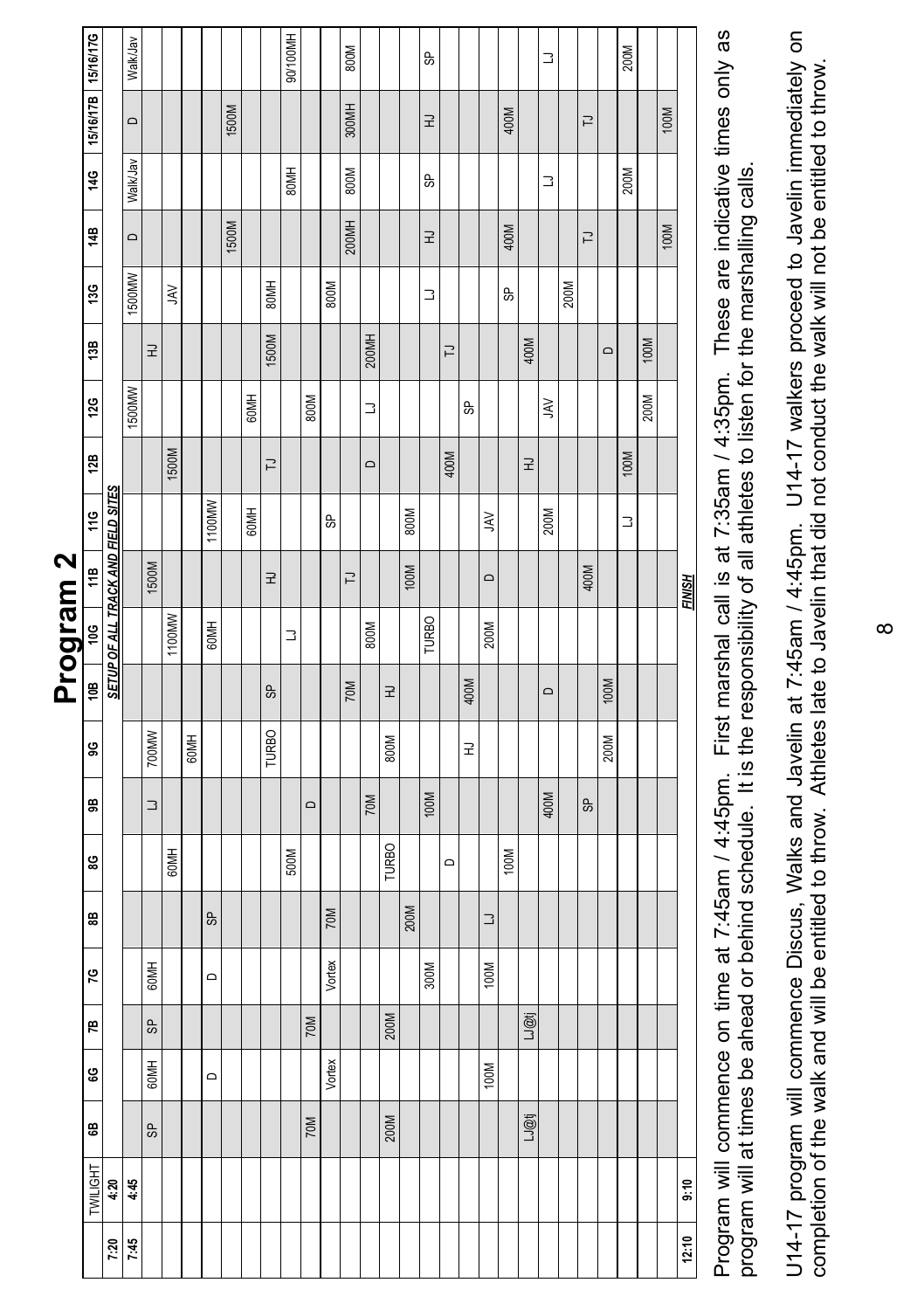# Program 2

| | TWILIGHT | 6B | 6G | 7B | 7G | 8B | 8G | 9B | 9G | 10B | 10G | 11B | 11G | 12B | 12G | 13B | 13G | 14B | 14G | 15/16/17B | 15/16/17G |
|---|---|---|---|---|---|---|---|---|---|---|---|---|---|---|---|---|---|---|---|---|---|
| 7:20 | 4:20 | | | | | | | | | SETUP OF ALL TRACK AND FIELD SITES | | | | | | | | | | | |
| 7:45 | 4:45 | | | | | | | | | | | | | | 1500MW | | 1500MW | D | Walk/Jav | D | Walk/Jav |
| | | SP | 60MH | SP | 60MH | | | LJ | 700MW | | | 1500M | | | | HJ | | | | | |
| | | | | | | | 60MH | | 60MH | | 1100MW | | | 1500M | | | JAV | | | | |
| | | | D | | D | SP | | | | | 60MH | | 1100MW | | | | | | | | |
| | | | | | | | | | | | | | 60MH | | 60MH | | | 1500M | | 1500M | |
| | | | | | | | | | TURBO | SP | | HJ | | TJ | | 1500M | 80MH | | | | |
| | | | | | | | 500M | | | | LJ | | | | | | | | 80MH | | 90/100MH |
| | | 70M | | 70M | | | | D | | | | | | | 800M | | | | | | |
| | | | Vortex | | Vortex | 70M | | | | | | | SP | | | | 800M | | | | |
| | | | | | | | | 70M | | 70M | | TJ | | | | | | 200MH | 800M | 300MH | 800M |
| | | 200M | | 200M | | | TURBO | | 800M | HJ | 800M | | | D | LJ | 200MH | | | | | |
| | | | | | 300M | 200M | | 100M | | | TURBO | 100M | 800M | | | | | | | | |
| | | | | | | | D | | HJ | 400M | | | | 400M | | TJ | LJ | HJ | SP | HJ | SP |
| | | | 100M | | 100M | LJ | | | | | 200M | D | JAV | | SP | | | | | | |
| | | | | | | | 100M | | | | | | | | | | SP | 400M | | 400M | |
| | | LJ@tj | | LJ@tj | | | | 400M | | D | | | 200M | HJ | JAV | 400M | | | LJ | | LJ |
| | | | | | | | | | | | | | | | | | 200M | | | | |
| | | | | | | | | SP | 200M | 100M | | 400M | | | | | | TJ | | TJ | |
| | | | | | | | | | | | | | LJ | 100M | | D | | | 200M | | 200M |
| | | | | | | | | | | | | | | | 200M | 100M | | 100M | | 100M | |
| 12:10 | 9:10 | | | | | | | | | | | FINISH | | | | | | | | | |

Program will commence on time at 7:45am / 4:45pm. First marshal call is at 7:35am / 4:35pm. These are indicative times only as program will at times be ahead or behind schedule. It is the responsibility of all athletes to listen for the marshalling calls.

U14-17 program will commence Discus, Walks and Javelin at 7:45am / 4:45pm. U14-17 walkers proceed to Javelin immediately on completion of the walk and will be entitled to throw. Athletes late to Javelin that did not conduct the walk will not be entitled to throw.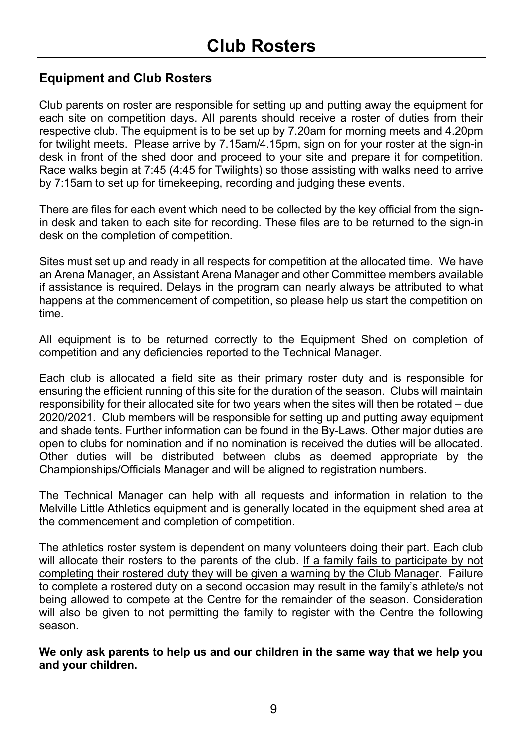# Club Rosters

## Equipment and Club Rosters

Club parents on roster are responsible for setting up and putting away the equipment for each site on competition days. All parents should receive a roster of duties from their respective club. The equipment is to be set up by 7.20am for morning meets and 4.20pm for twilight meets. Please arrive by 7.15am/4.15pm, sign on for your roster at the sign-in desk in front of the shed door and proceed to your site and prepare it for competition. Race walks begin at 7:45 (4:45 for Twilights) so those assisting with walks need to arrive by 7:15am to set up for timekeeping, recording and judging these events.

There are files for each event which need to be collected by the key official from the sign-in desk and taken to each site for recording. These files are to be returned to the sign-in desk on the completion of competition.

Sites must set up and ready in all respects for competition at the allocated time. We have an Arena Manager, an Assistant Arena Manager and other Committee members available if assistance is required. Delays in the program can nearly always be attributed to what happens at the commencement of competition, so please help us start the competition on time.

All equipment is to be returned correctly to the Equipment Shed on completion of competition and any deficiencies reported to the Technical Manager.

Each club is allocated a field site as their primary roster duty and is responsible for ensuring the efficient running of this site for the duration of the season. Clubs will maintain responsibility for their allocated site for two years when the sites will then be rotated – due 2020/2021. Club members will be responsible for setting up and putting away equipment and shade tents. Further information can be found in the By-Laws. Other major duties are open to clubs for nomination and if no nomination is received the duties will be allocated. Other duties will be distributed between clubs as deemed appropriate by the Championships/Officials Manager and will be aligned to registration numbers.

The Technical Manager can help with all requests and information in relation to the Melville Little Athletics equipment and is generally located in the equipment shed area at the commencement and completion of competition.

The athletics roster system is dependent on many volunteers doing their part. Each club will allocate their rosters to the parents of the club. If a family fails to participate by not completing their rostered duty they will be given a warning by the Club Manager. Failure to complete a rostered duty on a second occasion may result in the family's athlete/s not being allowed to compete at the Centre for the remainder of the season. Consideration will also be given to not permitting the family to register with the Centre the following season.

**We only ask parents to help us and our children in the same way that we help you and your children.**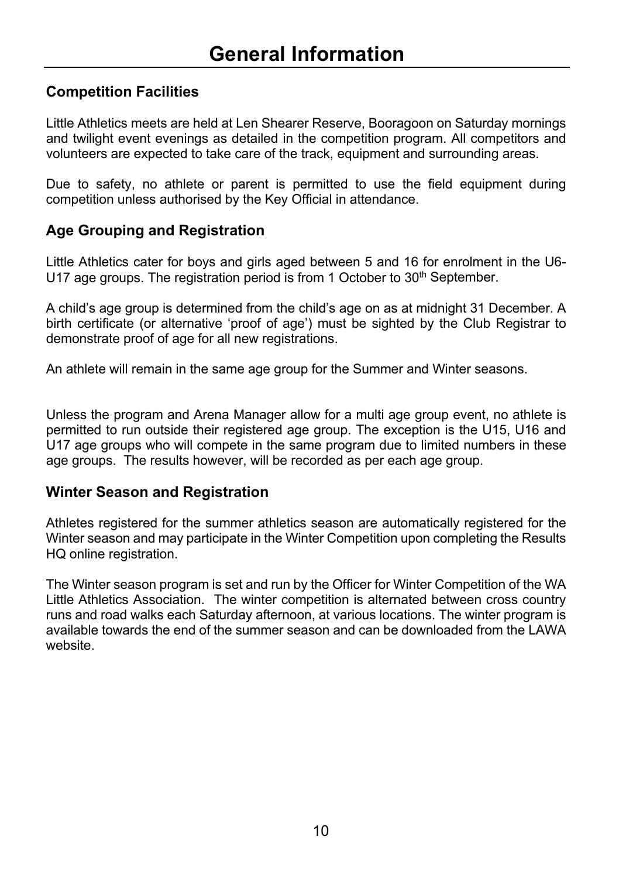# General Information

## Competition Facilities

Little Athletics meets are held at Len Shearer Reserve, Booragoon on Saturday mornings and twilight event evenings as detailed in the competition program. All competitors and volunteers are expected to take care of the track, equipment and surrounding areas.

Due to safety, no athlete or parent is permitted to use the field equipment during competition unless authorised by the Key Official in attendance.

## Age Grouping and Registration

Little Athletics cater for boys and girls aged between 5 and 16 for enrolment in the U6-U17 age groups. The registration period is from 1 October to 30th September.

A child's age group is determined from the child's age on as at midnight 31 December. A birth certificate (or alternative 'proof of age') must be sighted by the Club Registrar to demonstrate proof of age for all new registrations.

An athlete will remain in the same age group for the Summer and Winter seasons.

Unless the program and Arena Manager allow for a multi age group event, no athlete is permitted to run outside their registered age group. The exception is the U15, U16 and U17 age groups who will compete in the same program due to limited numbers in these age groups. The results however, will be recorded as per each age group.

## Winter Season and Registration

Athletes registered for the summer athletics season are automatically registered for the Winter season and may participate in the Winter Competition upon completing the Results HQ online registration.

The Winter season program is set and run by the Officer for Winter Competition of the WA Little Athletics Association. The winter competition is alternated between cross country runs and road walks each Saturday afternoon, at various locations. The winter program is available towards the end of the summer season and can be downloaded from the LAWA website.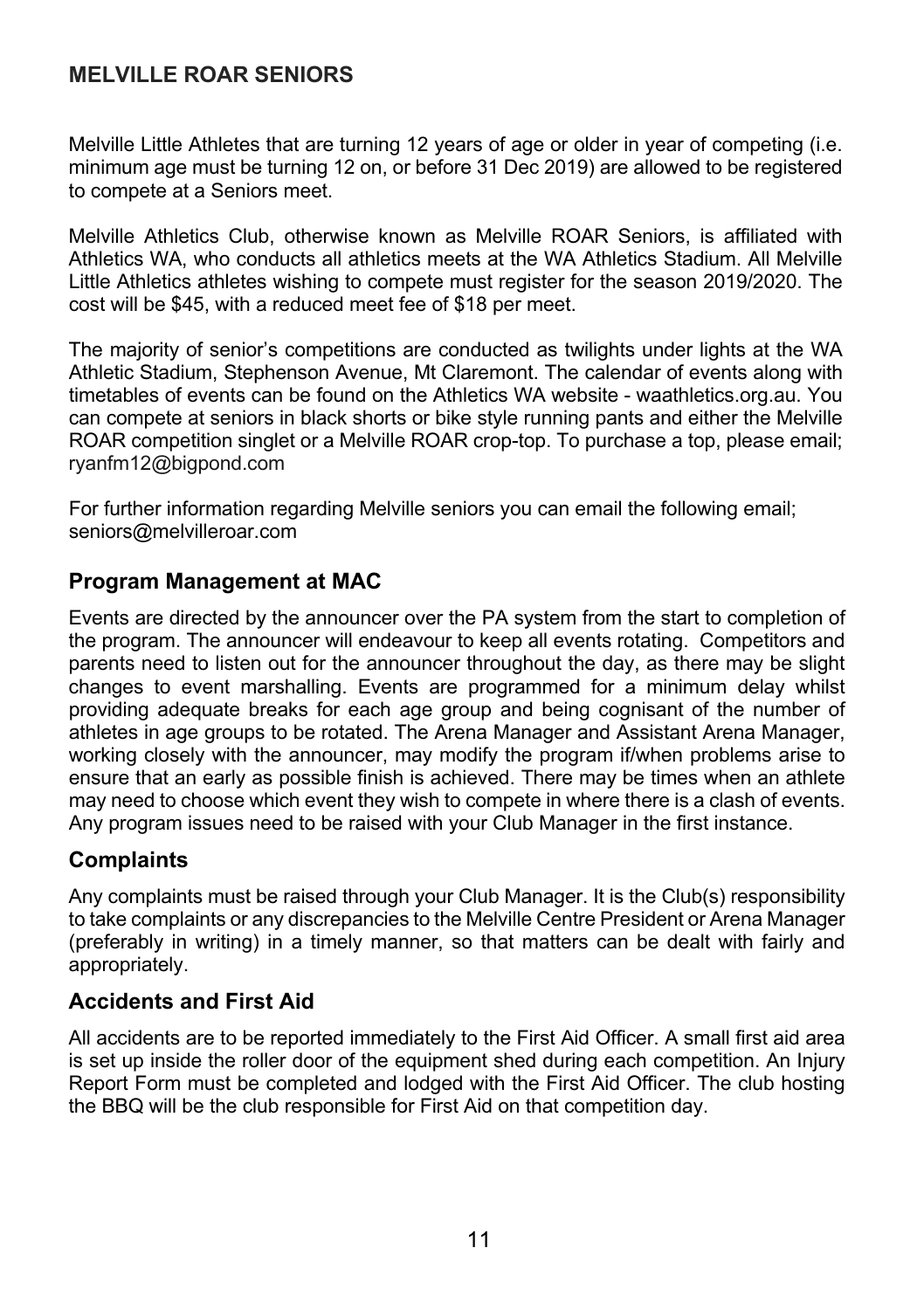## MELVILLE ROAR SENIORS

Melville Little Athletes that are turning 12 years of age or older in year of competing (i.e. minimum age must be turning 12 on, or before 31 Dec 2019) are allowed to be registered to compete at a Seniors meet.

Melville Athletics Club, otherwise known as Melville ROAR Seniors, is affiliated with Athletics WA, who conducts all athletics meets at the WA Athletics Stadium. All Melville Little Athletics athletes wishing to compete must register for the season 2019/2020. The cost will be $45, with a reduced meet fee of $18 per meet.

The majority of senior's competitions are conducted as twilights under lights at the WA Athletic Stadium, Stephenson Avenue, Mt Claremont. The calendar of events along with timetables of events can be found on the Athletics WA website - waathletics.org.au. You can compete at seniors in black shorts or bike style running pants and either the Melville ROAR competition singlet or a Melville ROAR crop-top. To purchase a top, please email; ryanfm12@bigpond.com

For further information regarding Melville seniors you can email the following email; seniors@melvilleroar.com

## Program Management at MAC

Events are directed by the announcer over the PA system from the start to completion of the program. The announcer will endeavour to keep all events rotating. Competitors and parents need to listen out for the announcer throughout the day, as there may be slight changes to event marshalling. Events are programmed for a minimum delay whilst providing adequate breaks for each age group and being cognisant of the number of athletes in age groups to be rotated. The Arena Manager and Assistant Arena Manager, working closely with the announcer, may modify the program if/when problems arise to ensure that an early as possible finish is achieved. There may be times when an athlete may need to choose which event they wish to compete in where there is a clash of events. Any program issues need to be raised with your Club Manager in the first instance.

## Complaints

Any complaints must be raised through your Club Manager. It is the Club(s) responsibility to take complaints or any discrepancies to the Melville Centre President or Arena Manager (preferably in writing) in a timely manner, so that matters can be dealt with fairly and appropriately.

## Accidents and First Aid

All accidents are to be reported immediately to the First Aid Officer. A small first aid area is set up inside the roller door of the equipment shed during each competition. An Injury Report Form must be completed and lodged with the First Aid Officer. The club hosting the BBQ will be the club responsible for First Aid on that competition day.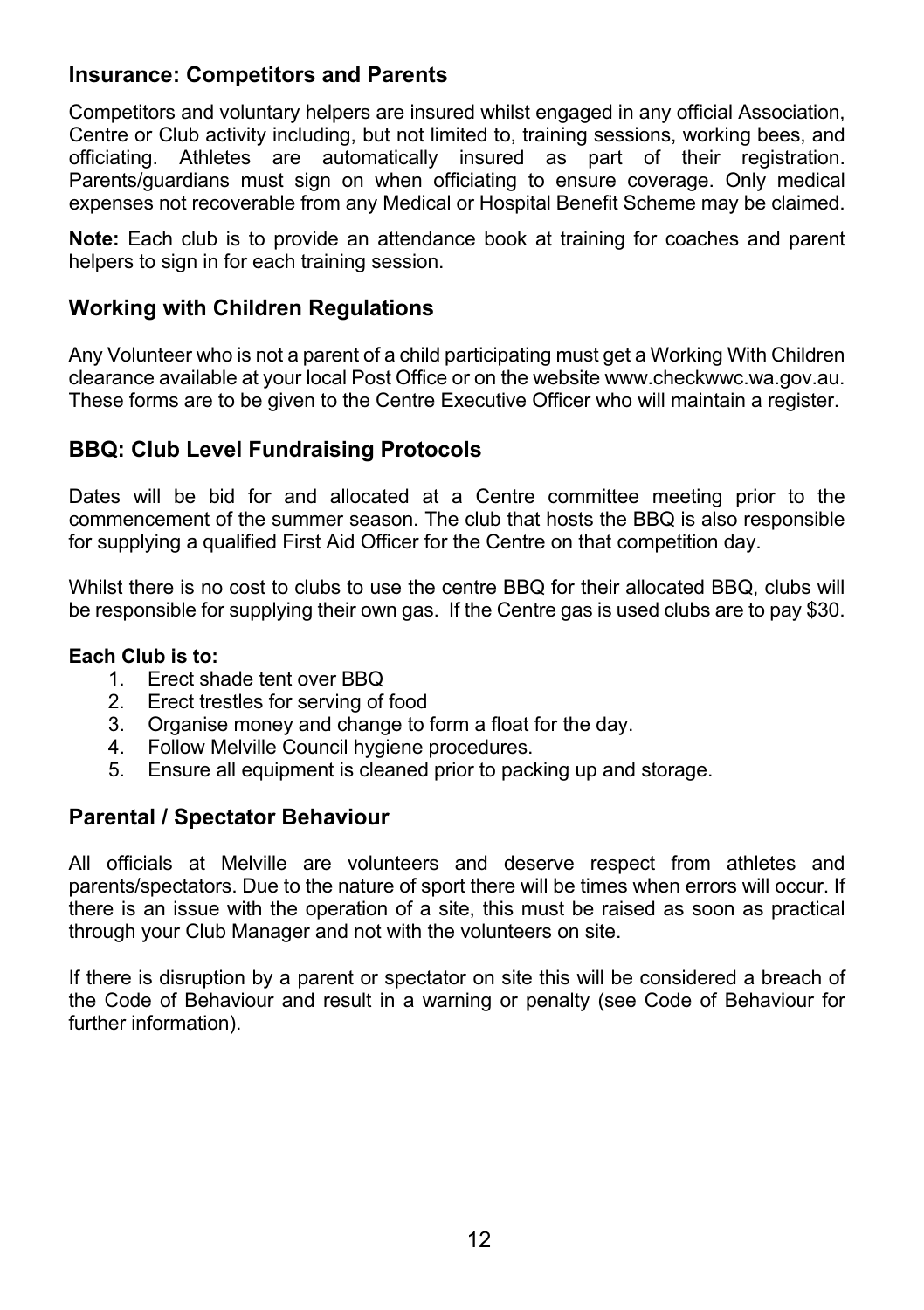## Insurance: Competitors and Parents

Competitors and voluntary helpers are insured whilst engaged in any official Association, Centre or Club activity including, but not limited to, training sessions, working bees, and officiating. Athletes are automatically insured as part of their registration. Parents/guardians must sign on when officiating to ensure coverage. Only medical expenses not recoverable from any Medical or Hospital Benefit Scheme may be claimed.

**Note:** Each club is to provide an attendance book at training for coaches and parent helpers to sign in for each training session.

## Working with Children Regulations

Any Volunteer who is not a parent of a child participating must get a Working With Children clearance available at your local Post Office or on the website www.checkwwc.wa.gov.au. These forms are to be given to the Centre Executive Officer who will maintain a register.

## BBQ: Club Level Fundraising Protocols

Dates will be bid for and allocated at a Centre committee meeting prior to the commencement of the summer season. The club that hosts the BBQ is also responsible for supplying a qualified First Aid Officer for the Centre on that competition day.

Whilst there is no cost to clubs to use the centre BBQ for their allocated BBQ, clubs will be responsible for supplying their own gas. If the Centre gas is used clubs are to pay $30.

**Each Club is to:**

1. Erect shade tent over BBQ
2. Erect trestles for serving of food
3. Organise money and change to form a float for the day.
4. Follow Melville Council hygiene procedures.
5. Ensure all equipment is cleaned prior to packing up and storage.

## Parental / Spectator Behaviour

All officials at Melville are volunteers and deserve respect from athletes and parents/spectators. Due to the nature of sport there will be times when errors will occur. If there is an issue with the operation of a site, this must be raised as soon as practical through your Club Manager and not with the volunteers on site.

If there is disruption by a parent or spectator on site this will be considered a breach of the Code of Behaviour and result in a warning or penalty (see Code of Behaviour for further information).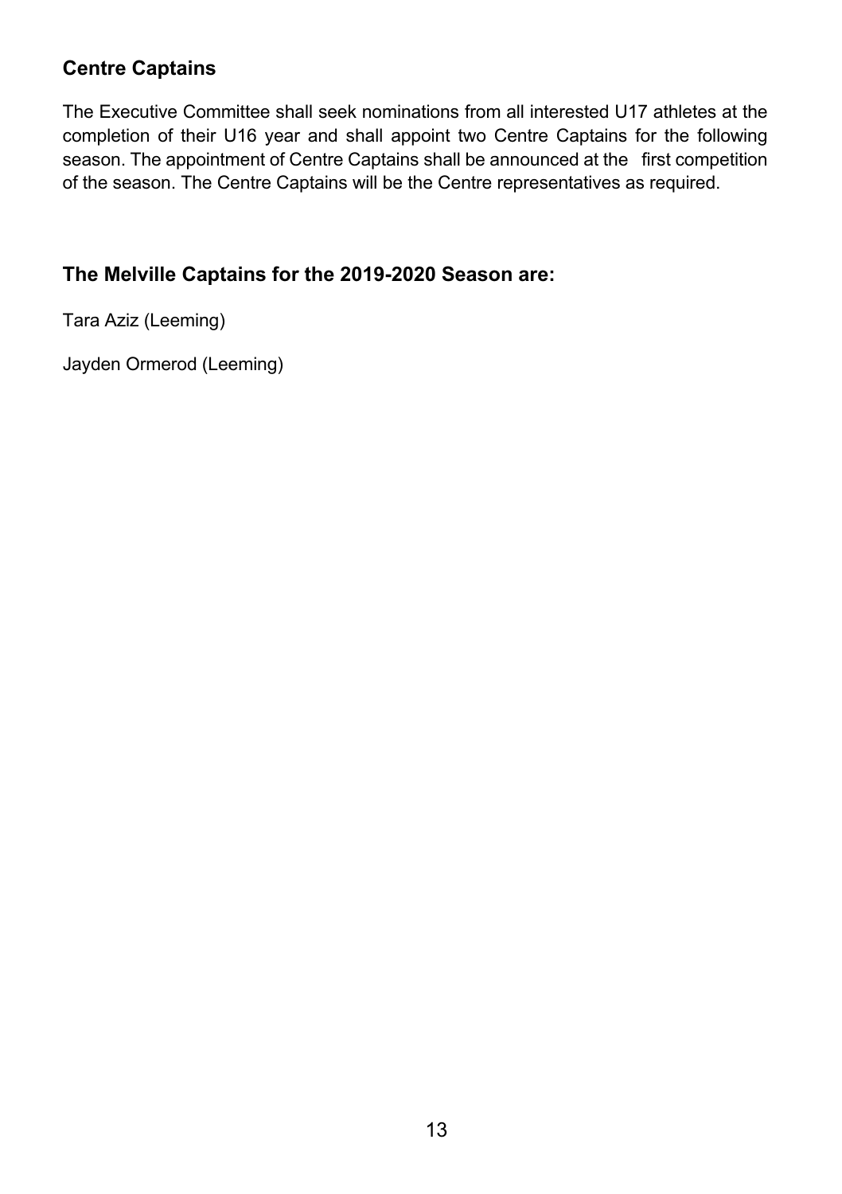## Centre Captains

The Executive Committee shall seek nominations from all interested U17 athletes at the completion of their U16 year and shall appoint two Centre Captains for the following season. The appointment of Centre Captains shall be announced at the first competition of the season. The Centre Captains will be the Centre representatives as required.

## The Melville Captains for the 2019-2020 Season are:

Tara Aziz (Leeming)

Jayden Ormerod (Leeming)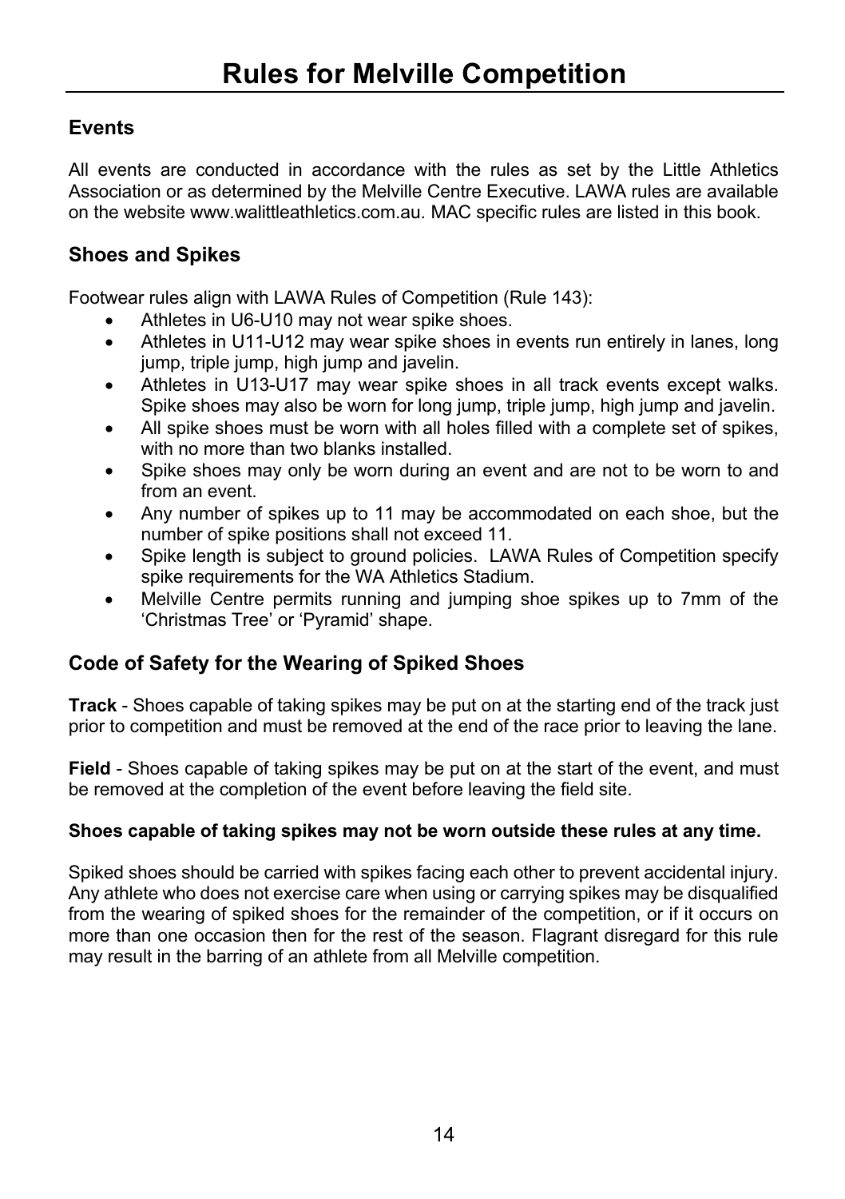# Rules for Melville Competition

## Events

All events are conducted in accordance with the rules as set by the Little Athletics Association or as determined by the Melville Centre Executive. LAWA rules are available on the website www.walittleathletics.com.au. MAC specific rules are listed in this book.

## Shoes and Spikes

Footwear rules align with LAWA Rules of Competition (Rule 143):

- Athletes in U6-U10 may not wear spike shoes.
- Athletes in U11-U12 may wear spike shoes in events run entirely in lanes, long jump, triple jump, high jump and javelin.
- Athletes in U13-U17 may wear spike shoes in all track events except walks. Spike shoes may also be worn for long jump, triple jump, high jump and javelin.
- All spike shoes must be worn with all holes filled with a complete set of spikes, with no more than two blanks installed.
- Spike shoes may only be worn during an event and are not to be worn to and from an event.
- Any number of spikes up to 11 may be accommodated on each shoe, but the number of spike positions shall not exceed 11.
- Spike length is subject to ground policies. LAWA Rules of Competition specify spike requirements for the WA Athletics Stadium.
- Melville Centre permits running and jumping shoe spikes up to 7mm of the 'Christmas Tree' or 'Pyramid' shape.

## Code of Safety for the Wearing of Spiked Shoes

**Track** - Shoes capable of taking spikes may be put on at the starting end of the track just prior to competition and must be removed at the end of the race prior to leaving the lane.

**Field** - Shoes capable of taking spikes may be put on at the start of the event, and must be removed at the completion of the event before leaving the field site.

**Shoes capable of taking spikes may not be worn outside these rules at any time.**

Spiked shoes should be carried with spikes facing each other to prevent accidental injury. Any athlete who does not exercise care when using or carrying spikes may be disqualified from the wearing of spiked shoes for the remainder of the competition, or if it occurs on more than one occasion then for the rest of the season. Flagrant disregard for this rule may result in the barring of an athlete from all Melville competition.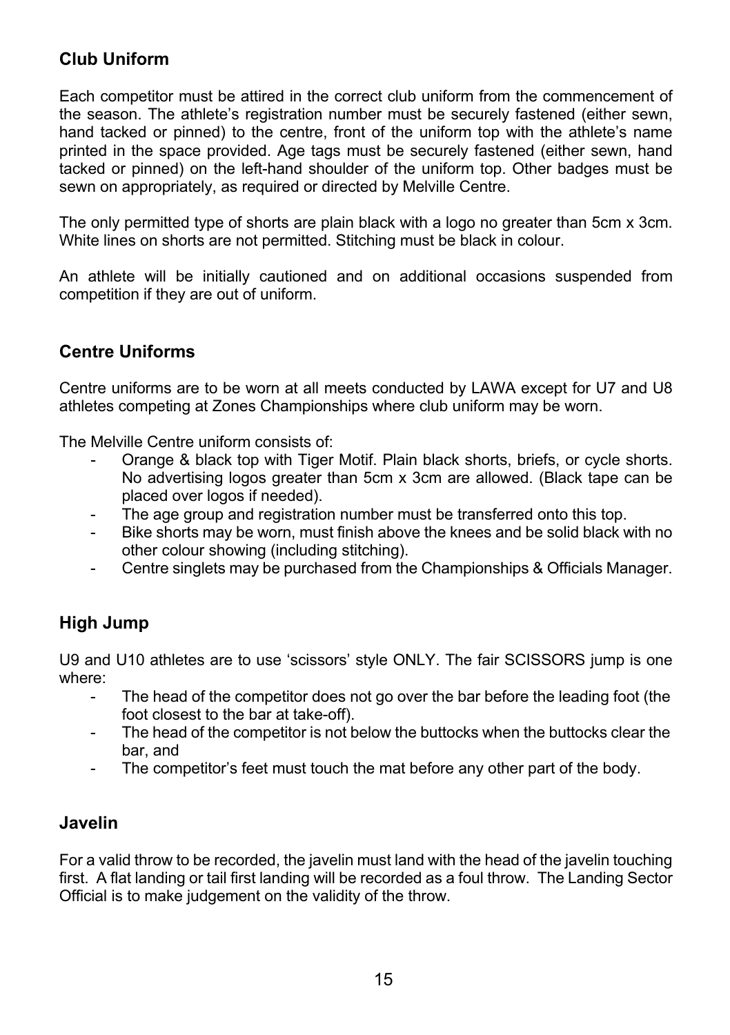## Club Uniform

Each competitor must be attired in the correct club uniform from the commencement of the season. The athlete's registration number must be securely fastened (either sewn, hand tacked or pinned) to the centre, front of the uniform top with the athlete's name printed in the space provided. Age tags must be securely fastened (either sewn, hand tacked or pinned) on the left-hand shoulder of the uniform top. Other badges must be sewn on appropriately, as required or directed by Melville Centre.

The only permitted type of shorts are plain black with a logo no greater than 5cm x 3cm. White lines on shorts are not permitted. Stitching must be black in colour.

An athlete will be initially cautioned and on additional occasions suspended from competition if they are out of uniform.

## Centre Uniforms

Centre uniforms are to be worn at all meets conducted by LAWA except for U7 and U8 athletes competing at Zones Championships where club uniform may be worn.

The Melville Centre uniform consists of:

- Orange & black top with Tiger Motif. Plain black shorts, briefs, or cycle shorts. No advertising logos greater than 5cm x 3cm are allowed. (Black tape can be placed over logos if needed).
- The age group and registration number must be transferred onto this top.
- Bike shorts may be worn, must finish above the knees and be solid black with no other colour showing (including stitching).
- Centre singlets may be purchased from the Championships & Officials Manager.

## High Jump

U9 and U10 athletes are to use 'scissors' style ONLY. The fair SCISSORS jump is one where:

- The head of the competitor does not go over the bar before the leading foot (the foot closest to the bar at take-off).
- The head of the competitor is not below the buttocks when the buttocks clear the bar, and
- The competitor's feet must touch the mat before any other part of the body.

## Javelin

For a valid throw to be recorded, the javelin must land with the head of the javelin touching first. A flat landing or tail first landing will be recorded as a foul throw. The Landing Sector Official is to make judgement on the validity of the throw.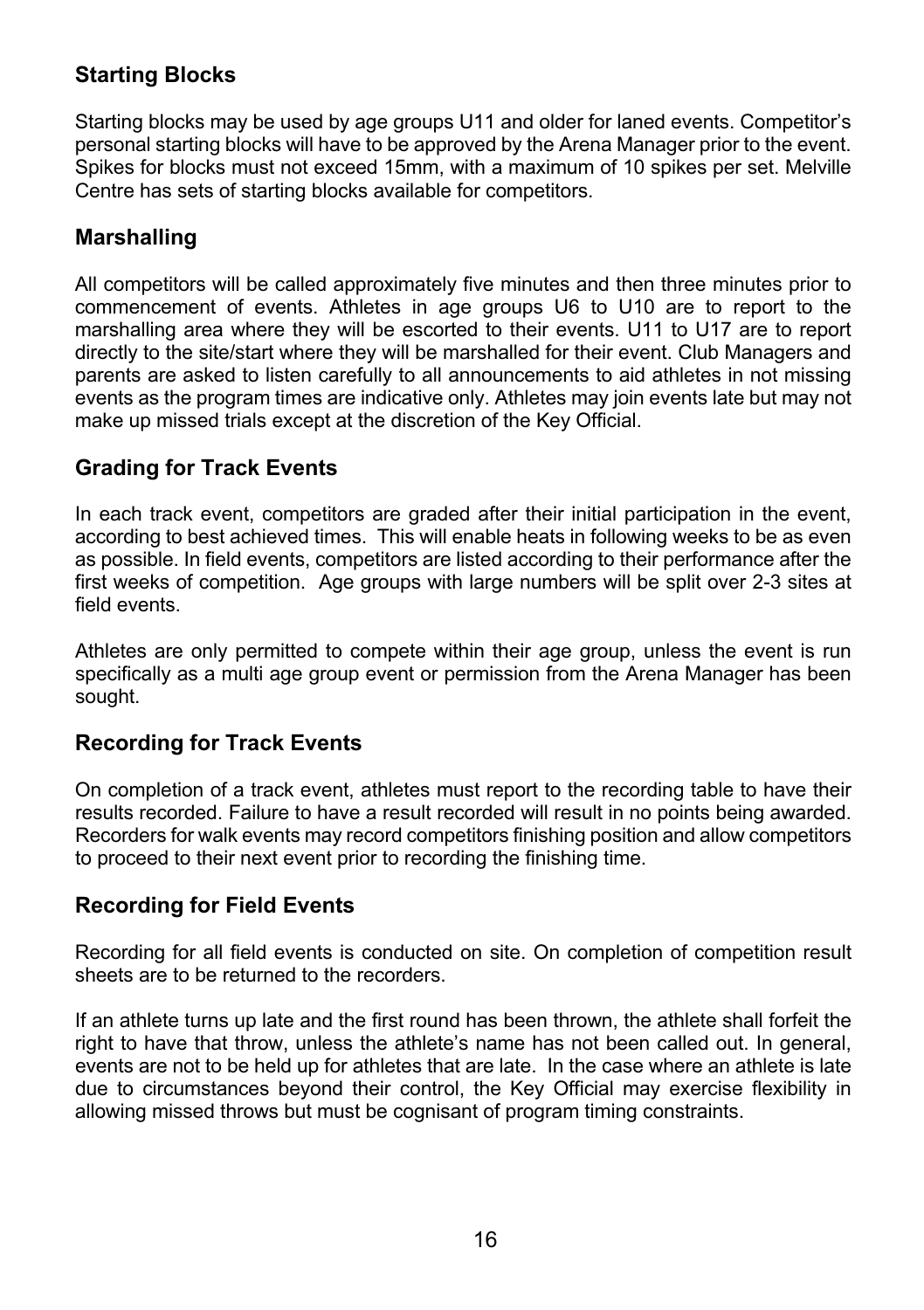## Starting Blocks

Starting blocks may be used by age groups U11 and older for laned events. Competitor's personal starting blocks will have to be approved by the Arena Manager prior to the event. Spikes for blocks must not exceed 15mm, with a maximum of 10 spikes per set. Melville Centre has sets of starting blocks available for competitors.

## Marshalling

All competitors will be called approximately five minutes and then three minutes prior to commencement of events. Athletes in age groups U6 to U10 are to report to the marshalling area where they will be escorted to their events. U11 to U17 are to report directly to the site/start where they will be marshalled for their event. Club Managers and parents are asked to listen carefully to all announcements to aid athletes in not missing events as the program times are indicative only. Athletes may join events late but may not make up missed trials except at the discretion of the Key Official.

## Grading for Track Events

In each track event, competitors are graded after their initial participation in the event, according to best achieved times. This will enable heats in following weeks to be as even as possible. In field events, competitors are listed according to their performance after the first weeks of competition. Age groups with large numbers will be split over 2-3 sites at field events.

Athletes are only permitted to compete within their age group, unless the event is run specifically as a multi age group event or permission from the Arena Manager has been sought.

## Recording for Track Events

On completion of a track event, athletes must report to the recording table to have their results recorded. Failure to have a result recorded will result in no points being awarded. Recorders for walk events may record competitors finishing position and allow competitors to proceed to their next event prior to recording the finishing time.

## Recording for Field Events

Recording for all field events is conducted on site. On completion of competition result sheets are to be returned to the recorders.

If an athlete turns up late and the first round has been thrown, the athlete shall forfeit the right to have that throw, unless the athlete's name has not been called out. In general, events are not to be held up for athletes that are late. In the case where an athlete is late due to circumstances beyond their control, the Key Official may exercise flexibility in allowing missed throws but must be cognisant of program timing constraints.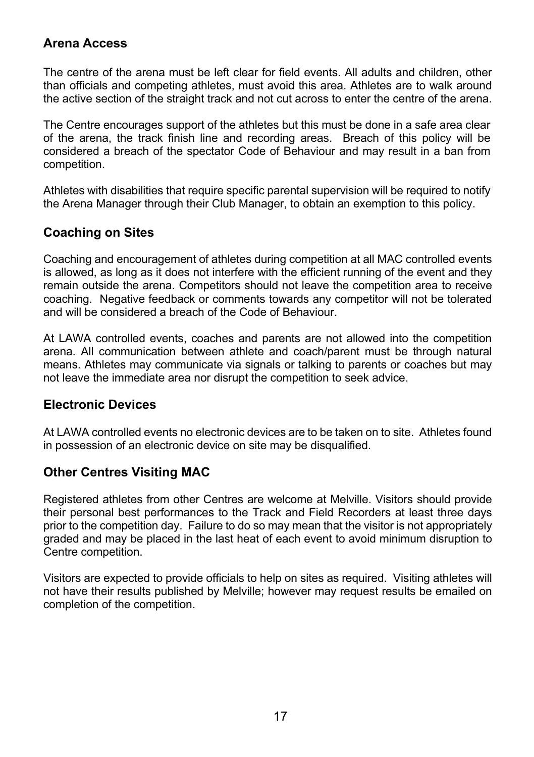## Arena Access

The centre of the arena must be left clear for field events. All adults and children, other than officials and competing athletes, must avoid this area. Athletes are to walk around the active section of the straight track and not cut across to enter the centre of the arena.

The Centre encourages support of the athletes but this must be done in a safe area clear of the arena, the track finish line and recording areas. Breach of this policy will be considered a breach of the spectator Code of Behaviour and may result in a ban from competition.

Athletes with disabilities that require specific parental supervision will be required to notify the Arena Manager through their Club Manager, to obtain an exemption to this policy.

## Coaching on Sites

Coaching and encouragement of athletes during competition at all MAC controlled events is allowed, as long as it does not interfere with the efficient running of the event and they remain outside the arena. Competitors should not leave the competition area to receive coaching. Negative feedback or comments towards any competitor will not be tolerated and will be considered a breach of the Code of Behaviour.

At LAWA controlled events, coaches and parents are not allowed into the competition arena. All communication between athlete and coach/parent must be through natural means. Athletes may communicate via signals or talking to parents or coaches but may not leave the immediate area nor disrupt the competition to seek advice.

## Electronic Devices

At LAWA controlled events no electronic devices are to be taken on to site. Athletes found in possession of an electronic device on site may be disqualified.

## Other Centres Visiting MAC

Registered athletes from other Centres are welcome at Melville. Visitors should provide their personal best performances to the Track and Field Recorders at least three days prior to the competition day. Failure to do so may mean that the visitor is not appropriately graded and may be placed in the last heat of each event to avoid minimum disruption to Centre competition.

Visitors are expected to provide officials to help on sites as required. Visiting athletes will not have their results published by Melville; however may request results be emailed on completion of the competition.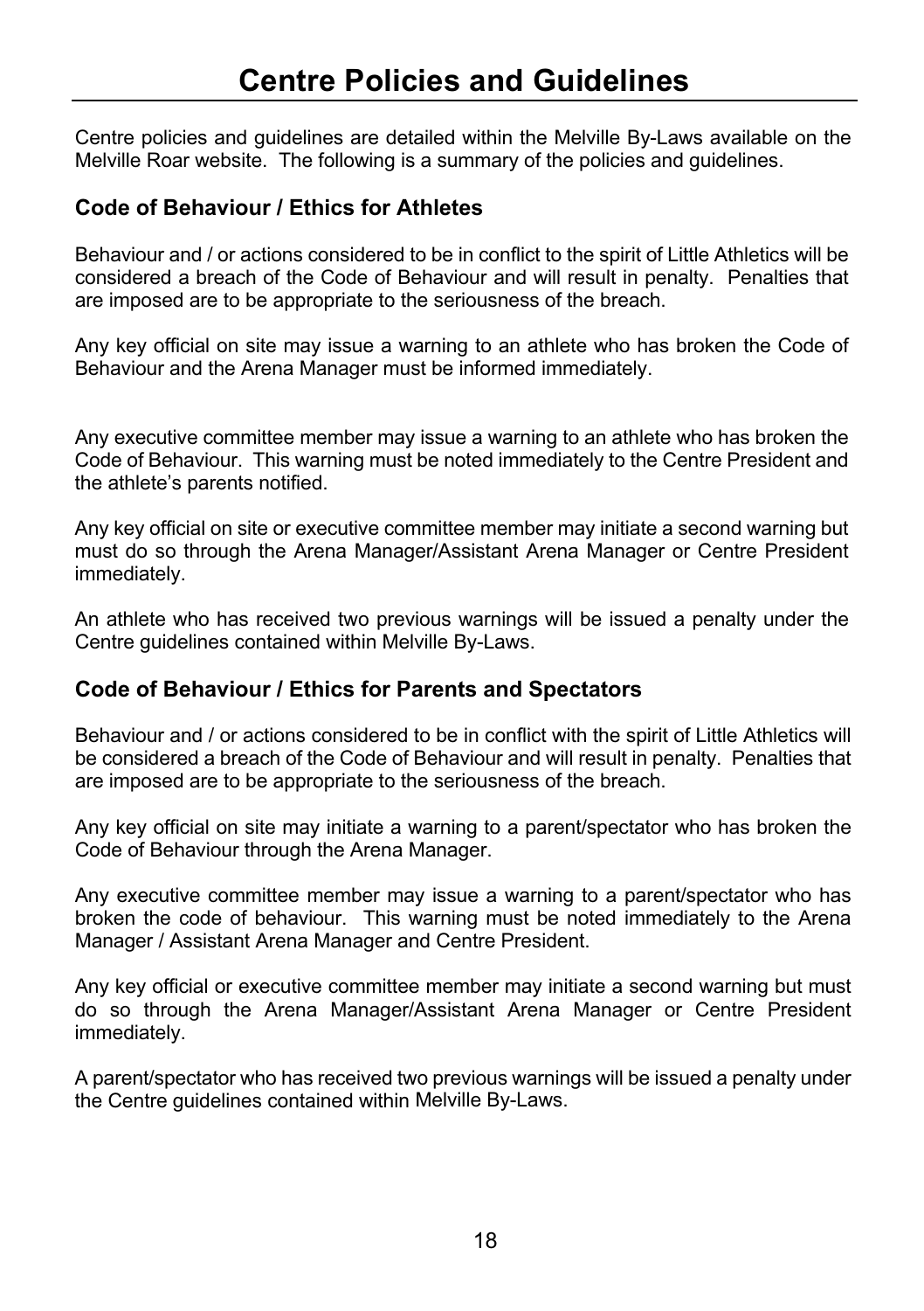# Centre Policies and Guidelines

Centre policies and guidelines are detailed within the Melville By-Laws available on the Melville Roar website. The following is a summary of the policies and guidelines.

### Code of Behaviour / Ethics for Athletes

Behaviour and / or actions considered to be in conflict to the spirit of Little Athletics will be considered a breach of the Code of Behaviour and will result in penalty. Penalties that are imposed are to be appropriate to the seriousness of the breach.

Any key official on site may issue a warning to an athlete who has broken the Code of Behaviour and the Arena Manager must be informed immediately.

Any executive committee member may issue a warning to an athlete who has broken the Code of Behaviour. This warning must be noted immediately to the Centre President and the athlete's parents notified.

Any key official on site or executive committee member may initiate a second warning but must do so through the Arena Manager/Assistant Arena Manager or Centre President immediately.

An athlete who has received two previous warnings will be issued a penalty under the Centre guidelines contained within Melville By-Laws.

### Code of Behaviour / Ethics for Parents and Spectators

Behaviour and / or actions considered to be in conflict with the spirit of Little Athletics will be considered a breach of the Code of Behaviour and will result in penalty. Penalties that are imposed are to be appropriate to the seriousness of the breach.

Any key official on site may initiate a warning to a parent/spectator who has broken the Code of Behaviour through the Arena Manager.

Any executive committee member may issue a warning to a parent/spectator who has broken the code of behaviour. This warning must be noted immediately to the Arena Manager / Assistant Arena Manager and Centre President.

Any key official or executive committee member may initiate a second warning but must do so through the Arena Manager/Assistant Arena Manager or Centre President immediately.

A parent/spectator who has received two previous warnings will be issued a penalty under the Centre guidelines contained within Melville By-Laws.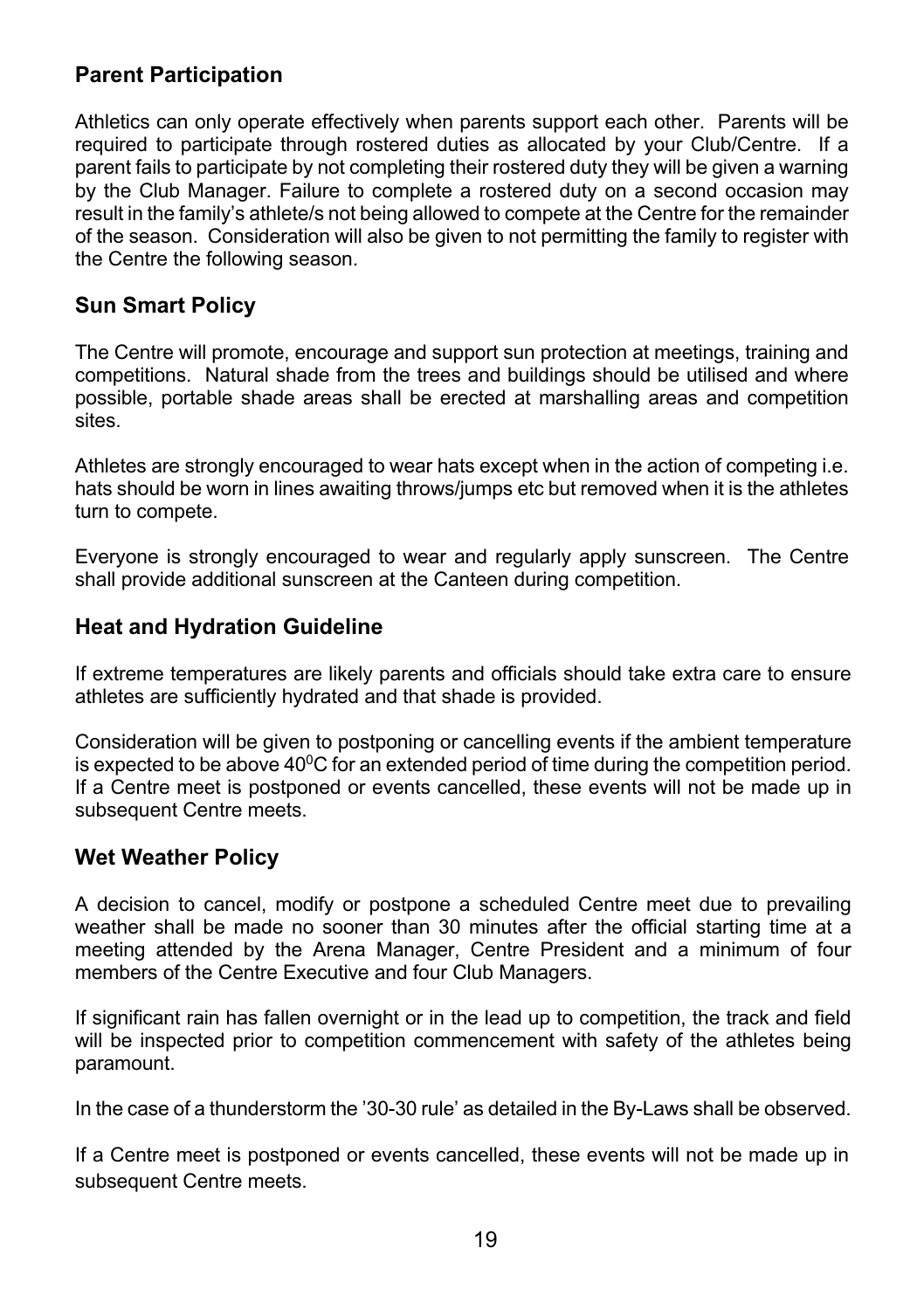## Parent Participation

Athletics can only operate effectively when parents support each other. Parents will be required to participate through rostered duties as allocated by your Club/Centre. If a parent fails to participate by not completing their rostered duty they will be given a warning by the Club Manager. Failure to complete a rostered duty on a second occasion may result in the family's athlete/s not being allowed to compete at the Centre for the remainder of the season. Consideration will also be given to not permitting the family to register with the Centre the following season.

## Sun Smart Policy

The Centre will promote, encourage and support sun protection at meetings, training and competitions. Natural shade from the trees and buildings should be utilised and where possible, portable shade areas shall be erected at marshalling areas and competition sites.

Athletes are strongly encouraged to wear hats except when in the action of competing i.e. hats should be worn in lines awaiting throws/jumps etc but removed when it is the athletes turn to compete.

Everyone is strongly encouraged to wear and regularly apply sunscreen. The Centre shall provide additional sunscreen at the Canteen during competition.

## Heat and Hydration Guideline

If extreme temperatures are likely parents and officials should take extra care to ensure athletes are sufficiently hydrated and that shade is provided.

Consideration will be given to postponing or cancelling events if the ambient temperature is expected to be above $40^0$C for an extended period of time during the competition period. If a Centre meet is postponed or events cancelled, these events will not be made up in subsequent Centre meets.

## Wet Weather Policy

A decision to cancel, modify or postpone a scheduled Centre meet due to prevailing weather shall be made no sooner than 30 minutes after the official starting time at a meeting attended by the Arena Manager, Centre President and a minimum of four members of the Centre Executive and four Club Managers.

If significant rain has fallen overnight or in the lead up to competition, the track and field will be inspected prior to competition commencement with safety of the athletes being paramount.

In the case of a thunderstorm the '30-30 rule' as detailed in the By-Laws shall be observed.

If a Centre meet is postponed or events cancelled, these events will not be made up in subsequent Centre meets.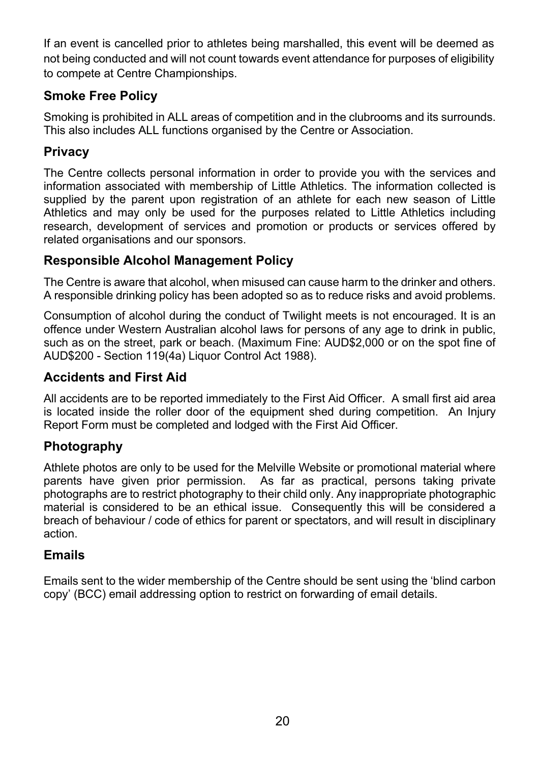If an event is cancelled prior to athletes being marshalled, this event will be deemed as not being conducted and will not count towards event attendance for purposes of eligibility to compete at Centre Championships.

## Smoke Free Policy

Smoking is prohibited in ALL areas of competition and in the clubrooms and its surrounds. This also includes ALL functions organised by the Centre or Association.

## Privacy

The Centre collects personal information in order to provide you with the services and information associated with membership of Little Athletics. The information collected is supplied by the parent upon registration of an athlete for each new season of Little Athletics and may only be used for the purposes related to Little Athletics including research, development of services and promotion or products or services offered by related organisations and our sponsors.

## Responsible Alcohol Management Policy

The Centre is aware that alcohol, when misused can cause harm to the drinker and others. A responsible drinking policy has been adopted so as to reduce risks and avoid problems.

Consumption of alcohol during the conduct of Twilight meets is not encouraged. It is an offence under Western Australian alcohol laws for persons of any age to drink in public, such as on the street, park or beach. (Maximum Fine: AUD$2,000 or on the spot fine of AUD$200 - Section 119(4a) Liquor Control Act 1988).

## Accidents and First Aid

All accidents are to be reported immediately to the First Aid Officer. A small first aid area is located inside the roller door of the equipment shed during competition. An Injury Report Form must be completed and lodged with the First Aid Officer.

## Photography

Athlete photos are only to be used for the Melville Website or promotional material where parents have given prior permission. As far as practical, persons taking private photographs are to restrict photography to their child only. Any inappropriate photographic material is considered to be an ethical issue. Consequently this will be considered a breach of behaviour / code of ethics for parent or spectators, and will result in disciplinary action.

## Emails

Emails sent to the wider membership of the Centre should be sent using the 'blind carbon copy' (BCC) email addressing option to restrict on forwarding of email details.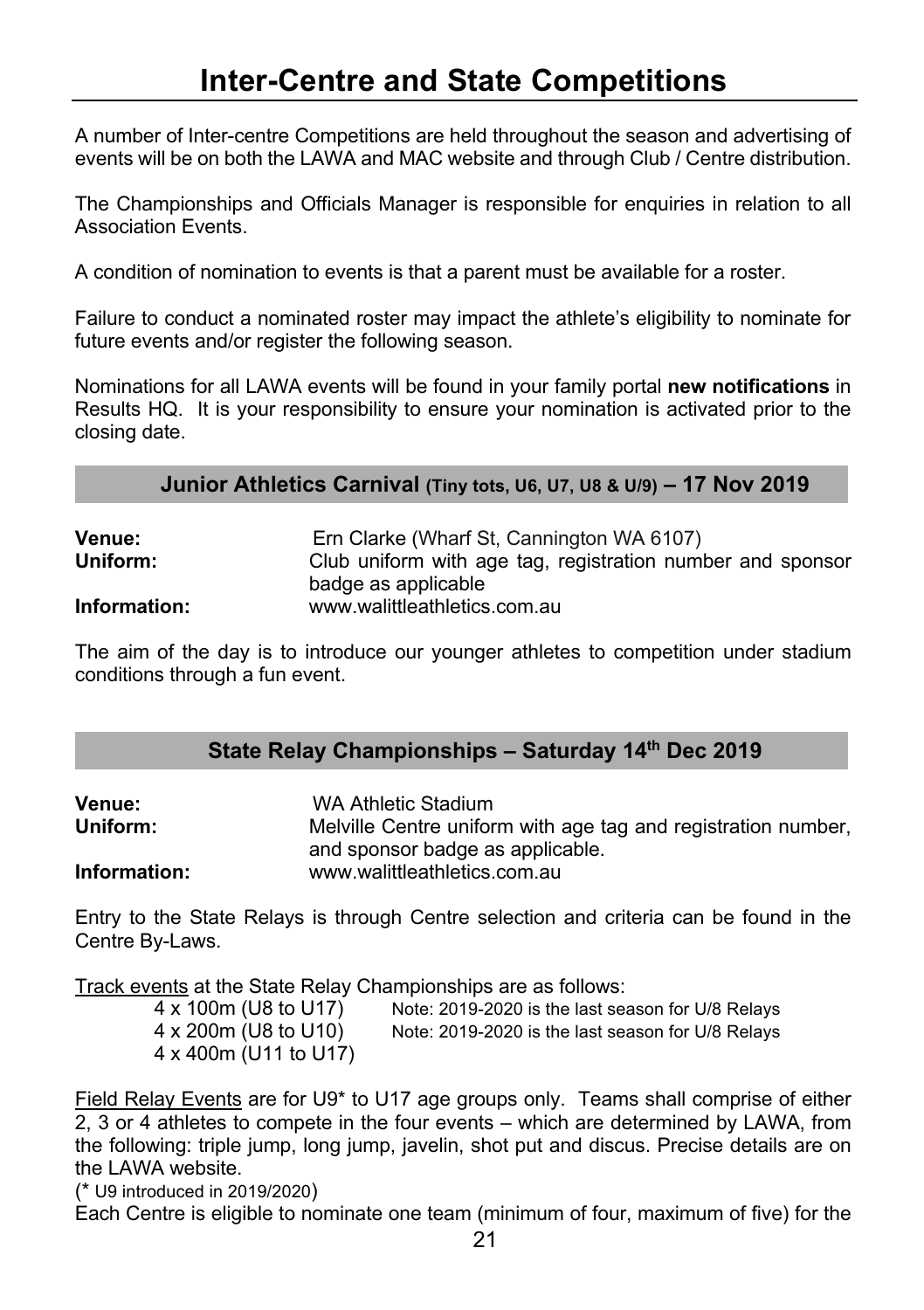# Inter-Centre and State Competitions

A number of Inter-centre Competitions are held throughout the season and advertising of events will be on both the LAWA and MAC website and through Club / Centre distribution.

The Championships and Officials Manager is responsible for enquiries in relation to all Association Events.

A condition of nomination to events is that a parent must be available for a roster.

Failure to conduct a nominated roster may impact the athlete's eligibility to nominate for future events and/or register the following season.

Nominations for all LAWA events will be found in your family portal **new notifications** in Results HQ. It is your responsibility to ensure your nomination is activated prior to the closing date.

## Junior Athletics Carnival (Tiny tots, U6, U7, U8 & U/9) – 17 Nov 2019

**Venue:** Ern Clarke (Wharf St, Cannington WA 6107)
**Uniform:** Club uniform with age tag, registration number and sponsor badge as applicable
**Information:** www.walittleathletics.com.au

The aim of the day is to introduce our younger athletes to competition under stadium conditions through a fun event.

## State Relay Championships – Saturday 14th Dec 2019

**Venue:** WA Athletic Stadium
**Uniform:** Melville Centre uniform with age tag and registration number, and sponsor badge as applicable.
**Information:** www.walittleathletics.com.au

Entry to the State Relays is through Centre selection and criteria can be found in the Centre By-Laws.

Track events at the State Relay Championships are as follows:

- 4 x 100m (U8 to U17) — Note: 2019-2020 is the last season for U/8 Relays
- 4 x 200m (U8 to U10) — Note: 2019-2020 is the last season for U/8 Relays
- 4 x 400m (U11 to U17)

Field Relay Events are for U9* to U17 age groups only. Teams shall comprise of either 2, 3 or 4 athletes to compete in the four events – which are determined by LAWA, from the following: triple jump, long jump, javelin, shot put and discus. Precise details are on the LAWA website.

(* U9 introduced in 2019/2020)

Each Centre is eligible to nominate one team (minimum of four, maximum of five) for the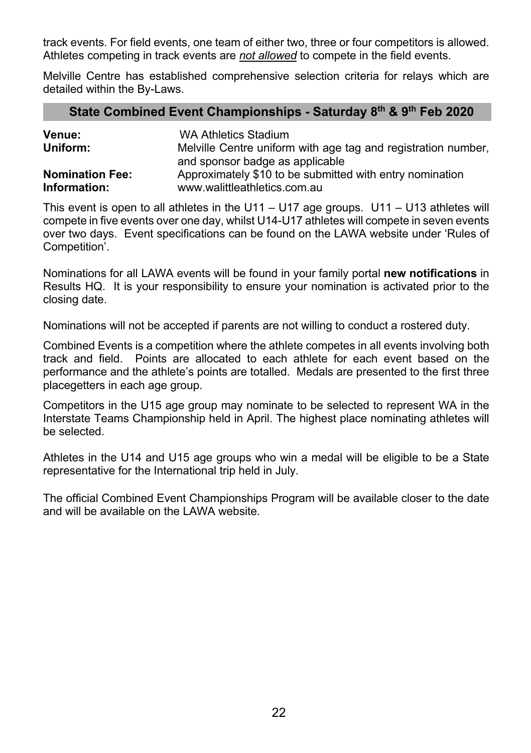track events. For field events, one team of either two, three or four competitors is allowed. Athletes competing in track events are ***not allowed*** to compete in the field events.

Melville Centre has established comprehensive selection criteria for relays which are detailed within the By-Laws.

## State Combined Event Championships - Saturday 8th & 9th Feb 2020

| | |
|---|---|
| **Venue:** | WA Athletics Stadium |
| **Uniform:** | Melville Centre uniform with age tag and registration number, and sponsor badge as applicable |
| **Nomination Fee:** | Approximately $10 to be submitted with entry nomination |
| **Information:** | www.walittleathletics.com.au |

This event is open to all athletes in the U11 – U17 age groups. U11 – U13 athletes will compete in five events over one day, whilst U14-U17 athletes will compete in seven events over two days. Event specifications can be found on the LAWA website under 'Rules of Competition'.

Nominations for all LAWA events will be found in your family portal **new notifications** in Results HQ. It is your responsibility to ensure your nomination is activated prior to the closing date.

Nominations will not be accepted if parents are not willing to conduct a rostered duty.

Combined Events is a competition where the athlete competes in all events involving both track and field. Points are allocated to each athlete for each event based on the performance and the athlete's points are totalled. Medals are presented to the first three placegetters in each age group.

Competitors in the U15 age group may nominate to be selected to represent WA in the Interstate Teams Championship held in April. The highest place nominating athletes will be selected.

Athletes in the U14 and U15 age groups who win a medal will be eligible to be a State representative for the International trip held in July.

The official Combined Event Championships Program will be available closer to the date and will be available on the LAWA website.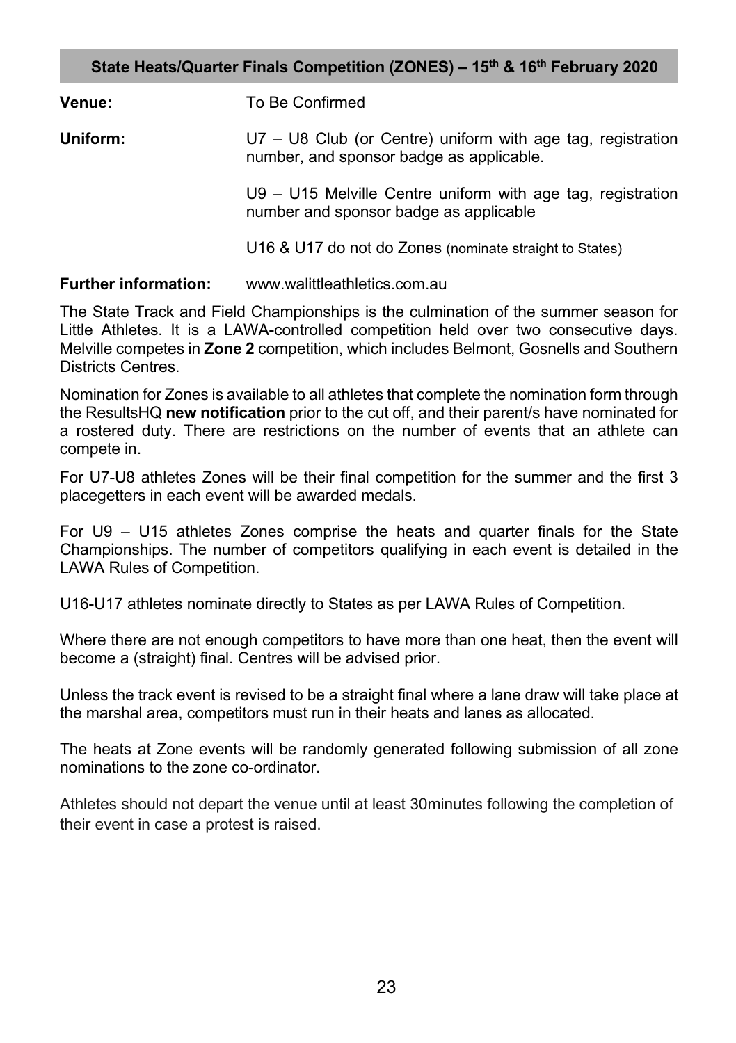## State Heats/Quarter Finals Competition (ZONES) – 15th & 16th February 2020

**Venue:** To Be Confirmed

**Uniform:** U7 – U8 Club (or Centre) uniform with age tag, registration number, and sponsor badge as applicable.

U9 – U15 Melville Centre uniform with age tag, registration number and sponsor badge as applicable

U16 & U17 do not do Zones (nominate straight to States)

**Further information:** www.walittleathletics.com.au

The State Track and Field Championships is the culmination of the summer season for Little Athletes. It is a LAWA-controlled competition held over two consecutive days. Melville competes in **Zone 2** competition, which includes Belmont, Gosnells and Southern Districts Centres.

Nomination for Zones is available to all athletes that complete the nomination form through the ResultsHQ **new notification** prior to the cut off, and their parent/s have nominated for a rostered duty. There are restrictions on the number of events that an athlete can compete in.

For U7-U8 athletes Zones will be their final competition for the summer and the first 3 placegetters in each event will be awarded medals.

For U9 – U15 athletes Zones comprise the heats and quarter finals for the State Championships. The number of competitors qualifying in each event is detailed in the LAWA Rules of Competition.

U16-U17 athletes nominate directly to States as per LAWA Rules of Competition.

Where there are not enough competitors to have more than one heat, then the event will become a (straight) final. Centres will be advised prior.

Unless the track event is revised to be a straight final where a lane draw will take place at the marshal area, competitors must run in their heats and lanes as allocated.

The heats at Zone events will be randomly generated following submission of all zone nominations to the zone co-ordinator.

Athletes should not depart the venue until at least 30minutes following the completion of their event in case a protest is raised.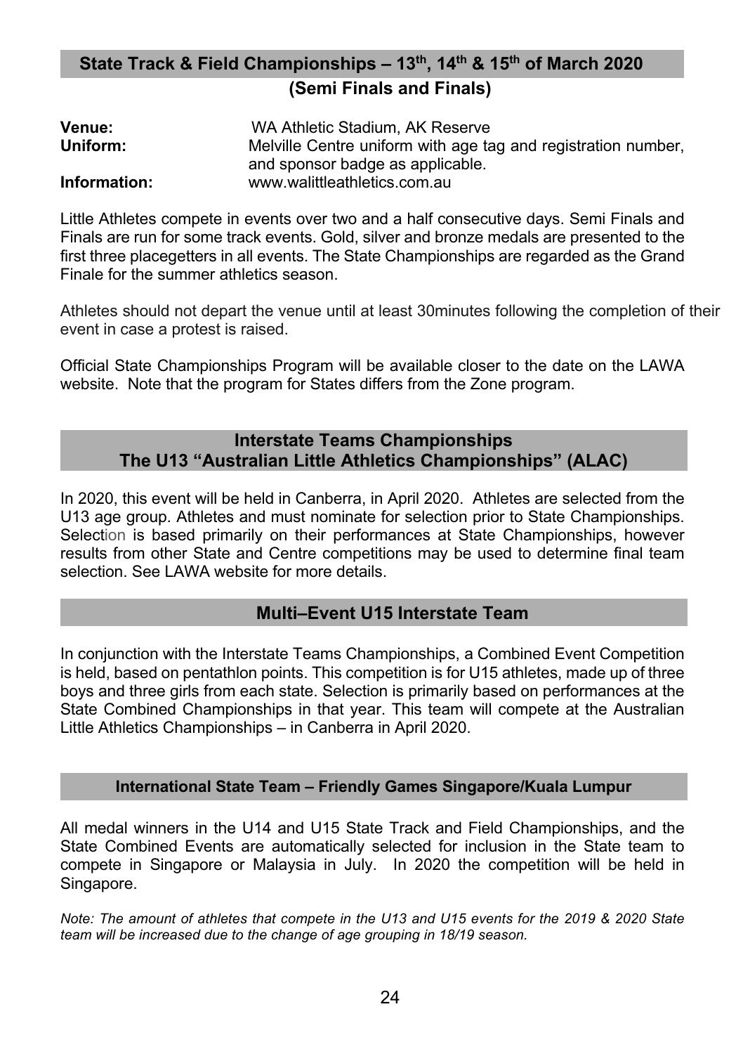## State Track & Field Championships – 13th, 14th & 15th of March 2020 (Semi Finals and Finals)

**Venue:** WA Athletic Stadium, AK Reserve
**Uniform:** Melville Centre uniform with age tag and registration number, and sponsor badge as applicable.
**Information:** www.walittleathletics.com.au

Little Athletes compete in events over two and a half consecutive days. Semi Finals and Finals are run for some track events. Gold, silver and bronze medals are presented to the first three placegetters in all events. The State Championships are regarded as the Grand Finale for the summer athletics season.

Athletes should not depart the venue until at least 30minutes following the completion of their event in case a protest is raised.

Official State Championships Program will be available closer to the date on the LAWA website. Note that the program for States differs from the Zone program.

## Interstate Teams Championships The U13 "Australian Little Athletics Championships" (ALAC)

In 2020, this event will be held in Canberra, in April 2020. Athletes are selected from the U13 age group. Athletes and must nominate for selection prior to State Championships. Selection is based primarily on their performances at State Championships, however results from other State and Centre competitions may be used to determine final team selection. See LAWA website for more details.

## Multi–Event U15 Interstate Team

In conjunction with the Interstate Teams Championships, a Combined Event Competition is held, based on pentathlon points. This competition is for U15 athletes, made up of three boys and three girls from each state. Selection is primarily based on performances at the State Combined Championships in that year. This team will compete at the Australian Little Athletics Championships – in Canberra in April 2020.

## International State Team – Friendly Games Singapore/Kuala Lumpur

All medal winners in the U14 and U15 State Track and Field Championships, and the State Combined Events are automatically selected for inclusion in the State team to compete in Singapore or Malaysia in July. In 2020 the competition will be held in Singapore.

*Note: The amount of athletes that compete in the U13 and U15 events for the 2019 & 2020 State team will be increased due to the change of age grouping in 18/19 season.*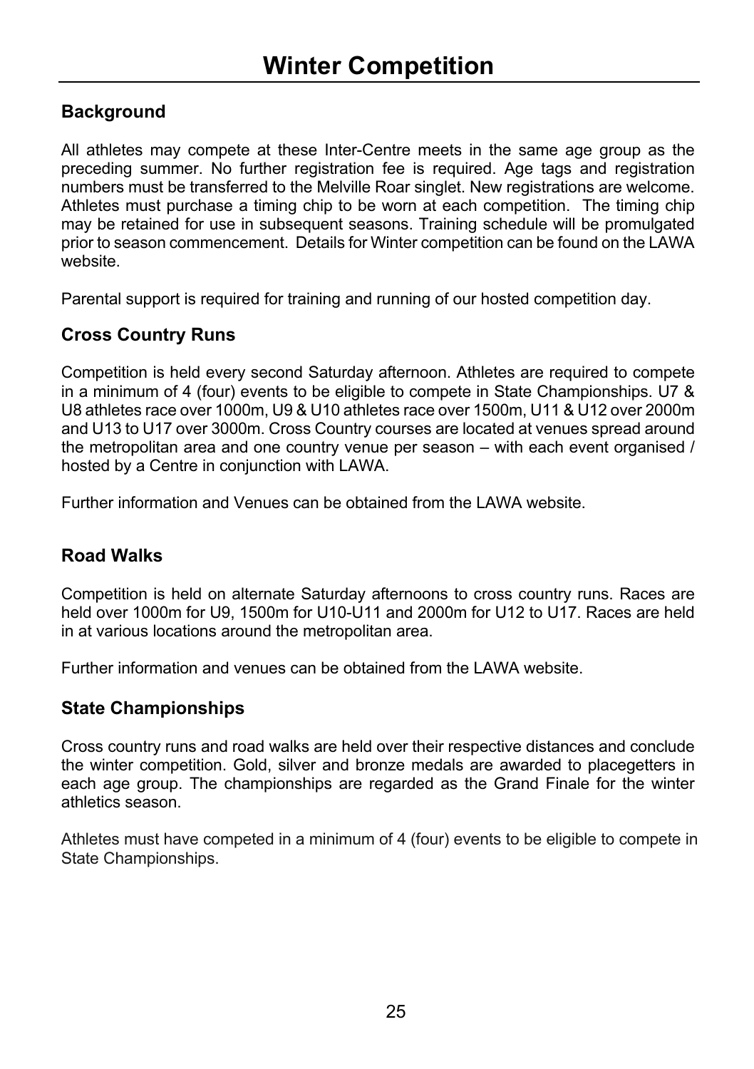# Winter Competition

## Background

All athletes may compete at these Inter-Centre meets in the same age group as the preceding summer. No further registration fee is required. Age tags and registration numbers must be transferred to the Melville Roar singlet. New registrations are welcome. Athletes must purchase a timing chip to be worn at each competition. The timing chip may be retained for use in subsequent seasons. Training schedule will be promulgated prior to season commencement. Details for Winter competition can be found on the LAWA website.

Parental support is required for training and running of our hosted competition day.

## Cross Country Runs

Competition is held every second Saturday afternoon. Athletes are required to compete in a minimum of 4 (four) events to be eligible to compete in State Championships. U7 & U8 athletes race over 1000m, U9 & U10 athletes race over 1500m, U11 & U12 over 2000m and U13 to U17 over 3000m. Cross Country courses are located at venues spread around the metropolitan area and one country venue per season – with each event organised / hosted by a Centre in conjunction with LAWA.

Further information and Venues can be obtained from the LAWA website.

## Road Walks

Competition is held on alternate Saturday afternoons to cross country runs. Races are held over 1000m for U9, 1500m for U10-U11 and 2000m for U12 to U17. Races are held in at various locations around the metropolitan area.

Further information and venues can be obtained from the LAWA website.

## State Championships

Cross country runs and road walks are held over their respective distances and conclude the winter competition. Gold, silver and bronze medals are awarded to placegetters in each age group. The championships are regarded as the Grand Finale for the winter athletics season.

Athletes must have competed in a minimum of 4 (four) events to be eligible to compete in State Championships.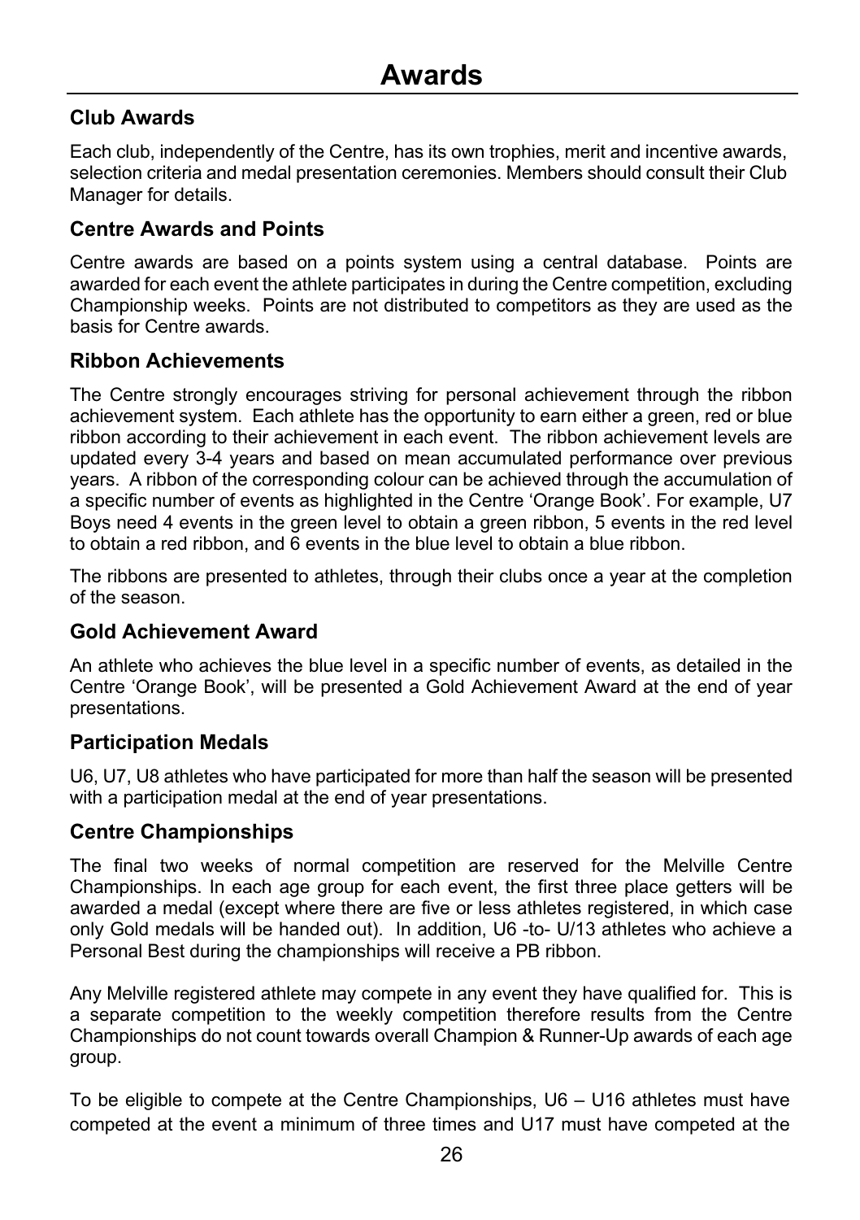# Awards

## Club Awards

Each club, independently of the Centre, has its own trophies, merit and incentive awards, selection criteria and medal presentation ceremonies. Members should consult their Club Manager for details.

## Centre Awards and Points

Centre awards are based on a points system using a central database. Points are awarded for each event the athlete participates in during the Centre competition, excluding Championship weeks. Points are not distributed to competitors as they are used as the basis for Centre awards.

## Ribbon Achievements

The Centre strongly encourages striving for personal achievement through the ribbon achievement system. Each athlete has the opportunity to earn either a green, red or blue ribbon according to their achievement in each event. The ribbon achievement levels are updated every 3-4 years and based on mean accumulated performance over previous years. A ribbon of the corresponding colour can be achieved through the accumulation of a specific number of events as highlighted in the Centre 'Orange Book'. For example, U7 Boys need 4 events in the green level to obtain a green ribbon, 5 events in the red level to obtain a red ribbon, and 6 events in the blue level to obtain a blue ribbon.

The ribbons are presented to athletes, through their clubs once a year at the completion of the season.

## Gold Achievement Award

An athlete who achieves the blue level in a specific number of events, as detailed in the Centre 'Orange Book', will be presented a Gold Achievement Award at the end of year presentations.

## Participation Medals

U6, U7, U8 athletes who have participated for more than half the season will be presented with a participation medal at the end of year presentations.

## Centre Championships

The final two weeks of normal competition are reserved for the Melville Centre Championships. In each age group for each event, the first three place getters will be awarded a medal (except where there are five or less athletes registered, in which case only Gold medals will be handed out). In addition, U6 -to- U/13 athletes who achieve a Personal Best during the championships will receive a PB ribbon.

Any Melville registered athlete may compete in any event they have qualified for. This is a separate competition to the weekly competition therefore results from the Centre Championships do not count towards overall Champion & Runner-Up awards of each age group.

To be eligible to compete at the Centre Championships, U6 – U16 athletes must have competed at the event a minimum of three times and U17 must have competed at the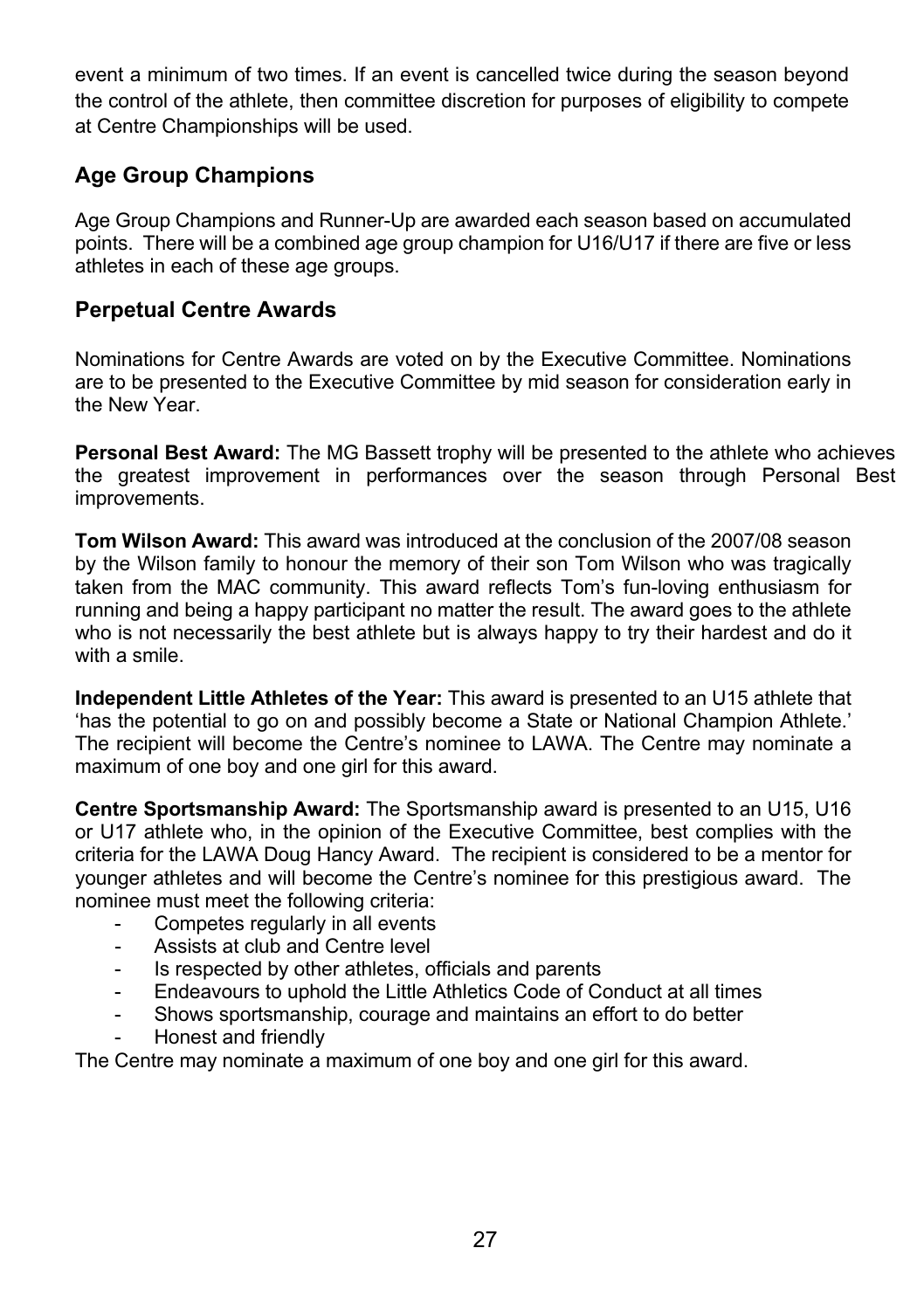event a minimum of two times. If an event is cancelled twice during the season beyond the control of the athlete, then committee discretion for purposes of eligibility to compete at Centre Championships will be used.

## Age Group Champions

Age Group Champions and Runner-Up are awarded each season based on accumulated points. There will be a combined age group champion for U16/U17 if there are five or less athletes in each of these age groups.

## Perpetual Centre Awards

Nominations for Centre Awards are voted on by the Executive Committee. Nominations are to be presented to the Executive Committee by mid season for consideration early in the New Year.

**Personal Best Award:** The MG Bassett trophy will be presented to the athlete who achieves the greatest improvement in performances over the season through Personal Best improvements.

**Tom Wilson Award:** This award was introduced at the conclusion of the 2007/08 season by the Wilson family to honour the memory of their son Tom Wilson who was tragically taken from the MAC community. This award reflects Tom's fun-loving enthusiasm for running and being a happy participant no matter the result. The award goes to the athlete who is not necessarily the best athlete but is always happy to try their hardest and do it with a smile.

**Independent Little Athletes of the Year:** This award is presented to an U15 athlete that 'has the potential to go on and possibly become a State or National Champion Athlete.' The recipient will become the Centre's nominee to LAWA. The Centre may nominate a maximum of one boy and one girl for this award.

**Centre Sportsmanship Award:** The Sportsmanship award is presented to an U15, U16 or U17 athlete who, in the opinion of the Executive Committee, best complies with the criteria for the LAWA Doug Hancy Award. The recipient is considered to be a mentor for younger athletes and will become the Centre's nominee for this prestigious award. The nominee must meet the following criteria:

- Competes regularly in all events
- Assists at club and Centre level
- Is respected by other athletes, officials and parents
- Endeavours to uphold the Little Athletics Code of Conduct at all times
- Shows sportsmanship, courage and maintains an effort to do better
- Honest and friendly

The Centre may nominate a maximum of one boy and one girl for this award.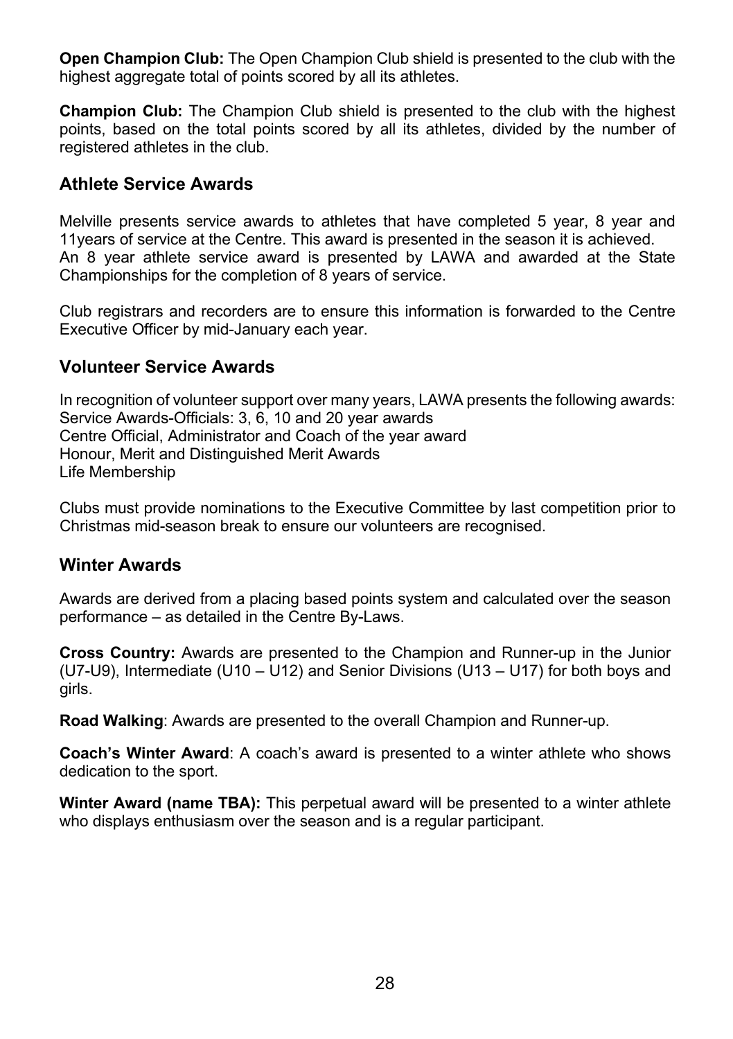**Open Champion Club:** The Open Champion Club shield is presented to the club with the highest aggregate total of points scored by all its athletes.

**Champion Club:** The Champion Club shield is presented to the club with the highest points, based on the total points scored by all its athletes, divided by the number of registered athletes in the club.

## Athlete Service Awards

Melville presents service awards to athletes that have completed 5 year, 8 year and 11years of service at the Centre. This award is presented in the season it is achieved.
An 8 year athlete service award is presented by LAWA and awarded at the State Championships for the completion of 8 years of service.

Club registrars and recorders are to ensure this information is forwarded to the Centre Executive Officer by mid-January each year.

## Volunteer Service Awards

In recognition of volunteer support over many years, LAWA presents the following awards:
Service Awards-Officials: 3, 6, 10 and 20 year awards
Centre Official, Administrator and Coach of the year award
Honour, Merit and Distinguished Merit Awards
Life Membership

Clubs must provide nominations to the Executive Committee by last competition prior to Christmas mid-season break to ensure our volunteers are recognised.

## Winter Awards

Awards are derived from a placing based points system and calculated over the season performance – as detailed in the Centre By-Laws.

**Cross Country:** Awards are presented to the Champion and Runner-up in the Junior (U7-U9), Intermediate (U10 – U12) and Senior Divisions (U13 – U17) for both boys and girls.

**Road Walking**: Awards are presented to the overall Champion and Runner-up.

**Coach's Winter Award**: A coach's award is presented to a winter athlete who shows dedication to the sport.

**Winter Award (name TBA):** This perpetual award will be presented to a winter athlete who displays enthusiasm over the season and is a regular participant.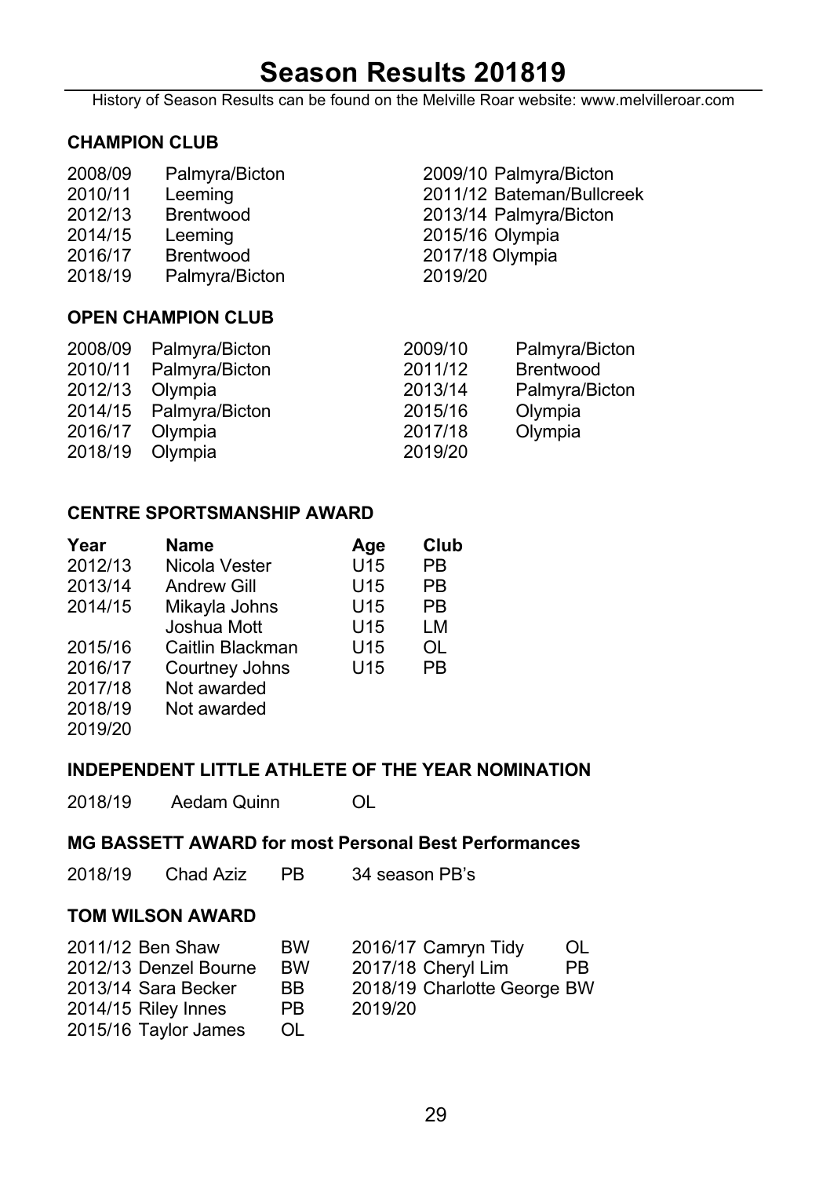# Season Results 201819

History of Season Results can be found on the Melville Roar website: www.melvilleroar.com

### CHAMPION CLUB

| | | | |
|---|---|---|---|
| 2008/09 | Palmyra/Bicton | 2009/10 | Palmyra/Bicton |
| 2010/11 | Leeming | 2011/12 | Bateman/Bullcreek |
| 2012/13 | Brentwood | 2013/14 | Palmyra/Bicton |
| 2014/15 | Leeming | 2015/16 | Olympia |
| 2016/17 | Brentwood | 2017/18 | Olympia |
| 2018/19 | Palmyra/Bicton | 2019/20 | |

### OPEN CHAMPION CLUB

| | | | |
|---|---|---|---|
| 2008/09 | Palmyra/Bicton | 2009/10 | Palmyra/Bicton |
| 2010/11 | Palmyra/Bicton | 2011/12 | Brentwood |
| 2012/13 | Olympia | 2013/14 | Palmyra/Bicton |
| 2014/15 | Palmyra/Bicton | 2015/16 | Olympia |
| 2016/17 | Olympia | 2017/18 | Olympia |
| 2018/19 | Olympia | 2019/20 | |

### CENTRE SPORTSMANSHIP AWARD

| Year | Name | Age | Club |
|---|---|---|---|
| 2012/13 | Nicola Vester | U15 | PB |
| 2013/14 | Andrew Gill | U15 | PB |
| 2014/15 | Mikayla Johns | U15 | PB |
| | Joshua Mott | U15 | LM |
| 2015/16 | Caitlin Blackman | U15 | OL |
| 2016/17 | Courtney Johns | U15 | PB |
| 2017/18 | Not awarded | | |
| 2018/19 | Not awarded | | |
| 2019/20 | | | |

### INDEPENDENT LITTLE ATHLETE OF THE YEAR NOMINATION

| | | |
|---|---|---|
| 2018/19 | Aedam Quinn | OL |

### MG BASSETT AWARD for most Personal Best Performances

| | | | |
|---|---|---|---|
| 2018/19 | Chad Aziz | PB | 34 season PB's |

### TOM WILSON AWARD

| | | | |
|---|---|---|---|
| 2011/12 Ben Shaw | BW | 2016/17 Camryn Tidy | OL |
| 2012/13 Denzel Bourne | BW | 2017/18 Cheryl Lim | PB |
| 2013/14 Sara Becker | BB | 2018/19 Charlotte George | BW |
| 2014/15 Riley Innes | PB | 2019/20 | |
| 2015/16 Taylor James | OL | | |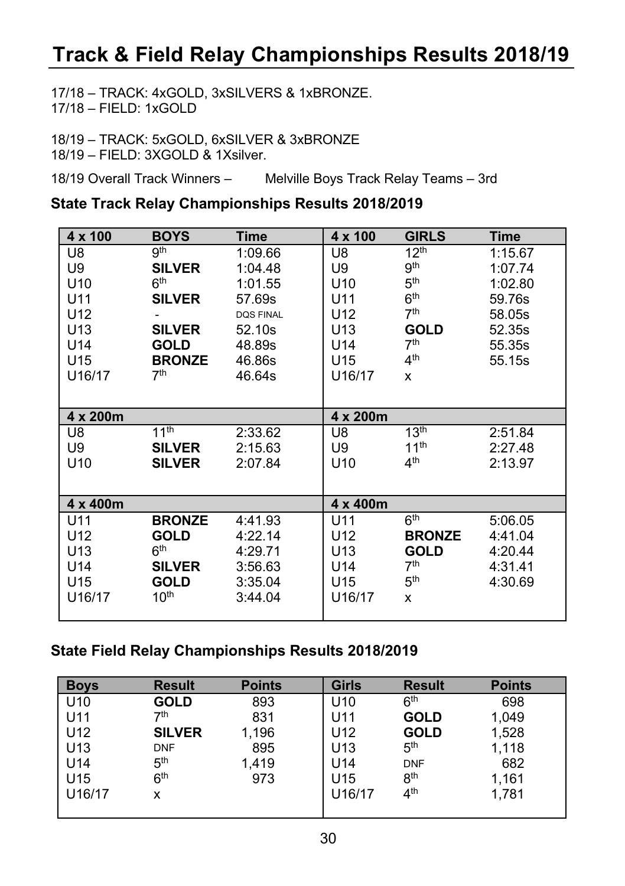# Track & Field Relay Championships Results 2018/19

17/18 – TRACK: 4xGOLD, 3xSILVERS & 1xBRONZE.
17/18 – FIELD: 1xGOLD

18/19 – TRACK: 5xGOLD, 6xSILVER & 3xBRONZE
18/19 – FIELD: 3XGOLD & 1Xsilver.

18/19 Overall Track Winners – Melville Boys Track Relay Teams – 3rd

### State Track Relay Championships Results 2018/2019

| 4 x 100 | BOYS | Time | 4 x 100 | GIRLS | Time |
|---|---|---|---|---|---|
| U8 | 9th | 1:09.66 | U8 | 12th | 1:15.67 |
| U9 | **SILVER** | 1:04.48 | U9 | 9th | 1:07.74 |
| U10 | 6th | 1:01.55 | U10 | 5th | 1:02.80 |
| U11 | **SILVER** | 57.69s | U11 | 6th | 59.76s |
| U12 | - | DQS FINAL | U12 | 7th | 58.05s |
| U13 | **SILVER** | 52.10s | U13 | **GOLD** | 52.35s |
| U14 | **GOLD** | 48.89s | U14 | 7th | 55.35s |
| U15 | **BRONZE** | 46.86s | U15 | 4th | 55.15s |
| U16/17 | 7th | 46.64s | U16/17 | x | |
| **4 x 200m** | | | **4 x 200m** | | |
| U8 | 11th | 2:33.62 | U8 | 13th | 2:51.84 |
| U9 | **SILVER** | 2:15.63 | U9 | 11th | 2:27.48 |
| U10 | **SILVER** | 2:07.84 | U10 | 4th | 2:13.97 |
| **4 x 400m** | | | **4 x 400m** | | |
| U11 | **BRONZE** | 4:41.93 | U11 | 6th | 5:06.05 |
| U12 | **GOLD** | 4:22.14 | U12 | **BRONZE** | 4:41.04 |
| U13 | 6th | 4:29.71 | U13 | **GOLD** | 4:20.44 |
| U14 | **SILVER** | 3:56.63 | U14 | 7th | 4:31.41 |
| U15 | **GOLD** | 3:35.04 | U15 | 5th | 4:30.69 |
| U16/17 | 10th | 3:44.04 | U16/17 | x | |

### State Field Relay Championships Results 2018/2019

| Boys | Result | Points | Girls | Result | Points |
|---|---|---|---|---|---|
| U10 | **GOLD** | 893 | U10 | 6th | 698 |
| U11 | 7th | 831 | U11 | **GOLD** | 1,049 |
| U12 | **SILVER** | 1,196 | U12 | **GOLD** | 1,528 |
| U13 | DNF | 895 | U13 | 5th | 1,118 |
| U14 | 5th | 1,419 | U14 | DNF | 682 |
| U15 | 6th | 973 | U15 | 8th | 1,161 |
| U16/17 | x | | U16/17 | 4th | 1,781 |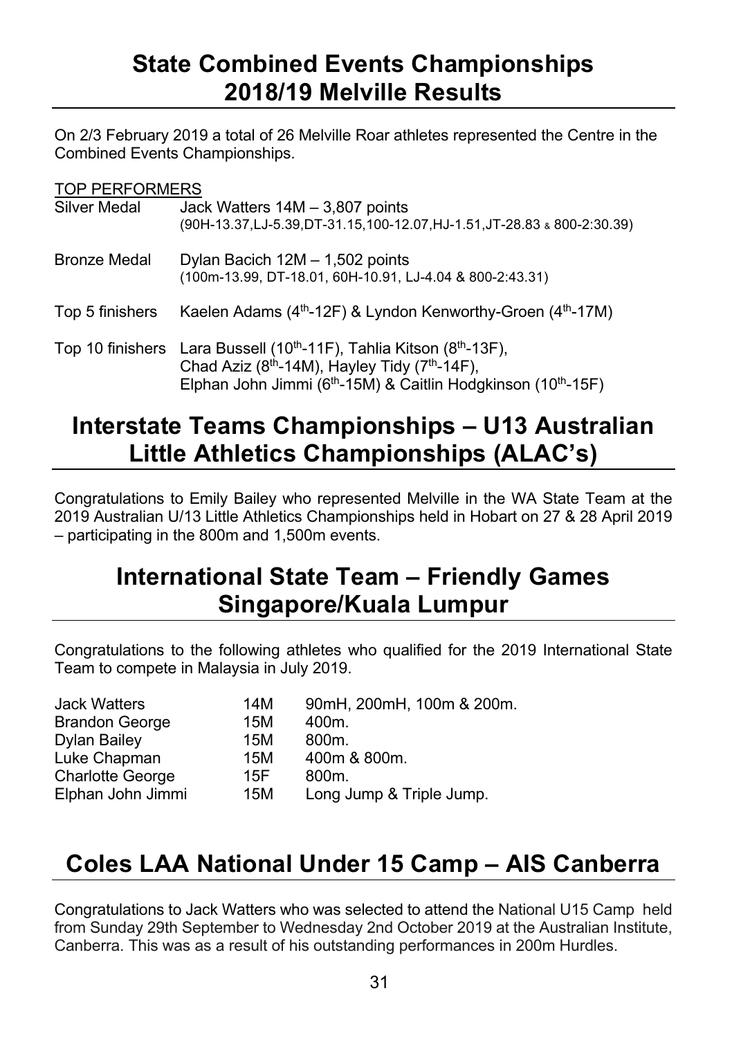## State Combined Events Championships 2018/19 Melville Results

On 2/3 February 2019 a total of 26 Melville Roar athletes represented the Centre in the Combined Events Championships.

TOP PERFORMERS

| | |
|---|---|
| Silver Medal | Jack Watters 14M – 3,807 points (90H-13.37,LJ-5.39,DT-31.15,100-12.07,HJ-1.51,JT-28.83 & 800-2:30.39) |
| Bronze Medal | Dylan Bacich 12M – 1,502 points (100m-13.99, DT-18.01, 60H-10.91, LJ-4.04 & 800-2:43.31) |
| Top 5 finishers | Kaelen Adams (4th-12F) & Lyndon Kenworthy-Groen (4th-17M) |
| Top 10 finishers | Lara Bussell (10th-11F), Tahlia Kitson (8th-13F), Chad Aziz (8th-14M), Hayley Tidy (7th-14F), Elphan John Jimmi (6th-15M) & Caitlin Hodgkinson (10th-15F) |

## Interstate Teams Championships – U13 Australian Little Athletics Championships (ALAC's)

Congratulations to Emily Bailey who represented Melville in the WA State Team at the 2019 Australian U/13 Little Athletics Championships held in Hobart on 27 & 28 April 2019 – participating in the 800m and 1,500m events.

## International State Team – Friendly Games Singapore/Kuala Lumpur

Congratulations to the following athletes who qualified for the 2019 International State Team to compete in Malaysia in July 2019.

| | | |
|---|---|---|
| Jack Watters | 14M | 90mH, 200mH, 100m & 200m. |
| Brandon George | 15M | 400m. |
| Dylan Bailey | 15M | 800m. |
| Luke Chapman | 15M | 400m & 800m. |
| Charlotte George | 15F | 800m. |
| Elphan John Jimmi | 15M | Long Jump & Triple Jump. |

## Coles LAA National Under 15 Camp – AIS Canberra

Congratulations to Jack Watters who was selected to attend the National U15 Camp held from Sunday 29th September to Wednesday 2nd October 2019 at the Australian Institute, Canberra. This was as a result of his outstanding performances in 200m Hurdles.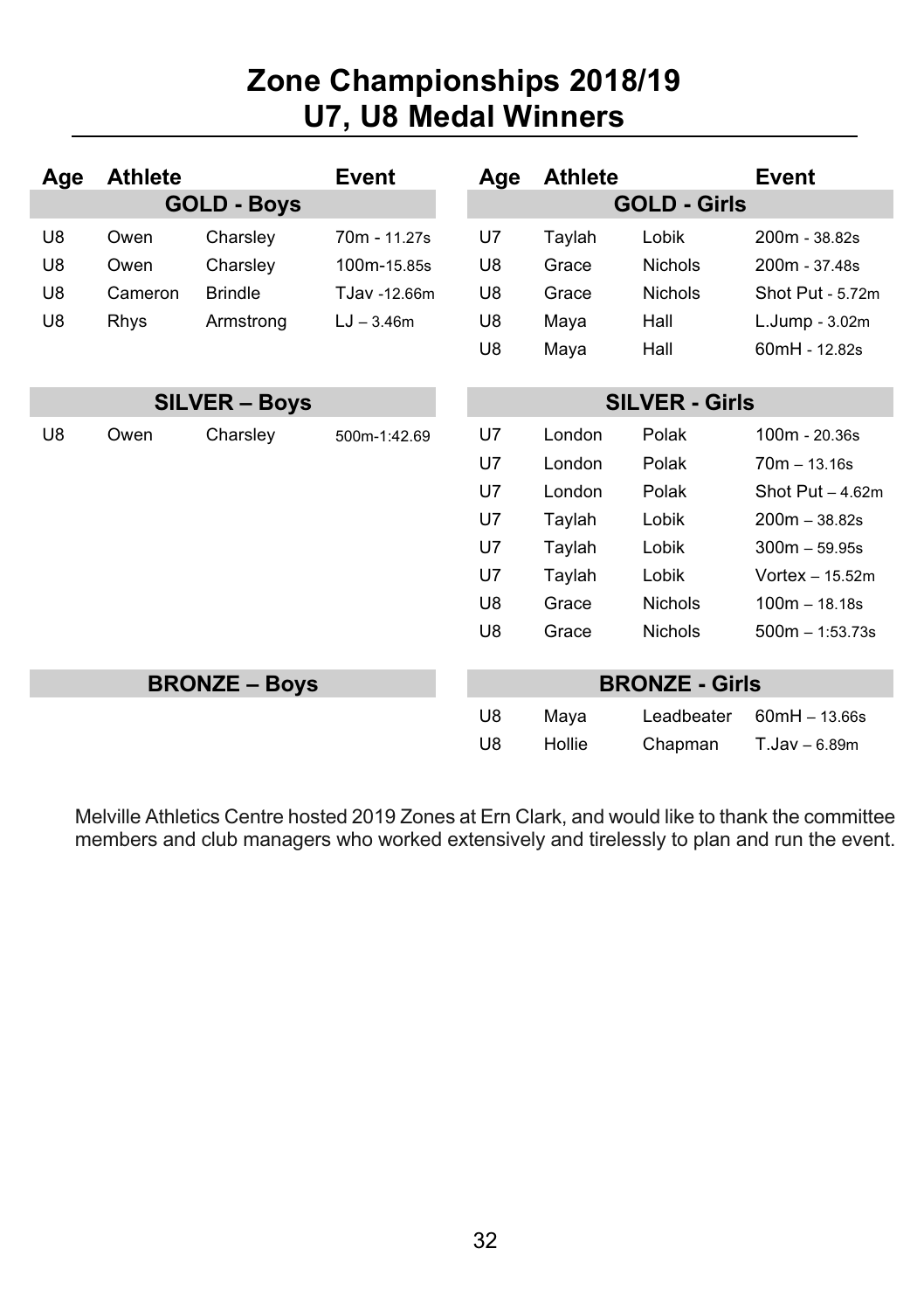# Zone Championships 2018/19
# U7, U8 Medal Winners

| Age | Athlete | | Event |
|---|---|---|---|
| **GOLD - Boys** | | | |
| U8 | Owen | Charsley | 70m - 11.27s |
| U8 | Owen | Charsley | 100m-15.85s |
| U8 | Cameron | Brindle | TJav -12.66m |
| U8 | Rhys | Armstrong | LJ – 3.46m |
| **SILVER – Boys** | | | |
| U8 | Owen | Charsley | 500m-1:42.69 |
| **BRONZE – Boys** | | | |

| Age | Athlete | | Event |
|---|---|---|---|
| **GOLD - Girls** | | | |
| U7 | Taylah | Lobik | 200m - 38.82s |
| U8 | Grace | Nichols | 200m - 37.48s |
| U8 | Grace | Nichols | Shot Put - 5.72m |
| U8 | Maya | Hall | L.Jump - 3.02m |
| U8 | Maya | Hall | 60mH - 12.82s |
| **SILVER - Girls** | | | |
| U7 | London | Polak | 100m - 20.36s |
| U7 | London | Polak | 70m – 13.16s |
| U7 | London | Polak | Shot Put – 4.62m |
| U7 | Taylah | Lobik | 200m – 38.82s |
| U7 | Taylah | Lobik | 300m – 59.95s |
| U7 | Taylah | Lobik | Vortex – 15.52m |
| U8 | Grace | Nichols | 100m – 18.18s |
| U8 | Grace | Nichols | 500m – 1:53.73s |
| **BRONZE - Girls** | | | |
| U8 | Maya | Leadbeater | 60mH – 13.66s |
| U8 | Hollie | Chapman | T.Jav – 6.89m |

Melville Athletics Centre hosted 2019 Zones at Ern Clark, and would like to thank the committee members and club managers who worked extensively and tirelessly to plan and run the event.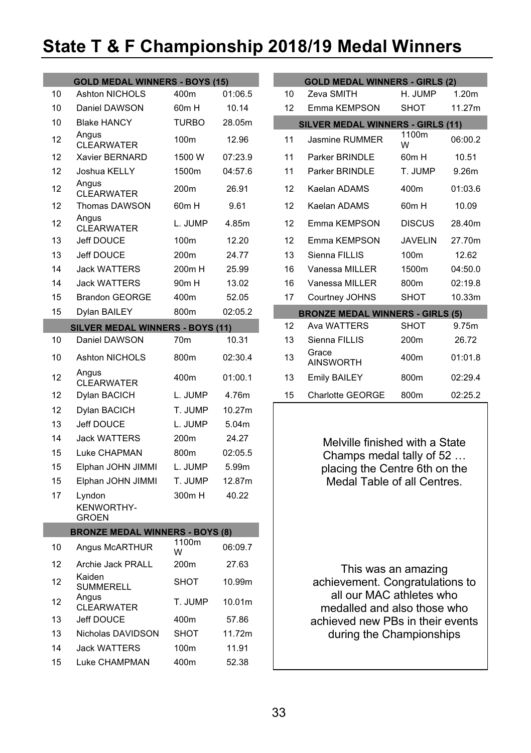# State T & F Championship 2018/19 Medal Winners

| GOLD MEDAL WINNERS - BOYS (15) | | | |
|---|---|---|---|
| 10 | Ashton NICHOLS | 400m | 01:06.5 |
| 10 | Daniel DAWSON | 60m H | 10.14 |
| 10 | Blake HANCY | TURBO | 28.05m |
| 12 | Angus CLEARWATER | 100m | 12.96 |
| 12 | Xavier BERNARD | 1500 W | 07:23.9 |
| 12 | Joshua KELLY | 1500m | 04:57.6 |
| 12 | Angus CLEARWATER | 200m | 26.91 |
| 12 | Thomas DAWSON | 60m H | 9.61 |
| 12 | Angus CLEARWATER | L. JUMP | 4.85m |
| 13 | Jeff DOUCE | 100m | 12.20 |
| 13 | Jeff DOUCE | 200m | 24.77 |
| 14 | Jack WATTERS | 200m H | 25.99 |
| 14 | Jack WATTERS | 90m H | 13.02 |
| 15 | Brandon GEORGE | 400m | 52.05 |
| 15 | Dylan BAILEY | 800m | 02:05.2 |

| SILVER MEDAL WINNERS - BOYS (11) | | | |
|---|---|---|---|
| 10 | Daniel DAWSON | 70m | 10.31 |
| 10 | Ashton NICHOLS | 800m | 02:30.4 |
| 12 | Angus CLEARWATER | 400m | 01:00.1 |
| 12 | Dylan BACICH | L. JUMP | 4.76m |
| 12 | Dylan BACICH | T. JUMP | 10.27m |
| 13 | Jeff DOUCE | L. JUMP | 5.04m |
| 14 | Jack WATTERS | 200m | 24.27 |
| 15 | Luke CHAPMAN | 800m | 02:05.5 |
| 15 | Elphan JOHN JIMMI | L. JUMP | 5.99m |
| 15 | Elphan JOHN JIMMI | T. JUMP | 12.87m |
| 17 | Lyndon KENWORTHY-GROEN | 300m H | 40.22 |

| BRONZE MEDAL WINNERS - BOYS (8) | | | |
|---|---|---|---|
| 10 | Angus McARTHUR | 1100m W | 06:09.7 |
| 12 | Archie Jack PRALL | 200m | 27.63 |
| 12 | Kaiden SUMMERELL | SHOT | 10.99m |
| 12 | Angus CLEARWATER | T. JUMP | 10.01m |
| 13 | Jeff DOUCE | 400m | 57.86 |
| 13 | Nicholas DAVIDSON | SHOT | 11.72m |
| 14 | Jack WATTERS | 100m | 11.91 |
| 15 | Luke CHAMPMAN | 400m | 52.38 |

| GOLD MEDAL WINNERS - GIRLS (2) | | | |
|---|---|---|---|
| 10 | Zeva SMITH | H. JUMP | 1.20m |
| 12 | Emma KEMPSON | SHOT | 11.27m |

| SILVER MEDAL WINNERS - GIRLS (11) | | | |
|---|---|---|---|
| 11 | Jasmine RUMMER | 1100m W | 06:00.2 |
| 11 | Parker BRINDLE | 60m H | 10.51 |
| 11 | Parker BRINDLE | T. JUMP | 9.26m |
| 12 | Kaelan ADAMS | 400m | 01:03.6 |
| 12 | Kaelan ADAMS | 60m H | 10.09 |
| 12 | Emma KEMPSON | DISCUS | 28.40m |
| 12 | Emma KEMPSON | JAVELIN | 27.70m |
| 13 | Sienna FILLIS | 100m | 12.62 |
| 16 | Vanessa MILLER | 1500m | 04:50.0 |
| 16 | Vanessa MILLER | 800m | 02:19.8 |
| 17 | Courtney JOHNS | SHOT | 10.33m |

| BRONZE MEDAL WINNERS - GIRLS (5) | | | |
|---|---|---|---|
| 12 | Ava WATTERS | SHOT | 9.75m |
| 13 | Sienna FILLIS | 200m | 26.72 |
| 13 | Grace AINSWORTH | 400m | 01:01.8 |
| 13 | Emily BAILEY | 800m | 02:29.4 |
| 15 | Charlotte GEORGE | 800m | 02:25.2 |

Melville finished with a State Champs medal tally of 52 … placing the Centre 6th on the Medal Table of all Centres.

This was an amazing achievement. Congratulations to all our MAC athletes who medalled and also those who achieved new PBs in their events during the Championships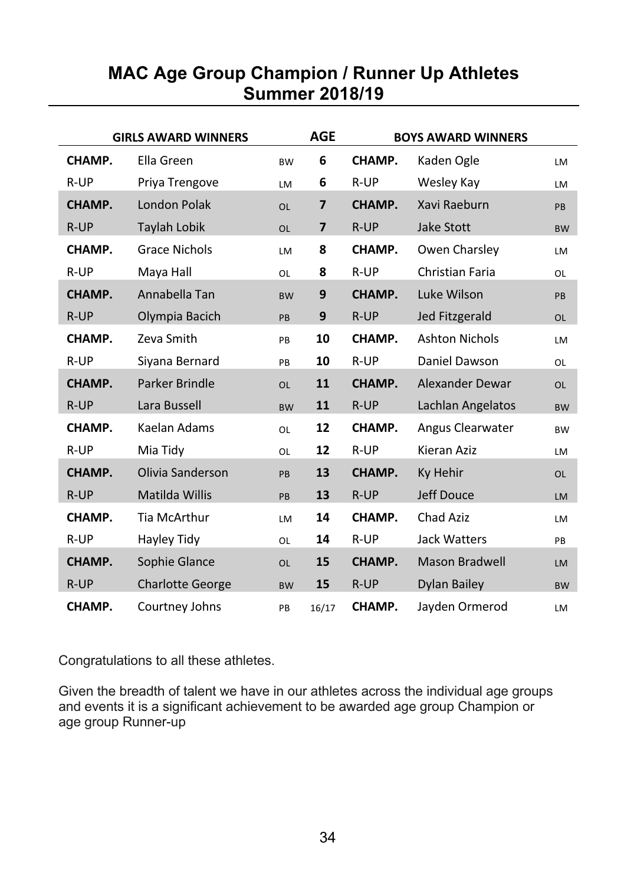# MAC Age Group Champion / Runner Up Athletes
## Summer 2018/19

| GIRLS AWARD WINNERS | | | AGE | BOYS AWARD WINNERS | | |
|---|---|---|---|---|---|---|
| **CHAMP.** | Ella Green | BW | **6** | **CHAMP.** | Kaden Ogle | LM |
| R-UP | Priya Trengove | LM | **6** | R-UP | Wesley Kay | LM |
| **CHAMP.** | London Polak | OL | **7** | **CHAMP.** | Xavi Raeburn | PB |
| R-UP | Taylah Lobik | OL | **7** | R-UP | Jake Stott | BW |
| **CHAMP.** | Grace Nichols | LM | **8** | **CHAMP.** | Owen Charsley | LM |
| R-UP | Maya Hall | OL | **8** | R-UP | Christian Faria | OL |
| **CHAMP.** | Annabella Tan | BW | **9** | **CHAMP.** | Luke Wilson | PB |
| R-UP | Olympia Bacich | PB | **9** | R-UP | Jed Fitzgerald | OL |
| **CHAMP.** | Zeva Smith | PB | **10** | **CHAMP.** | Ashton Nichols | LM |
| R-UP | Siyana Bernard | PB | **10** | R-UP | Daniel Dawson | OL |
| **CHAMP.** | Parker Brindle | OL | **11** | **CHAMP.** | Alexander Dewar | OL |
| R-UP | Lara Bussell | BW | **11** | R-UP | Lachlan Angelatos | BW |
| **CHAMP.** | Kaelan Adams | OL | **12** | **CHAMP.** | Angus Clearwater | BW |
| R-UP | Mia Tidy | OL | **12** | R-UP | Kieran Aziz | LM |
| **CHAMP.** | Olivia Sanderson | PB | **13** | **CHAMP.** | Ky Hehir | OL |
| R-UP | Matilda Willis | PB | **13** | R-UP | Jeff Douce | LM |
| **CHAMP.** | Tia McArthur | LM | **14** | **CHAMP.** | Chad Aziz | LM |
| R-UP | Hayley Tidy | OL | **14** | R-UP | Jack Watters | PB |
| **CHAMP.** | Sophie Glance | OL | **15** | **CHAMP.** | Mason Bradwell | LM |
| R-UP | Charlotte George | BW | **15** | R-UP | Dylan Bailey | BW |
| **CHAMP.** | Courtney Johns | PB | 16/17 | **CHAMP.** | Jayden Ormerod | LM |

Congratulations to all these athletes.

Given the breadth of talent we have in our athletes across the individual age groups and events it is a significant achievement to be awarded age group Champion or age group Runner-up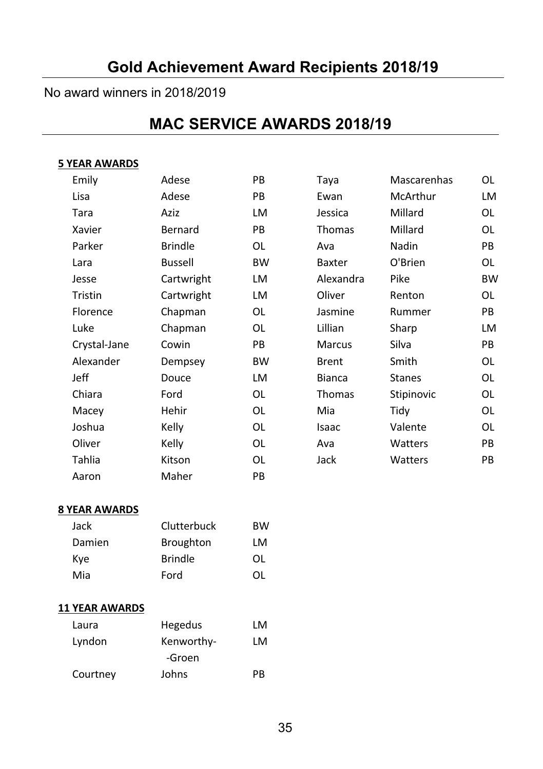## Gold Achievement Award Recipients 2018/19

No award winners in 2018/2019

## MAC SERVICE AWARDS 2018/19

**5 YEAR AWARDS**

| | | |
|---|---|---|
| Emily | Adese | PB |
| Lisa | Adese | PB |
| Tara | Aziz | LM |
| Xavier | Bernard | PB |
| Parker | Brindle | OL |
| Lara | Bussell | BW |
| Jesse | Cartwright | LM |
| Tristin | Cartwright | LM |
| Florence | Chapman | OL |
| Luke | Chapman | OL |
| Crystal-Jane | Cowin | PB |
| Alexander | Dempsey | BW |
| Jeff | Douce | LM |
| Chiara | Ford | OL |
| Macey | Hehir | OL |
| Joshua | Kelly | OL |
| Oliver | Kelly | OL |
| Tahlia | Kitson | OL |
| Aaron | Maher | PB |
| Taya | Mascarenhas | OL |
| Ewan | McArthur | LM |
| Jessica | Millard | OL |
| Thomas | Millard | OL |
| Ava | Nadin | PB |
| Baxter | O'Brien | OL |
| Alexandra | Pike | BW |
| Oliver | Renton | OL |
| Jasmine | Rummer | PB |
| Lillian | Sharp | LM |
| Marcus | Silva | PB |
| Brent | Smith | OL |
| Bianca | Stanes | OL |
| Thomas | Stipinovic | OL |
| Mia | Tidy | OL |
| Isaac | Valente | OL |
| Ava | Watters | PB |
| Jack | Watters | PB |

**8 YEAR AWARDS**

| | | |
|---|---|---|
| Jack | Clutterbuck | BW |
| Damien | Broughton | LM |
| Kye | Brindle | OL |
| Mia | Ford | OL |

**11 YEAR AWARDS**

| | | |
|---|---|---|
| Laura | Hegedus | LM |
| Lyndon | Kenworthy-Groen | LM |
| Courtney | Johns | PB |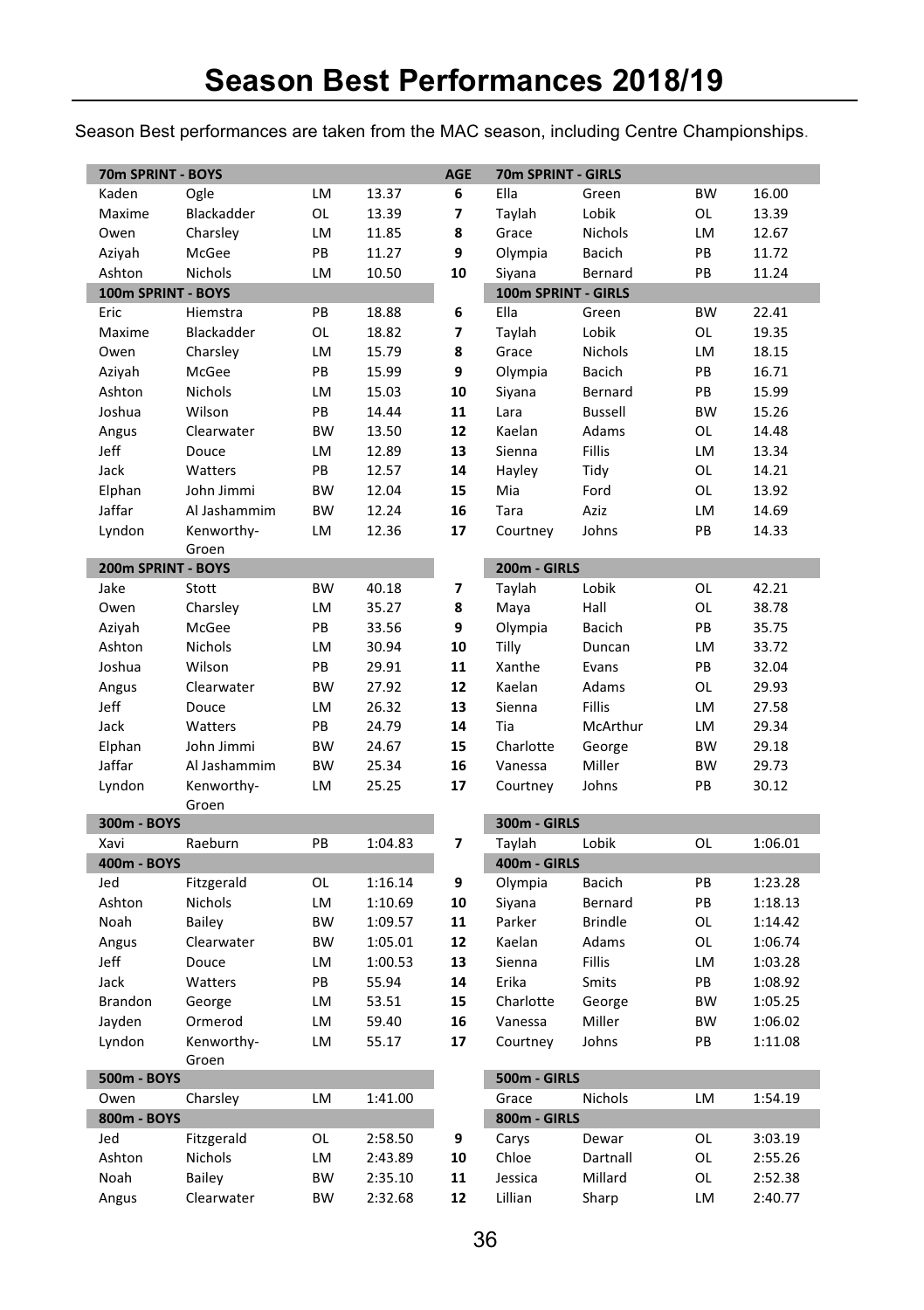# Season Best Performances 2018/19

Season Best performances are taken from the MAC season, including Centre Championships.

| 70m SPRINT - BOYS | | | | AGE | 70m SPRINT - GIRLS | | | |
|---|---|---|---|---|---|---|---|---|
| Kaden | Ogle | LM | 13.37 | 6 | Ella | Green | BW | 16.00 |
| Maxime | Blackadder | OL | 13.39 | 7 | Taylah | Lobik | OL | 13.39 |
| Owen | Charsley | LM | 11.85 | 8 | Grace | Nichols | LM | 12.67 |
| Aziyah | McGee | PB | 11.27 | 9 | Olympia | Bacich | PB | 11.72 |
| Ashton | Nichols | LM | 10.50 | 10 | Siyana | Bernard | PB | 11.24 |
| **100m SPRINT - BOYS** | | | | | **100m SPRINT - GIRLS** | | | |
| Eric | Hiemstra | PB | 18.88 | 6 | Ella | Green | BW | 22.41 |
| Maxime | Blackadder | OL | 18.82 | 7 | Taylah | Lobik | OL | 19.35 |
| Owen | Charsley | LM | 15.79 | 8 | Grace | Nichols | LM | 18.15 |
| Aziyah | McGee | PB | 15.99 | 9 | Olympia | Bacich | PB | 16.71 |
| Ashton | Nichols | LM | 15.03 | 10 | Siyana | Bernard | PB | 15.99 |
| Joshua | Wilson | PB | 14.44 | 11 | Lara | Bussell | BW | 15.26 |
| Angus | Clearwater | BW | 13.50 | 12 | Kaelan | Adams | OL | 14.48 |
| Jeff | Douce | LM | 12.89 | 13 | Sienna | Fillis | LM | 13.34 |
| Jack | Watters | PB | 12.57 | 14 | Hayley | Tidy | OL | 14.21 |
| Elphan | John Jimmi | BW | 12.04 | 15 | Mia | Ford | OL | 13.92 |
| Jaffar | Al Jashammim | BW | 12.24 | 16 | Tara | Aziz | LM | 14.69 |
| Lyndon | Kenworthy-Groen | LM | 12.36 | 17 | Courtney | Johns | PB | 14.33 |
| **200m SPRINT - BOYS** | | | | | **200m - GIRLS** | | | |
| Jake | Stott | BW | 40.18 | 7 | Taylah | Lobik | OL | 42.21 |
| Owen | Charsley | LM | 35.27 | 8 | Maya | Hall | OL | 38.78 |
| Aziyah | McGee | PB | 33.56 | 9 | Olympia | Bacich | PB | 35.75 |
| Ashton | Nichols | LM | 30.94 | 10 | Tilly | Duncan | LM | 33.72 |
| Joshua | Wilson | PB | 29.91 | 11 | Xanthe | Evans | PB | 32.04 |
| Angus | Clearwater | BW | 27.92 | 12 | Kaelan | Adams | OL | 29.93 |
| Jeff | Douce | LM | 26.32 | 13 | Sienna | Fillis | LM | 27.58 |
| Jack | Watters | PB | 24.79 | 14 | Tia | McArthur | LM | 29.34 |
| Elphan | John Jimmi | BW | 24.67 | 15 | Charlotte | George | BW | 29.18 |
| Jaffar | Al Jashammim | BW | 25.34 | 16 | Vanessa | Miller | BW | 29.73 |
| Lyndon | Kenworthy-Groen | LM | 25.25 | 17 | Courtney | Johns | PB | 30.12 |
| **300m - BOYS** | | | | | **300m - GIRLS** | | | |
| Xavi | Raeburn | PB | 1:04.83 | 7 | Taylah | Lobik | OL | 1:06.01 |
| **400m - BOYS** | | | | | **400m - GIRLS** | | | |
| Jed | Fitzgerald | OL | 1:16.14 | 9 | Olympia | Bacich | PB | 1:23.28 |
| Ashton | Nichols | LM | 1:10.69 | 10 | Siyana | Bernard | PB | 1:18.13 |
| Noah | Bailey | BW | 1:09.57 | 11 | Parker | Brindle | OL | 1:14.42 |
| Angus | Clearwater | BW | 1:05.01 | 12 | Kaelan | Adams | OL | 1:06.74 |
| Jeff | Douce | LM | 1:00.53 | 13 | Sienna | Fillis | LM | 1:03.28 |
| Jack | Watters | PB | 55.94 | 14 | Erika | Smits | PB | 1:08.92 |
| Brandon | George | LM | 53.51 | 15 | Charlotte | George | BW | 1:05.25 |
| Jayden | Ormerod | LM | 59.40 | 16 | Vanessa | Miller | BW | 1:06.02 |
| Lyndon | Kenworthy-Groen | LM | 55.17 | 17 | Courtney | Johns | PB | 1:11.08 |
| **500m - BOYS** | | | | | **500m - GIRLS** | | | |
| Owen | Charsley | LM | 1:41.00 | | Grace | Nichols | LM | 1:54.19 |
| **800m - BOYS** | | | | | **800m - GIRLS** | | | |
| Jed | Fitzgerald | OL | 2:58.50 | 9 | Carys | Dewar | OL | 3:03.19 |
| Ashton | Nichols | LM | 2:43.89 | 10 | Chloe | Dartnall | OL | 2:55.26 |
| Noah | Bailey | BW | 2:35.10 | 11 | Jessica | Millard | OL | 2:52.38 |
| Angus | Clearwater | BW | 2:32.68 | 12 | Lillian | Sharp | LM | 2:40.77 |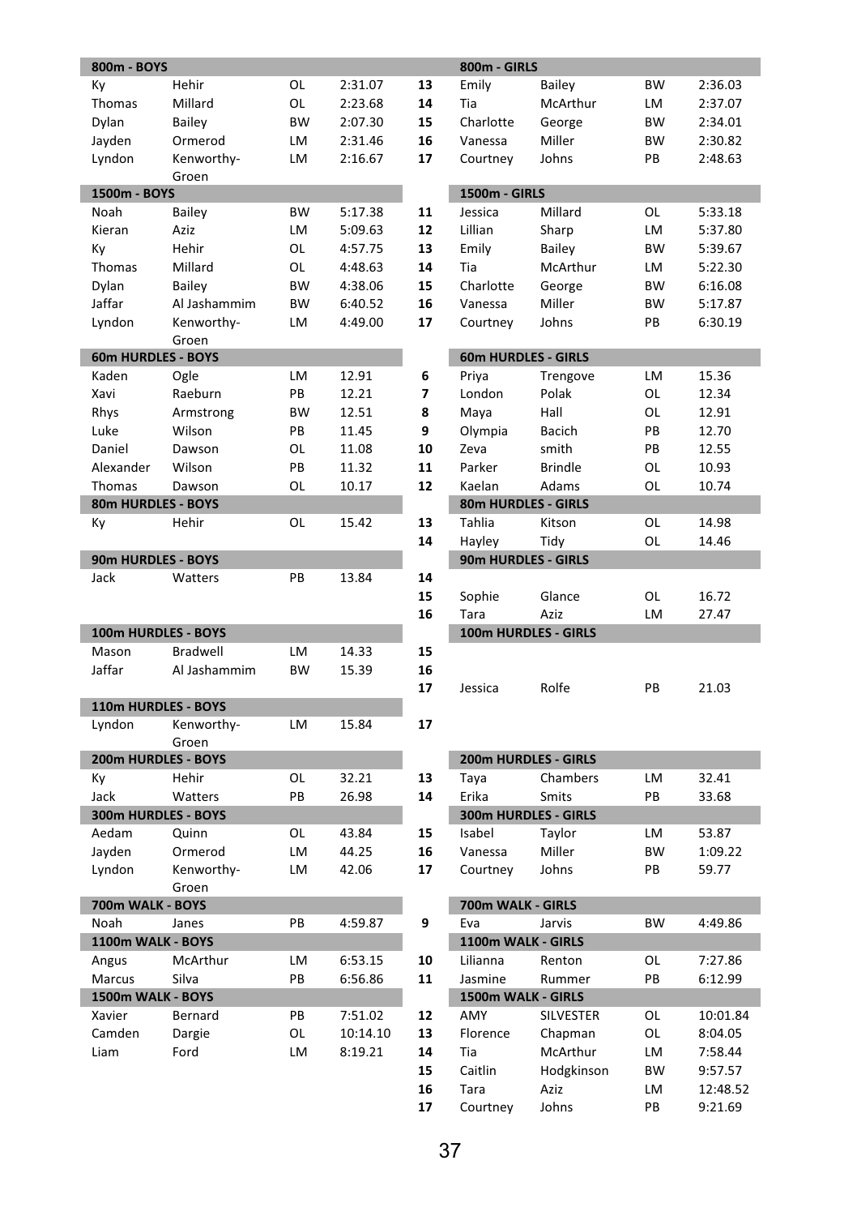| 800m - BOYS | | | | | 800m - GIRLS | | | |
|---|---|---|---|---|---|---|---|---|
| Ky | Hehir | OL | 2:31.07 | 13 | Emily | Bailey | BW | 2:36.03 |
| Thomas | Millard | OL | 2:23.68 | 14 | Tia | McArthur | LM | 2:37.07 |
| Dylan | Bailey | BW | 2:07.30 | 15 | Charlotte | George | BW | 2:34.01 |
| Jayden | Ormerod | LM | 2:31.46 | 16 | Vanessa | Miller | BW | 2:30.82 |
| Lyndon | Kenworthy-Groen | LM | 2:16.67 | 17 | Courtney | Johns | PB | 2:48.63 |
| **1500m - BOYS** | | | | | **1500m - GIRLS** | | | |
| Noah | Bailey | BW | 5:17.38 | 11 | Jessica | Millard | OL | 5:33.18 |
| Kieran | Aziz | LM | 5:09.63 | 12 | Lillian | Sharp | LM | 5:37.80 |
| Ky | Hehir | OL | 4:57.75 | 13 | Emily | Bailey | BW | 5:39.67 |
| Thomas | Millard | OL | 4:48.63 | 14 | Tia | McArthur | LM | 5:22.30 |
| Dylan | Bailey | BW | 4:38.06 | 15 | Charlotte | George | BW | 6:16.08 |
| Jaffar | Al Jashammim | BW | 6:40.52 | 16 | Vanessa | Miller | BW | 5:17.87 |
| Lyndon | Kenworthy-Groen | LM | 4:49.00 | 17 | Courtney | Johns | PB | 6:30.19 |
| **60m HURDLES - BOYS** | | | | | **60m HURDLES - GIRLS** | | | |
| Kaden | Ogle | LM | 12.91 | 6 | Priya | Trengove | LM | 15.36 |
| Xavi | Raeburn | PB | 12.21 | 7 | London | Polak | OL | 12.34 |
| Rhys | Armstrong | BW | 12.51 | 8 | Maya | Hall | OL | 12.91 |
| Luke | Wilson | PB | 11.45 | 9 | Olympia | Bacich | PB | 12.70 |
| Daniel | Dawson | OL | 11.08 | 10 | Zeva | smith | PB | 12.55 |
| Alexander | Wilson | PB | 11.32 | 11 | Parker | Brindle | OL | 10.93 |
| Thomas | Dawson | OL | 10.17 | 12 | Kaelan | Adams | OL | 10.74 |
| **80m HURDLES - BOYS** | | | | | **80m HURDLES - GIRLS** | | | |
| Ky | Hehir | OL | 15.42 | 13 | Tahlia | Kitson | OL | 14.98 |
| | | | | 14 | Hayley | Tidy | OL | 14.46 |
| **90m HURDLES - BOYS** | | | | | **90m HURDLES - GIRLS** | | | |
| Jack | Watters | PB | 13.84 | 14 | | | | |
| | | | | 15 | Sophie | Glance | OL | 16.72 |
| | | | | 16 | Tara | Aziz | LM | 27.47 |
| **100m HURDLES - BOYS** | | | | | **100m HURDLES - GIRLS** | | | |
| Mason | Bradwell | LM | 14.33 | 15 | | | | |
| Jaffar | Al Jashammim | BW | 15.39 | 16 | | | | |
| | | | | 17 | Jessica | Rolfe | PB | 21.03 |
| **110m HURDLES - BOYS** | | | | | | | | |
| Lyndon | Kenworthy-Groen | LM | 15.84 | 17 | | | | |
| **200m HURDLES - BOYS** | | | | | **200m HURDLES - GIRLS** | | | |
| Ky | Hehir | OL | 32.21 | 13 | Taya | Chambers | LM | 32.41 |
| Jack | Watters | PB | 26.98 | 14 | Erika | Smits | PB | 33.68 |
| **300m HURDLES - BOYS** | | | | | **300m HURDLES - GIRLS** | | | |
| Aedam | Quinn | OL | 43.84 | 15 | Isabel | Taylor | LM | 53.87 |
| Jayden | Ormerod | LM | 44.25 | 16 | Vanessa | Miller | BW | 1:09.22 |
| Lyndon | Kenworthy-Groen | LM | 42.06 | 17 | Courtney | Johns | PB | 59.77 |
| **700m WALK - BOYS** | | | | | **700m WALK - GIRLS** | | | |
| Noah | Janes | PB | 4:59.87 | 9 | Eva | Jarvis | BW | 4:49.86 |
| **1100m WALK - BOYS** | | | | | **1100m WALK - GIRLS** | | | |
| Angus | McArthur | LM | 6:53.15 | 10 | Lilianna | Renton | OL | 7:27.86 |
| Marcus | Silva | PB | 6:56.86 | 11 | Jasmine | Rummer | PB | 6:12.99 |
| **1500m WALK - BOYS** | | | | | **1500m WALK - GIRLS** | | | |
| Xavier | Bernard | PB | 7:51.02 | 12 | AMY | SILVESTER | OL | 10:01.84 |
| Camden | Dargie | OL | 10:14.10 | 13 | Florence | Chapman | OL | 8:04.05 |
| Liam | Ford | LM | 8:19.21 | 14 | Tia | McArthur | LM | 7:58.44 |
| | | | | 15 | Caitlin | Hodgkinson | BW | 9:57.57 |
| | | | | 16 | Tara | Aziz | LM | 12:48.52 |
| | | | | 17 | Courtney | Johns | PB | 9:21.69 |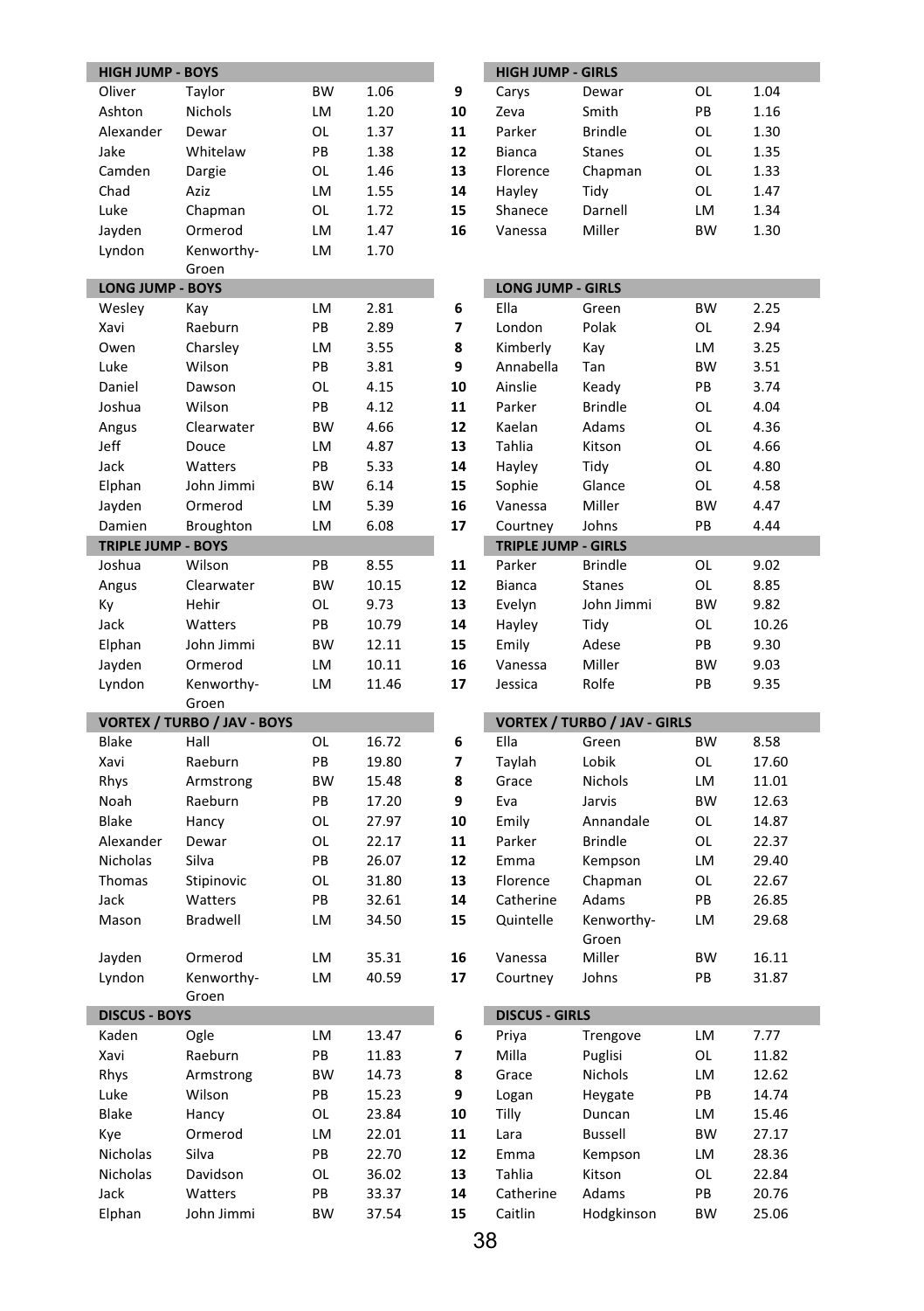## HIGH JUMP - BOYS

| | | | | |
|---|---|---|---|---|
| Oliver | Taylor | BW | 1.06 | 9 |
| Ashton | Nichols | LM | 1.20 | 10 |
| Alexander | Dewar | OL | 1.37 | 11 |
| Jake | Whitelaw | PB | 1.38 | 12 |
| Camden | Dargie | OL | 1.46 | 13 |
| Chad | Aziz | LM | 1.55 | 14 |
| Luke | Chapman | OL | 1.72 | 15 |
| Jayden | Ormerod | LM | 1.47 | 16 |
| Lyndon | Kenworthy-Groen | LM | 1.70 | |

## HIGH JUMP - GIRLS

| | | | |
|---|---|---|---|
| Carys | Dewar | OL | 1.04 |
| Zeva | Smith | PB | 1.16 |
| Parker | Brindle | OL | 1.30 |
| Bianca | Stanes | OL | 1.35 |
| Florence | Chapman | OL | 1.33 |
| Hayley | Tidy | OL | 1.47 |
| Shanece | Darnell | LM | 1.34 |
| Vanessa | Miller | BW | 1.30 |

## LONG JUMP - BOYS

| | | | | |
|---|---|---|---|---|
| Wesley | Kay | LM | 2.81 | 6 |
| Xavi | Raeburn | PB | 2.89 | 7 |
| Owen | Charsley | LM | 3.55 | 8 |
| Luke | Wilson | PB | 3.81 | 9 |
| Daniel | Dawson | OL | 4.15 | 10 |
| Joshua | Wilson | PB | 4.12 | 11 |
| Angus | Clearwater | BW | 4.66 | 12 |
| Jeff | Douce | LM | 4.87 | 13 |
| Jack | Watters | PB | 5.33 | 14 |
| Elphan | John Jimmi | BW | 6.14 | 15 |
| Jayden | Ormerod | LM | 5.39 | 16 |
| Damien | Broughton | LM | 6.08 | 17 |

## LONG JUMP - GIRLS

| | | | |
|---|---|---|---|
| Ella | Green | BW | 2.25 |
| London | Polak | OL | 2.94 |
| Kimberly | Kay | LM | 3.25 |
| Annabella | Tan | BW | 3.51 |
| Ainslie | Keady | PB | 3.74 |
| Parker | Brindle | OL | 4.04 |
| Kaelan | Adams | OL | 4.36 |
| Tahlia | Kitson | OL | 4.66 |
| Hayley | Tidy | OL | 4.80 |
| Sophie | Glance | OL | 4.58 |
| Vanessa | Miller | BW | 4.47 |
| Courtney | Johns | PB | 4.44 |

## TRIPLE JUMP - BOYS

| | | | | |
|---|---|---|---|---|
| Joshua | Wilson | PB | 8.55 | 11 |
| Angus | Clearwater | BW | 10.15 | 12 |
| Ky | Hehir | OL | 9.73 | 13 |
| Jack | Watters | PB | 10.79 | 14 |
| Elphan | John Jimmi | BW | 12.11 | 15 |
| Jayden | Ormerod | LM | 10.11 | 16 |
| Lyndon | Kenworthy-Groen | LM | 11.46 | 17 |

## TRIPLE JUMP - GIRLS

| | | | |
|---|---|---|---|
| Parker | Brindle | OL | 9.02 |
| Bianca | Stanes | OL | 8.85 |
| Evelyn | John Jimmi | BW | 9.82 |
| Hayley | Tidy | OL | 10.26 |
| Emily | Adese | PB | 9.30 |
| Vanessa | Miller | BW | 9.03 |
| Jessica | Rolfe | PB | 9.35 |

## VORTEX / TURBO / JAV - BOYS

| | | | | |
|---|---|---|---|---|
| Blake | Hall | OL | 16.72 | 6 |
| Xavi | Raeburn | PB | 19.80 | 7 |
| Rhys | Armstrong | BW | 15.48 | 8 |
| Noah | Raeburn | PB | 17.20 | 9 |
| Blake | Hancy | OL | 27.97 | 10 |
| Alexander | Dewar | OL | 22.17 | 11 |
| Nicholas | Silva | PB | 26.07 | 12 |
| Thomas | Stipinovic | OL | 31.80 | 13 |
| Jack | Watters | PB | 32.61 | 14 |
| Mason | Bradwell | LM | 34.50 | 15 |
| Jayden | Ormerod | LM | 35.31 | 16 |
| Lyndon | Kenworthy-Groen | LM | 40.59 | 17 |

## VORTEX / TURBO / JAV - GIRLS

| | | | |
|---|---|---|---|
| Ella | Green | BW | 8.58 |
| Taylah | Lobik | OL | 17.60 |
| Grace | Nichols | LM | 11.01 |
| Eva | Jarvis | BW | 12.63 |
| Emily | Annandale | OL | 14.87 |
| Parker | Brindle | OL | 22.37 |
| Emma | Kempson | LM | 29.40 |
| Florence | Chapman | OL | 22.67 |
| Catherine | Adams | PB | 26.85 |
| Quintelle | Kenworthy-Groen | LM | 29.68 |
| Vanessa | Miller | BW | 16.11 |
| Courtney | Johns | PB | 31.87 |

## DISCUS - BOYS

| | | | | |
|---|---|---|---|---|
| Kaden | Ogle | LM | 13.47 | 6 |
| Xavi | Raeburn | PB | 11.83 | 7 |
| Rhys | Armstrong | BW | 14.73 | 8 |
| Luke | Wilson | PB | 15.23 | 9 |
| Blake | Hancy | OL | 23.84 | 10 |
| Kye | Ormerod | LM | 22.01 | 11 |
| Nicholas | Silva | PB | 22.70 | 12 |
| Nicholas | Davidson | OL | 36.02 | 13 |
| Jack | Watters | PB | 33.37 | 14 |
| Elphan | John Jimmi | BW | 37.54 | 15 |

## DISCUS - GIRLS

| | | | |
|---|---|---|---|
| Priya | Trengove | LM | 7.77 |
| Milla | Puglisi | OL | 11.82 |
| Grace | Nichols | LM | 12.62 |
| Logan | Heygate | PB | 14.74 |
| Tilly | Duncan | LM | 15.46 |
| Lara | Bussell | BW | 27.17 |
| Emma | Kempson | LM | 28.36 |
| Tahlia | Kitson | OL | 22.84 |
| Catherine | Adams | PB | 20.76 |
| Caitlin | Hodgkinson | BW | 25.06 |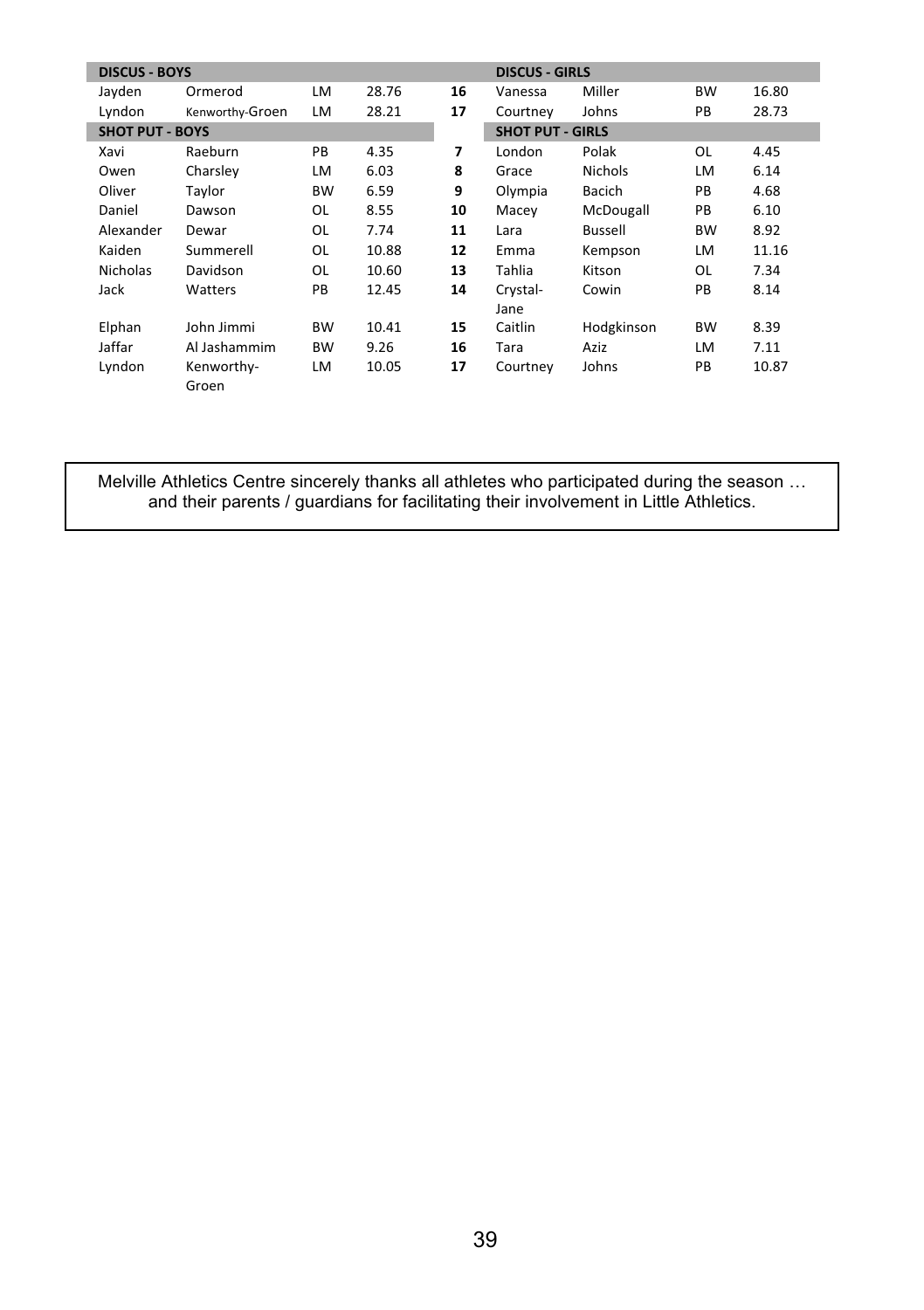| DISCUS - BOYS | | | | | DISCUS - GIRLS | | | |
|---|---|---|---|---|---|---|---|---|
| Jayden | Ormerod | LM | 28.76 | **16** | Vanessa | Miller | BW | 16.80 |
| Lyndon | Kenworthy-Groen | LM | 28.21 | **17** | Courtney | Johns | PB | 28.73 |
| **SHOT PUT - BOYS** | | | | | **SHOT PUT - GIRLS** | | | |
| Xavi | Raeburn | PB | 4.35 | **7** | London | Polak | OL | 4.45 |
| Owen | Charsley | LM | 6.03 | **8** | Grace | Nichols | LM | 6.14 |
| Oliver | Taylor | BW | 6.59 | **9** | Olympia | Bacich | PB | 4.68 |
| Daniel | Dawson | OL | 8.55 | **10** | Macey | McDougall | PB | 6.10 |
| Alexander | Dewar | OL | 7.74 | **11** | Lara | Bussell | BW | 8.92 |
| Kaiden | Summerell | OL | 10.88 | **12** | Emma | Kempson | LM | 11.16 |
| Nicholas | Davidson | OL | 10.60 | **13** | Tahlia | Kitson | OL | 7.34 |
| Jack | Watters | PB | 12.45 | **14** | Crystal-Jane | Cowin | PB | 8.14 |
| Elphan | John Jimmi | BW | 10.41 | **15** | Caitlin | Hodgkinson | BW | 8.39 |
| Jaffar | Al Jashammim | BW | 9.26 | **16** | Tara | Aziz | LM | 7.11 |
| Lyndon | Kenworthy-Groen | LM | 10.05 | **17** | Courtney | Johns | PB | 10.87 |

Melville Athletics Centre sincerely thanks all athletes who participated during the season … and their parents / guardians for facilitating their involvement in Little Athletics.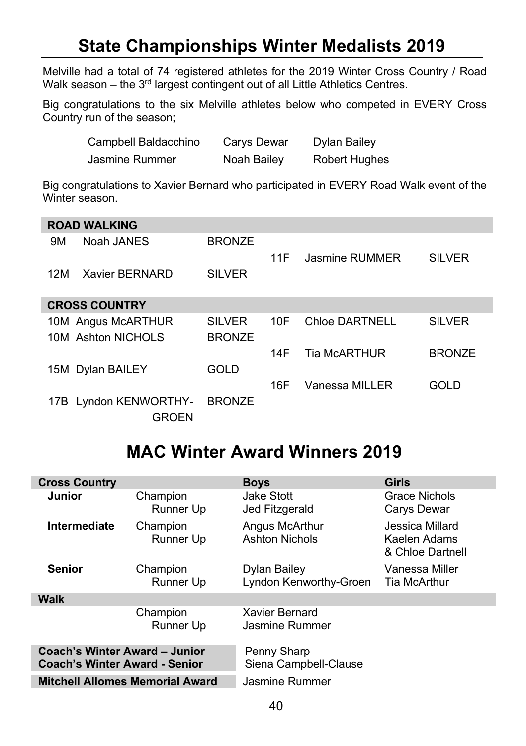# State Championships Winter Medalists 2019

Melville had a total of 74 registered athletes for the 2019 Winter Cross Country / Road Walk season – the 3rd largest contingent out of all Little Athletics Centres.

Big congratulations to the six Melville athletes below who competed in EVERY Cross Country run of the season;

| | | |
|---|---|---|
| Campbell Baldacchino | Carys Dewar | Dylan Bailey |
| Jasmine Rummer | Noah Bailey | Robert Hughes |

Big congratulations to Xavier Bernard who participated in EVERY Road Walk event of the Winter season.

| **ROAD WALKING** | | | | | |
|---|---|---|---|---|---|
| 9M | Noah JANES | BRONZE | | | |
| | | | 11F | Jasmine RUMMER | SILVER |
| 12M | Xavier BERNARD | SILVER | | | |
| **CROSS COUNTRY** | | | | | |
| 10M | Angus McARTHUR | SILVER | 10F | Chloe DARTNELL | SILVER |
| 10M | Ashton NICHOLS | BRONZE | | | |
| | | | 14F | Tia McARTHUR | BRONZE |
| 15M | Dylan BAILEY | GOLD | | | |
| | | | 16F | Vanessa MILLER | GOLD |
| 17B | Lyndon KENWORTHY-GROEN | BRONZE | | | |

# MAC Winter Award Winners 2019

| **Cross Country** | | **Boys** | **Girls** |
|---|---|---|---|
| **Junior** | Champion | Jake Stott | Grace Nichols |
| | Runner Up | Jed Fitzgerald | Carys Dewar |
| **Intermediate** | Champion | Angus McArthur | Jessica Millard |
| | Runner Up | Ashton Nichols | Kaelen Adams & Chloe Dartnell |
| **Senior** | Champion | Dylan Bailey | Vanessa Miller |
| | Runner Up | Lyndon Kenworthy-Groen | Tia McArthur |
| **Walk** | | | |
| | Champion | Xavier Bernard | |
| | Runner Up | Jasmine Rummer | |
| **Coach's Winter Award – Junior** | | Penny Sharp | |
| **Coach's Winter Award - Senior** | | Siena Campbell-Clause | |
| **Mitchell Allomes Memorial Award** | | Jasmine Rummer | |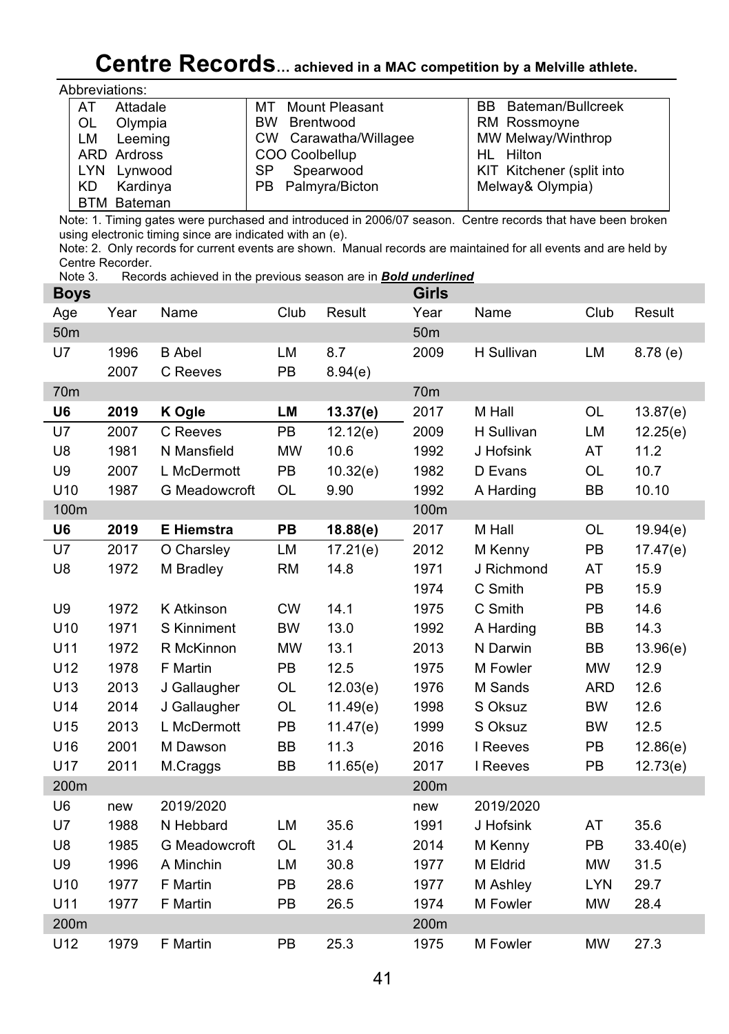# Centre Records… achieved in a MAC competition by a Melville athlete.

Abbreviations:

| | | |
|---|---|---|
| AT Attadale | MT Mount Pleasant | BB Bateman/Bullcreek |
| OL Olympia | BW Brentwood | RM Rossmoyne |
| LM Leeming | CW Carawatha/Willagee | MW Melway/Winthrop |
| ARD Ardross | COO Coolbellup | HL Hilton |
| LYN Lynwood | SP Spearwood | KIT Kitchener (split into Melway& Olympia) |
| KD Kardinya | PB Palmyra/Bicton | |
| BTM Bateman | | |

Note: 1. Timing gates were purchased and introduced in 2006/07 season. Centre records that have been broken using electronic timing since are indicated with an (e).

Note: 2. Only records for current events are shown. Manual records are maintained for all events and are held by Centre Recorder.

Note 3. Records achieved in the previous season are in ***Bold underlined***

| Boys | | | | | Girls | | | |
|---|---|---|---|---|---|---|---|---|
| Age | Year | Name | Club | Result | Year | Name | Club | Result |
| 50m | | | | | 50m | | | |
| U7 | 1996 | B Abel | LM | 8.7 | 2009 | H Sullivan | LM | 8.78 (e) |
| | 2007 | C Reeves | PB | 8.94(e) | | | | |
| 70m | | | | | 70m | | | |
| **U6** | **2019** | **K Ogle** | **LM** | **13.37(e)** | 2017 | M Hall | OL | 13.87(e) |
| U7 | 2007 | C Reeves | PB | 12.12(e) | 2009 | H Sullivan | LM | 12.25(e) |
| U8 | 1981 | N Mansfield | MW | 10.6 | 1992 | J Hofsink | AT | 11.2 |
| U9 | 2007 | L McDermott | PB | 10.32(e) | 1982 | D Evans | OL | 10.7 |
| U10 | 1987 | G Meadowcroft | OL | 9.90 | 1992 | A Harding | BB | 10.10 |
| 100m | | | | | 100m | | | |
| **U6** | **2019** | **E Hiemstra** | **PB** | **18.88(e)** | 2017 | M Hall | OL | 19.94(e) |
| U7 | 2017 | O Charsley | LM | 17.21(e) | 2012 | M Kenny | PB | 17.47(e) |
| U8 | 1972 | M Bradley | RM | 14.8 | 1971 | J Richmond | AT | 15.9 |
| | | | | | 1974 | C Smith | PB | 15.9 |
| U9 | 1972 | K Atkinson | CW | 14.1 | 1975 | C Smith | PB | 14.6 |
| U10 | 1971 | S Kinniment | BW | 13.0 | 1992 | A Harding | BB | 14.3 |
| U11 | 1972 | R McKinnon | MW | 13.1 | 2013 | N Darwin | BB | 13.96(e) |
| U12 | 1978 | F Martin | PB | 12.5 | 1975 | M Fowler | MW | 12.9 |
| U13 | 2013 | J Gallaugher | OL | 12.03(e) | 1976 | M Sands | ARD | 12.6 |
| U14 | 2014 | J Gallaugher | OL | 11.49(e) | 1998 | S Oksuz | BW | 12.6 |
| U15 | 2013 | L McDermott | PB | 11.47(e) | 1999 | S Oksuz | BW | 12.5 |
| U16 | 2001 | M Dawson | BB | 11.3 | 2016 | I Reeves | PB | 12.86(e) |
| U17 | 2011 | M.Craggs | BB | 11.65(e) | 2017 | I Reeves | PB | 12.73(e) |
| 200m | | | | | 200m | | | |
| U6 | new | 2019/2020 | | | new | 2019/2020 | | |
| U7 | 1988 | N Hebbard | LM | 35.6 | 1991 | J Hofsink | AT | 35.6 |
| U8 | 1985 | G Meadowcroft | OL | 31.4 | 2014 | M Kenny | PB | 33.40(e) |
| U9 | 1996 | A Minchin | LM | 30.8 | 1977 | M Eldrid | MW | 31.5 |
| U10 | 1977 | F Martin | PB | 28.6 | 1977 | M Ashley | LYN | 29.7 |
| U11 | 1977 | F Martin | PB | 26.5 | 1974 | M Fowler | MW | 28.4 |
| 200m | | | | | 200m | | | |
| U12 | 1979 | F Martin | PB | 25.3 | 1975 | M Fowler | MW | 27.3 |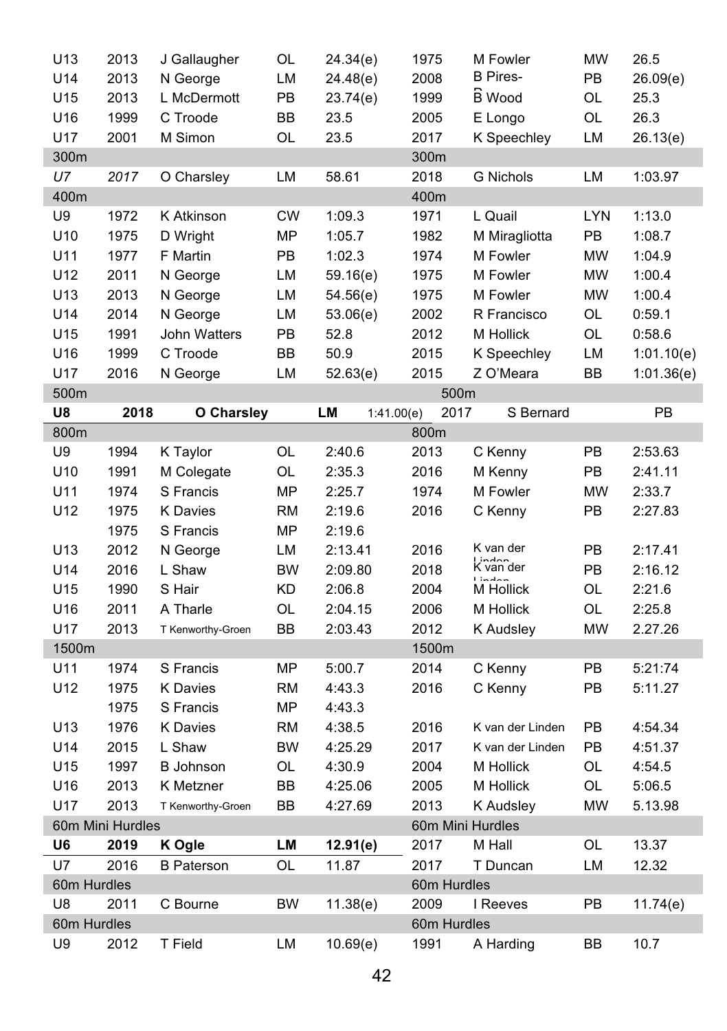| | | | | | | | | |
|---|---|---|---|---|---|---|---|---|
| U13 | 2013 | J Gallaugher | OL | 24.34(e) | 1975 | M Fowler | MW | 26.5 |
| U14 | 2013 | N George | LM | 24.48(e) | 2008 | B Pires-Wood | PB | 26.09(e) |
| U15 | 2013 | L McDermott | PB | 23.74(e) | 1999 | B Wood | OL | 25.3 |
| U16 | 1999 | C Troode | BB | 23.5 | 2005 | E Longo | OL | 26.3 |
| U17 | 2001 | M Simon | OL | 23.5 | 2017 | K Speechley | LM | 26.13(e) |
| 300m | | | | | 300m | | | |
| *U7* | *2017* | O Charsley | LM | 58.61 | 2018 | G Nichols | LM | 1:03.97 |
| 400m | | | | | 400m | | | |
| U9 | 1972 | K Atkinson | CW | 1:09.3 | 1971 | L Quail | LYN | 1:13.0 |
| U10 | 1975 | D Wright | MP | 1:05.7 | 1982 | M Miragliotta | PB | 1:08.7 |
| U11 | 1977 | F Martin | PB | 1:02.3 | 1974 | M Fowler | MW | 1:04.9 |
| U12 | 2011 | N George | LM | 59.16(e) | 1975 | M Fowler | MW | 1:00.4 |
| U13 | 2013 | N George | LM | 54.56(e) | 1975 | M Fowler | MW | 1:00.4 |
| U14 | 2014 | N George | LM | 53.06(e) | 2002 | R Francisco | OL | 0:59.1 |
| U15 | 1991 | John Watters | PB | 52.8 | 2012 | M Hollick | OL | 0:58.6 |
| U16 | 1999 | C Troode | BB | 50.9 | 2015 | K Speechley | LM | 1:01.10(e) |
| U17 | 2016 | N George | LM | 52.63(e) | 2015 | Z O'Meara | BB | 1:01.36(e) |
| 500m | | | | | 500m | | | |
| **U8** | **2018** | **O Charsley** | **LM** | 1:41.00(e) | 2017 | S Bernard | | PB |
| 800m | | | | | 800m | | | |
| U9 | 1994 | K Taylor | OL | 2:40.6 | 2013 | C Kenny | PB | 2:53.63 |
| U10 | 1991 | M Colegate | OL | 2:35.3 | 2016 | M Kenny | PB | 2:41.11 |
| U11 | 1974 | S Francis | MP | 2:25.7 | 1974 | M Fowler | MW | 2:33.7 |
| U12 | 1975 | K Davies | RM | 2:19.6 | 2016 | C Kenny | PB | 2:27.83 |
| | 1975 | S Francis | MP | 2:19.6 | | | | |
| U13 | 2012 | N George | LM | 2:13.41 | 2016 | K van der Linden | PB | 2:17.41 |
| U14 | 2016 | L Shaw | BW | 2:09.80 | 2018 | K van der Linden | PB | 2:16.12 |
| U15 | 1990 | S Hair | KD | 2:06.8 | 2004 | M Hollick | OL | 2:21.6 |
| U16 | 2011 | A Tharle | OL | 2:04.15 | 2006 | M Hollick | OL | 2:25.8 |
| U17 | 2013 | T Kenworthy-Groen | BB | 2:03.43 | 2012 | K Audsley | MW | 2.27.26 |
| 1500m | | | | | 1500m | | | |
| U11 | 1974 | S Francis | MP | 5:00.7 | 2014 | C Kenny | PB | 5:21:74 |
| U12 | 1975 | K Davies | RM | 4:43.3 | 2016 | C Kenny | PB | 5:11.27 |
| | 1975 | S Francis | MP | 4:43.3 | | | | |
| U13 | 1976 | K Davies | RM | 4:38.5 | 2016 | K van der Linden | PB | 4:54.34 |
| U14 | 2015 | L Shaw | BW | 4:25.29 | 2017 | K van der Linden | PB | 4:51.37 |
| U15 | 1997 | B Johnson | OL | 4:30.9 | 2004 | M Hollick | OL | 4:54.5 |
| U16 | 2013 | K Metzner | BB | 4:25.06 | 2005 | M Hollick | OL | 5:06.5 |
| U17 | 2013 | T Kenworthy-Groen | BB | 4:27.69 | 2013 | K Audsley | MW | 5.13.98 |
| 60m Mini Hurdles | | | | | 60m Mini Hurdles | | | |
| **U6** | **2019** | **K Ogle** | **LM** | **12.91(e)** | 2017 | M Hall | OL | 13.37 |
| U7 | 2016 | B Paterson | OL | 11.87 | 2017 | T Duncan | LM | 12.32 |
| 60m Hurdles | | | | | 60m Hurdles | | | |
| U8 | 2011 | C Bourne | BW | 11.38(e) | 2009 | I Reeves | PB | 11.74(e) |
| 60m Hurdles | | | | | 60m Hurdles | | | |
| U9 | 2012 | T Field | LM | 10.69(e) | 1991 | A Harding | BB | 10.7 |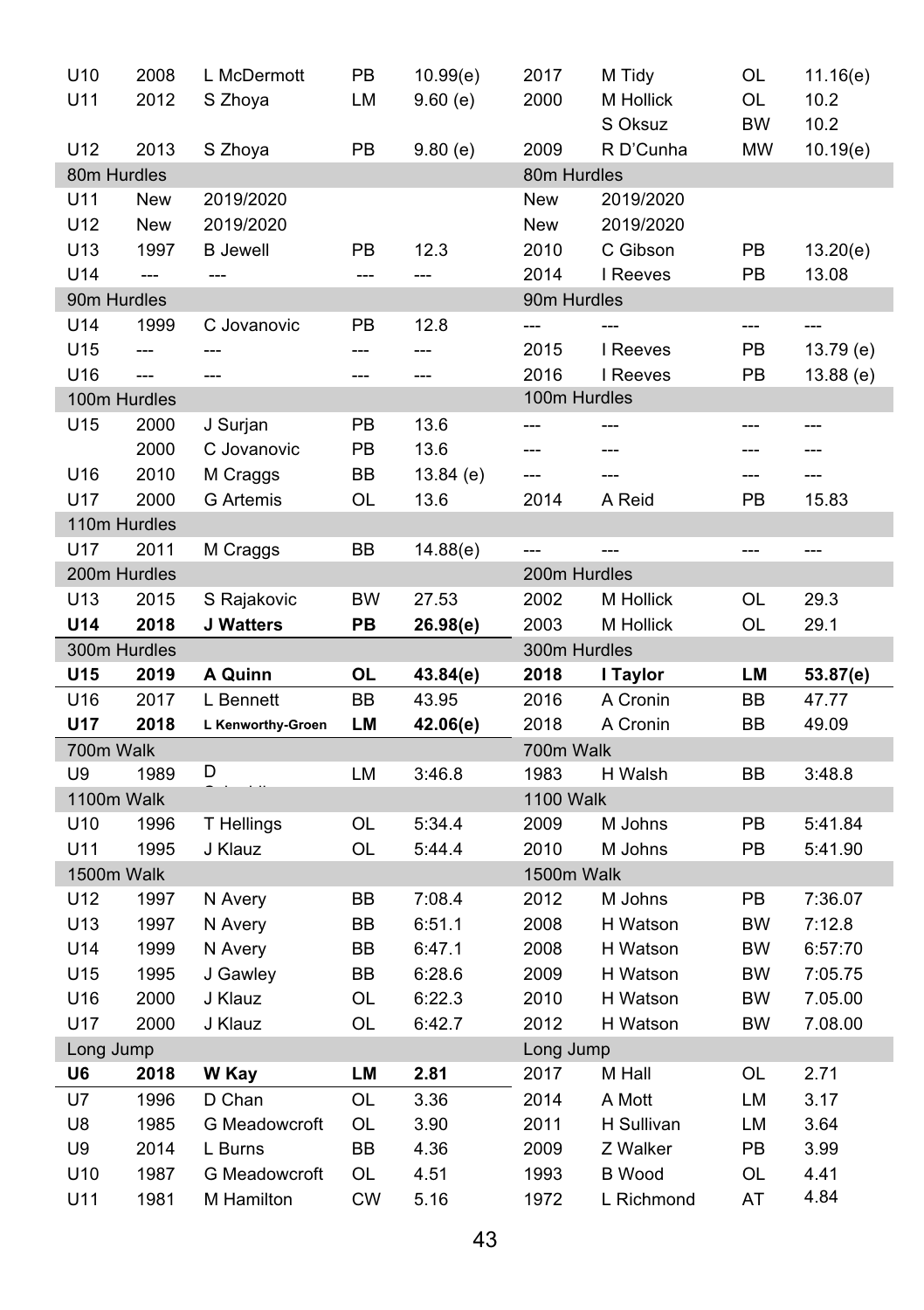| Age | Year | Name | Club | Record | Year | Name | Club | Record |
|---|---|---|---|---|---|---|---|---|
| U10 | 2008 | L McDermott | PB | 10.99(e) | 2017 | M Tidy | OL | 11.16(e) |
| U11 | 2012 | S Zhoya | LM | 9.60 (e) | 2000 | M Hollick | OL | 10.2 |
| | | | | | | S Oksuz | BW | 10.2 |
| U12 | 2013 | S Zhoya | PB | 9.80 (e) | 2009 | R D'Cunha | MW | 10.19(e) |
| 80m Hurdles | | | | | 80m Hurdles | | | |
| U11 | New | 2019/2020 | | | New | 2019/2020 | | |
| U12 | New | 2019/2020 | | | New | 2019/2020 | | |
| U13 | 1997 | B Jewell | PB | 12.3 | 2010 | C Gibson | PB | 13.20(e) |
| U14 | --- | --- | --- | --- | 2014 | I Reeves | PB | 13.08 |
| 90m Hurdles | | | | | 90m Hurdles | | | |
| U14 | 1999 | C Jovanovic | PB | 12.8 | --- | --- | --- | --- |
| U15 | --- | --- | --- | --- | 2015 | I Reeves | PB | 13.79 (e) |
| U16 | --- | --- | --- | --- | 2016 | I Reeves | PB | 13.88 (e) |
| 100m Hurdles | | | | | 100m Hurdles | | | |
| U15 | 2000 | J Surjan | PB | 13.6 | --- | --- | --- | --- |
| | 2000 | C Jovanovic | PB | 13.6 | --- | --- | --- | --- |
| U16 | 2010 | M Craggs | BB | 13.84 (e) | --- | --- | --- | --- |
| U17 | 2000 | G Artemis | OL | 13.6 | 2014 | A Reid | PB | 15.83 |
| 110m Hurdles | | | | | | | | |
| U17 | 2011 | M Craggs | BB | 14.88(e) | --- | --- | --- | --- |
| 200m Hurdles | | | | | 200m Hurdles | | | |
| U13 | 2015 | S Rajakovic | BW | 27.53 | 2002 | M Hollick | OL | 29.3 |
| **U14** | **2018** | **J Watters** | **PB** | **26.98(e)** | 2003 | M Hollick | OL | 29.1 |
| 300m Hurdles | | | | | 300m Hurdles | | | |
| **U15** | **2019** | **A Quinn** | **OL** | **43.84(e)** | **2018** | **I Taylor** | **LM** | **53.87(e)** |
| U16 | 2017 | L Bennett | BB | 43.95 | 2016 | A Cronin | BB | 47.77 |
| **U17** | **2018** | **L Kenworthy-Groen** | **LM** | **42.06(e)** | 2018 | A Cronin | BB | 49.09 |
| 700m Walk | | | | | 700m Walk | | | |
| U9 | 1989 | D | LM | 3:46.8 | 1983 | H Walsh | BB | 3:48.8 |
| 1100m Walk | | | | | 1100 Walk | | | |
| U10 | 1996 | T Hellings | OL | 5:34.4 | 2009 | M Johns | PB | 5:41.84 |
| U11 | 1995 | J Klauz | OL | 5:44.4 | 2010 | M Johns | PB | 5:41.90 |
| 1500m Walk | | | | | 1500m Walk | | | |
| U12 | 1997 | N Avery | BB | 7:08.4 | 2012 | M Johns | PB | 7:36.07 |
| U13 | 1997 | N Avery | BB | 6:51.1 | 2008 | H Watson | BW | 7:12.8 |
| U14 | 1999 | N Avery | BB | 6:47.1 | 2008 | H Watson | BW | 6:57:70 |
| U15 | 1995 | J Gawley | BB | 6:28.6 | 2009 | H Watson | BW | 7:05.75 |
| U16 | 2000 | J Klauz | OL | 6:22.3 | 2010 | H Watson | BW | 7.05.00 |
| U17 | 2000 | J Klauz | OL | 6:42.7 | 2012 | H Watson | BW | 7.08.00 |
| Long Jump | | | | | Long Jump | | | |
| **U6** | **2018** | **W Kay** | **LM** | **2.81** | 2017 | M Hall | OL | 2.71 |
| U7 | 1996 | D Chan | OL | 3.36 | 2014 | A Mott | LM | 3.17 |
| U8 | 1985 | G Meadowcroft | OL | 3.90 | 2011 | H Sullivan | LM | 3.64 |
| U9 | 2014 | L Burns | BB | 4.36 | 2009 | Z Walker | PB | 3.99 |
| U10 | 1987 | G Meadowcroft | OL | 4.51 | 1993 | B Wood | OL | 4.41 |
| U11 | 1981 | M Hamilton | CW | 5.16 | 1972 | L Richmond | AT | 4.84 |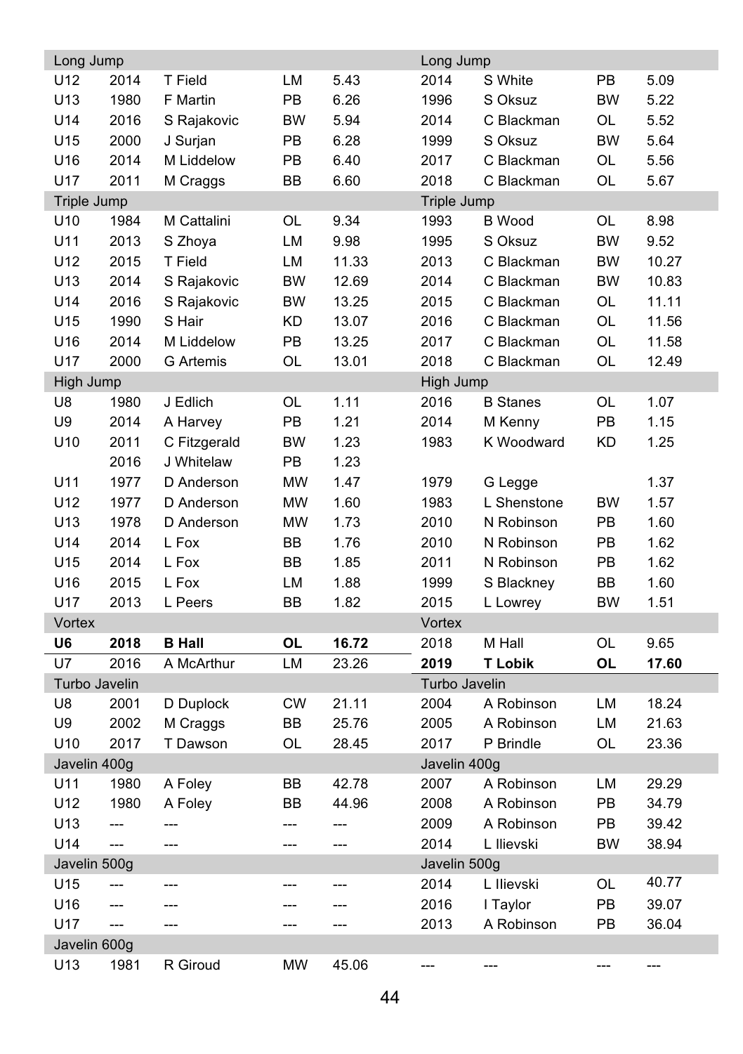| Event | Year | Name | Club | Result | Year | Name | Club | Result |
|---|---|---|---|---|---|---|---|---|
| **Long Jump** | | | | | **Long Jump** | | | |
| U12 | 2014 | T Field | LM | 5.43 | 2014 | S White | PB | 5.09 |
| U13 | 1980 | F Martin | PB | 6.26 | 1996 | S Oksuz | BW | 5.22 |
| U14 | 2016 | S Rajakovic | BW | 5.94 | 2014 | C Blackman | OL | 5.52 |
| U15 | 2000 | J Surjan | PB | 6.28 | 1999 | S Oksuz | BW | 5.64 |
| U16 | 2014 | M Liddelow | PB | 6.40 | 2017 | C Blackman | OL | 5.56 |
| U17 | 2011 | M Craggs | BB | 6.60 | 2018 | C Blackman | OL | 5.67 |
| **Triple Jump** | | | | | **Triple Jump** | | | |
| U10 | 1984 | M Cattalini | OL | 9.34 | 1993 | B Wood | OL | 8.98 |
| U11 | 2013 | S Zhoya | LM | 9.98 | 1995 | S Oksuz | BW | 9.52 |
| U12 | 2015 | T Field | LM | 11.33 | 2013 | C Blackman | BW | 10.27 |
| U13 | 2014 | S Rajakovic | BW | 12.69 | 2014 | C Blackman | BW | 10.83 |
| U14 | 2016 | S Rajakovic | BW | 13.25 | 2015 | C Blackman | OL | 11.11 |
| U15 | 1990 | S Hair | KD | 13.07 | 2016 | C Blackman | OL | 11.56 |
| U16 | 2014 | M Liddelow | PB | 13.25 | 2017 | C Blackman | OL | 11.58 |
| U17 | 2000 | G Artemis | OL | 13.01 | 2018 | C Blackman | OL | 12.49 |
| **High Jump** | | | | | **High Jump** | | | |
| U8 | 1980 | J Edlich | OL | 1.11 | 2016 | B Stanes | OL | 1.07 |
| U9 | 2014 | A Harvey | PB | 1.21 | 2014 | M Kenny | PB | 1.15 |
| U10 | 2011 | C Fitzgerald | BW | 1.23 | 1983 | K Woodward | KD | 1.25 |
| | 2016 | J Whitelaw | PB | 1.23 | | | | |
| U11 | 1977 | D Anderson | MW | 1.47 | 1979 | G Legge | | 1.37 |
| U12 | 1977 | D Anderson | MW | 1.60 | 1983 | L Shenstone | BW | 1.57 |
| U13 | 1978 | D Anderson | MW | 1.73 | 2010 | N Robinson | PB | 1.60 |
| U14 | 2014 | L Fox | BB | 1.76 | 2010 | N Robinson | PB | 1.62 |
| U15 | 2014 | L Fox | BB | 1.85 | 2011 | N Robinson | PB | 1.62 |
| U16 | 2015 | L Fox | LM | 1.88 | 1999 | S Blackney | BB | 1.60 |
| U17 | 2013 | L Peers | BB | 1.82 | 2015 | L Lowrey | BW | 1.51 |
| **Vortex** | | | | | **Vortex** | | | |
| **U6** | **2018** | **B Hall** | **OL** | **16.72** | 2018 | M Hall | OL | 9.65 |
| U7 | 2016 | A McArthur | LM | 23.26 | **2019** | **T Lobik** | **OL** | **17.60** |
| **Turbo Javelin** | | | | | **Turbo Javelin** | | | |
| U8 | 2001 | D Duplock | CW | 21.11 | 2004 | A Robinson | LM | 18.24 |
| U9 | 2002 | M Craggs | BB | 25.76 | 2005 | A Robinson | LM | 21.63 |
| U10 | 2017 | T Dawson | OL | 28.45 | 2017 | P Brindle | OL | 23.36 |
| **Javelin 400g** | | | | | **Javelin 400g** | | | |
| U11 | 1980 | A Foley | BB | 42.78 | 2007 | A Robinson | LM | 29.29 |
| U12 | 1980 | A Foley | BB | 44.96 | 2008 | A Robinson | PB | 34.79 |
| U13 | --- | --- | --- | --- | 2009 | A Robinson | PB | 39.42 |
| U14 | --- | --- | --- | --- | 2014 | L Ilievski | BW | 38.94 |
| **Javelin 500g** | | | | | **Javelin 500g** | | | |
| U15 | --- | --- | --- | --- | 2014 | L Ilievski | OL | 40.77 |
| U16 | --- | --- | --- | --- | 2016 | I Taylor | PB | 39.07 |
| U17 | --- | --- | --- | --- | 2013 | A Robinson | PB | 36.04 |
| **Javelin 600g** | | | | | | | | |
| U13 | 1981 | R Giroud | MW | 45.06 | --- | --- | --- | --- |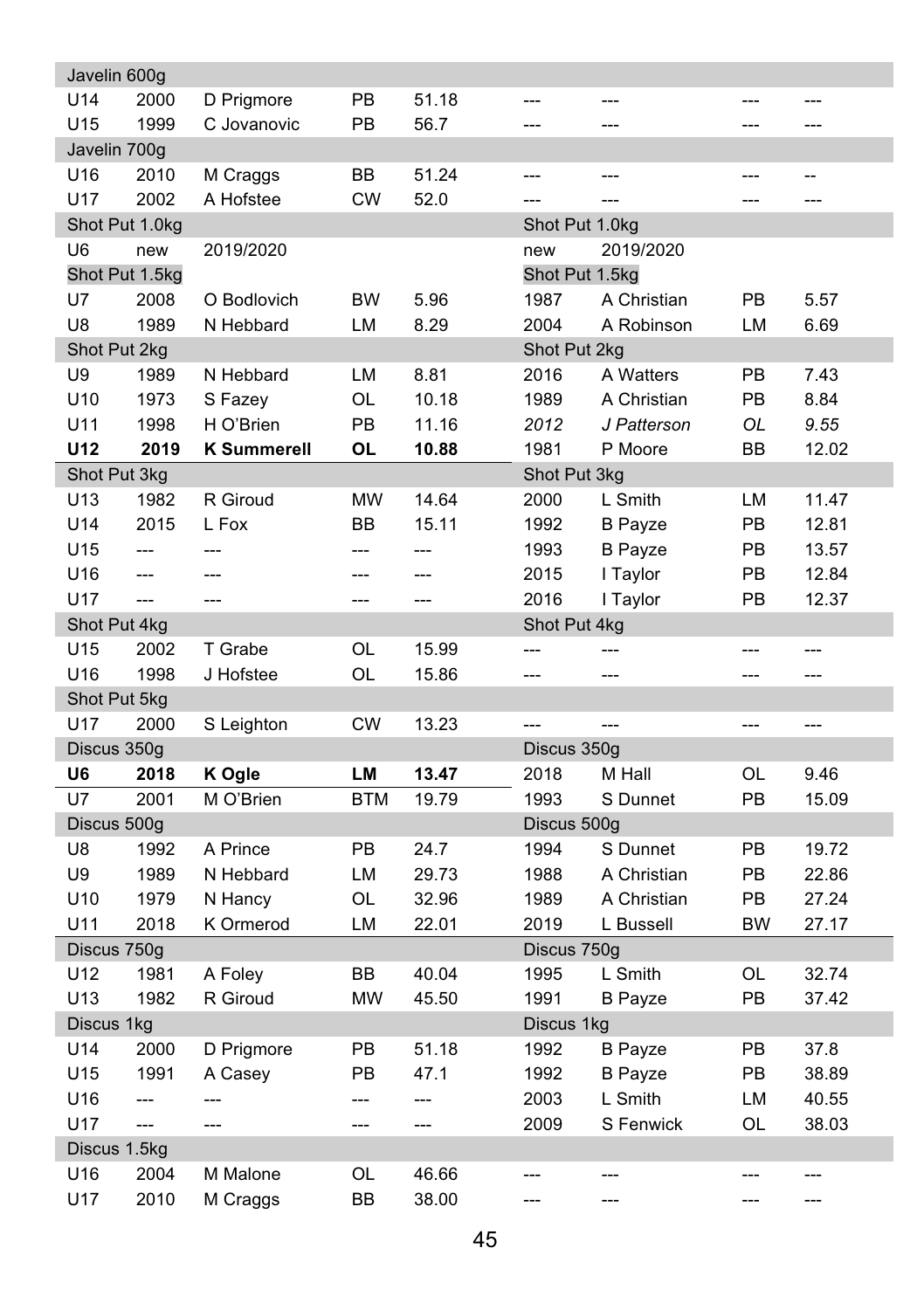| | | | | | | | | |
|---|---|---|---|---|---|---|---|---|
| Javelin 600g | | | | | | | | |
| U14 | 2000 | D Prigmore | PB | 51.18 | --- | --- | --- | --- |
| U15 | 1999 | C Jovanovic | PB | 56.7 | --- | --- | --- | --- |
| Javelin 700g | | | | | | | | |
| U16 | 2010 | M Craggs | BB | 51.24 | --- | --- | --- | -- |
| U17 | 2002 | A Hofstee | CW | 52.0 | --- | --- | --- | --- |
| Shot Put 1.0kg | | | | | Shot Put 1.0kg | | | |
| U6 | new | 2019/2020 | | | new | 2019/2020 | | |
| Shot Put 1.5kg | | | | | Shot Put 1.5kg | | | |
| U7 | 2008 | O Bodlovich | BW | 5.96 | 1987 | A Christian | PB | 5.57 |
| U8 | 1989 | N Hebbard | LM | 8.29 | 2004 | A Robinson | LM | 6.69 |
| Shot Put 2kg | | | | | Shot Put 2kg | | | |
| U9 | 1989 | N Hebbard | LM | 8.81 | 2016 | A Watters | PB | 7.43 |
| U10 | 1973 | S Fazey | OL | 10.18 | 1989 | A Christian | PB | 8.84 |
| U11 | 1998 | H O'Brien | PB | 11.16 | *2012* | *J Patterson* | *OL* | *9.55* |
| **U12** | **2019** | **K Summerell** | **OL** | **10.88** | 1981 | P Moore | BB | 12.02 |
| Shot Put 3kg | | | | | Shot Put 3kg | | | |
| U13 | 1982 | R Giroud | MW | 14.64 | 2000 | L Smith | LM | 11.47 |
| U14 | 2015 | L Fox | BB | 15.11 | 1992 | B Payze | PB | 12.81 |
| U15 | --- | --- | --- | --- | 1993 | B Payze | PB | 13.57 |
| U16 | --- | --- | --- | --- | 2015 | I Taylor | PB | 12.84 |
| U17 | --- | --- | --- | --- | 2016 | I Taylor | PB | 12.37 |
| Shot Put 4kg | | | | | Shot Put 4kg | | | |
| U15 | 2002 | T Grabe | OL | 15.99 | --- | --- | --- | --- |
| U16 | 1998 | J Hofstee | OL | 15.86 | --- | --- | --- | --- |
| Shot Put 5kg | | | | | | | | |
| U17 | 2000 | S Leighton | CW | 13.23 | --- | --- | --- | --- |
| Discus 350g | | | | | Discus 350g | | | |
| **U6** | **2018** | **K Ogle** | **LM** | **13.47** | 2018 | M Hall | OL | 9.46 |
| U7 | 2001 | M O'Brien | BTM | 19.79 | 1993 | S Dunnet | PB | 15.09 |
| Discus 500g | | | | | Discus 500g | | | |
| U8 | 1992 | A Prince | PB | 24.7 | 1994 | S Dunnet | PB | 19.72 |
| U9 | 1989 | N Hebbard | LM | 29.73 | 1988 | A Christian | PB | 22.86 |
| U10 | 1979 | N Hancy | OL | 32.96 | 1989 | A Christian | PB | 27.24 |
| U11 | 2018 | K Ormerod | LM | 22.01 | 2019 | L Bussell | BW | 27.17 |
| Discus 750g | | | | | Discus 750g | | | |
| U12 | 1981 | A Foley | BB | 40.04 | 1995 | L Smith | OL | 32.74 |
| U13 | 1982 | R Giroud | MW | 45.50 | 1991 | B Payze | PB | 37.42 |
| Discus 1kg | | | | | Discus 1kg | | | |
| U14 | 2000 | D Prigmore | PB | 51.18 | 1992 | B Payze | PB | 37.8 |
| U15 | 1991 | A Casey | PB | 47.1 | 1992 | B Payze | PB | 38.89 |
| U16 | --- | --- | --- | --- | 2003 | L Smith | LM | 40.55 |
| U17 | --- | --- | --- | --- | 2009 | S Fenwick | OL | 38.03 |
| Discus 1.5kg | | | | | | | | |
| U16 | 2004 | M Malone | OL | 46.66 | --- | --- | --- | --- |
| U17 | 2010 | M Craggs | BB | 38.00 | --- | --- | --- | --- |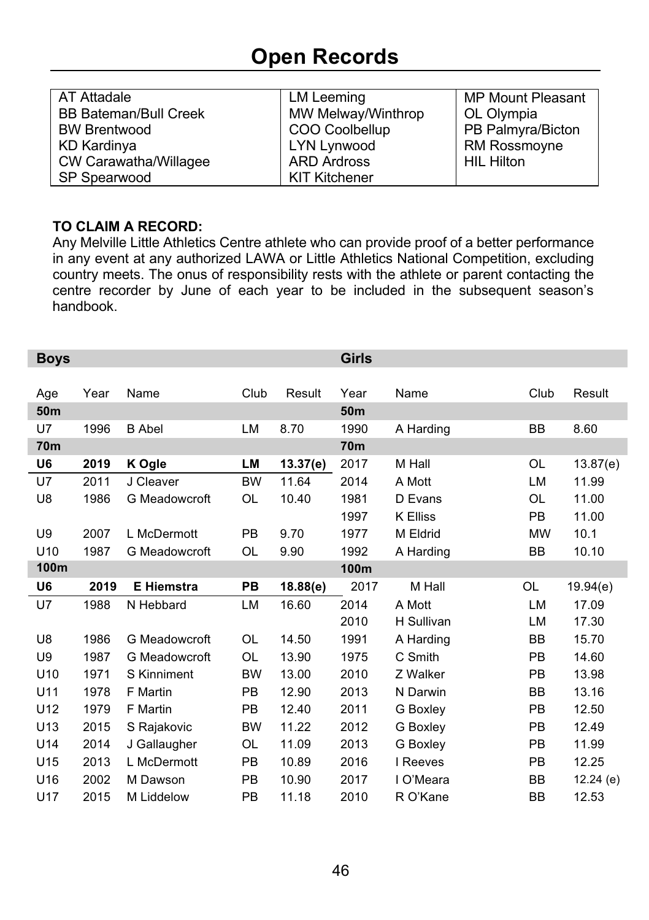# Open Records

| | | |
|---|---|---|
| AT Attadale | LM Leeming | MP Mount Pleasant |
| BB Bateman/Bull Creek | MW Melway/Winthrop | OL Olympia |
| BW Brentwood | COO Coolbellup | PB Palmyra/Bicton |
| KD Kardinya | LYN Lynwood | RM Rossmoyne |
| CW Carawatha/Willagee | ARD Ardross | HIL Hilton |
| SP Spearwood | KIT Kitchener | |

**TO CLAIM A RECORD:**
Any Melville Little Athletics Centre athlete who can provide proof of a better performance in any event at any authorized LAWA or Little Athletics National Competition, excluding country meets. The onus of responsibility rests with the athlete or parent contacting the centre recorder by June of each year to be included in the subsequent season's handbook.

| **Boys** | | | | | **Girls** | | | |
|---|---|---|---|---|---|---|---|---|
| Age | Year | Name | Club | Result | Year | Name | Club | Result |
| **50m** | | | | | **50m** | | | |
| U7 | 1996 | B Abel | LM | 8.70 | 1990 | A Harding | BB | 8.60 |
| **70m** | | | | | **70m** | | | |
| **U6** | **2019** | **K Ogle** | **LM** | **13.37(e)** | 2017 | M Hall | OL | 13.87(e) |
| U7 | 2011 | J Cleaver | BW | 11.64 | 2014 | A Mott | LM | 11.99 |
| U8 | 1986 | G Meadowcroft | OL | 10.40 | 1981 | D Evans | OL | 11.00 |
| | | | | | 1997 | K Elliss | PB | 11.00 |
| U9 | 2007 | L McDermott | PB | 9.70 | 1977 | M Eldrid | MW | 10.1 |
| U10 | 1987 | G Meadowcroft | OL | 9.90 | 1992 | A Harding | BB | 10.10 |
| **100m** | | | | | **100m** | | | |
| **U6** | **2019** | **E Hiemstra** | **PB** | **18.88(e)** | 2017 | M Hall | OL | 19.94(e) |
| U7 | 1988 | N Hebbard | LM | 16.60 | 2014 | A Mott | LM | 17.09 |
| | | | | | 2010 | H Sullivan | LM | 17.30 |
| U8 | 1986 | G Meadowcroft | OL | 14.50 | 1991 | A Harding | BB | 15.70 |
| U9 | 1987 | G Meadowcroft | OL | 13.90 | 1975 | C Smith | PB | 14.60 |
| U10 | 1971 | S Kinniment | BW | 13.00 | 2010 | Z Walker | PB | 13.98 |
| U11 | 1978 | F Martin | PB | 12.90 | 2013 | N Darwin | BB | 13.16 |
| U12 | 1979 | F Martin | PB | 12.40 | 2011 | G Boxley | PB | 12.50 |
| U13 | 2015 | S Rajakovic | BW | 11.22 | 2012 | G Boxley | PB | 12.49 |
| U14 | 2014 | J Gallaugher | OL | 11.09 | 2013 | G Boxley | PB | 11.99 |
| U15 | 2013 | L McDermott | PB | 10.89 | 2016 | I Reeves | PB | 12.25 |
| U16 | 2002 | M Dawson | PB | 10.90 | 2017 | I O'Meara | BB | 12.24 (e) |
| U17 | 2015 | M Liddelow | PB | 11.18 | 2010 | R O'Kane | BB | 12.53 |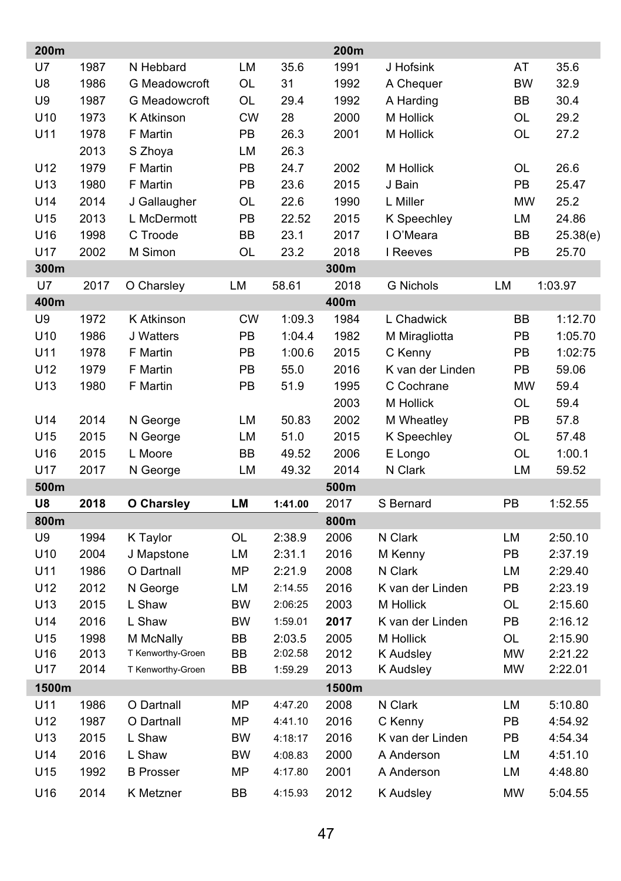| 200m | | | | | 200m | | | |
|---|---|---|---|---|---|---|---|---|
| U7 | 1987 | N Hebbard | LM | 35.6 | 1991 | J Hofsink | AT | 35.6 |
| U8 | 1986 | G Meadowcroft | OL | 31 | 1992 | A Chequer | BW | 32.9 |
| U9 | 1987 | G Meadowcroft | OL | 29.4 | 1992 | A Harding | BB | 30.4 |
| U10 | 1973 | K Atkinson | CW | 28 | 2000 | M Hollick | OL | 29.2 |
| U11 | 1978 | F Martin | PB | 26.3 | 2001 | M Hollick | OL | 27.2 |
| | 2013 | S Zhoya | LM | 26.3 | | | | |
| U12 | 1979 | F Martin | PB | 24.7 | 2002 | M Hollick | OL | 26.6 |
| U13 | 1980 | F Martin | PB | 23.6 | 2015 | J Bain | PB | 25.47 |
| U14 | 2014 | J Gallaugher | OL | 22.6 | 1990 | L Miller | MW | 25.2 |
| U15 | 2013 | L McDermott | PB | 22.52 | 2015 | K Speechley | LM | 24.86 |
| U16 | 1998 | C Troode | BB | 23.1 | 2017 | I O'Meara | BB | 25.38(e) |
| U17 | 2002 | M Simon | OL | 23.2 | 2018 | I Reeves | PB | 25.70 |
| **300m** | | | | | **300m** | | | |
| U7 | 2017 | O Charsley | LM | 58.61 | 2018 | G Nichols | LM | 1:03.97 |
| **400m** | | | | | **400m** | | | |
| U9 | 1972 | K Atkinson | CW | 1:09.3 | 1984 | L Chadwick | BB | 1:12.70 |
| U10 | 1986 | J Watters | PB | 1:04.4 | 1982 | M Miragliotta | PB | 1:05.70 |
| U11 | 1978 | F Martin | PB | 1:00.6 | 2015 | C Kenny | PB | 1:02:75 |
| U12 | 1979 | F Martin | PB | 55.0 | 2016 | K van der Linden | PB | 59.06 |
| U13 | 1980 | F Martin | PB | 51.9 | 1995 | C Cochrane | MW | 59.4 |
| | | | | | 2003 | M Hollick | OL | 59.4 |
| U14 | 2014 | N George | LM | 50.83 | 2002 | M Wheatley | PB | 57.8 |
| U15 | 2015 | N George | LM | 51.0 | 2015 | K Speechley | OL | 57.48 |
| U16 | 2015 | L Moore | BB | 49.52 | 2006 | E Longo | OL | 1:00.1 |
| U17 | 2017 | N George | LM | 49.32 | 2014 | N Clark | LM | 59.52 |
| **500m** | | | | | **500m** | | | |
| **U8** | **2018** | **O Charsley** | **LM** | **1:41.00** | 2017 | S Bernard | PB | 1:52.55 |
| **800m** | | | | | **800m** | | | |
| U9 | 1994 | K Taylor | OL | 2:38.9 | 2006 | N Clark | LM | 2:50.10 |
| U10 | 2004 | J Mapstone | LM | 2:31.1 | 2016 | M Kenny | PB | 2:37.19 |
| U11 | 1986 | O Dartnall | MP | 2:21.9 | 2008 | N Clark | LM | 2:29.40 |
| U12 | 2012 | N George | LM | 2:14.55 | 2016 | K van der Linden | PB | 2:23.19 |
| U13 | 2015 | L Shaw | BW | 2:06:25 | 2003 | M Hollick | OL | 2:15.60 |
| U14 | 2016 | L Shaw | BW | 1:59.01 | **2017** | K van der Linden | PB | 2:16.12 |
| U15 | 1998 | M McNally | BB | 2:03.5 | 2005 | M Hollick | OL | 2:15.90 |
| U16 | 2013 | T Kenworthy-Groen | BB | 2:02.58 | 2012 | K Audsley | MW | 2:21.22 |
| U17 | 2014 | T Kenworthy-Groen | BB | 1:59.29 | 2013 | K Audsley | MW | 2:22.01 |
| **1500m** | | | | | **1500m** | | | |
| U11 | 1986 | O Dartnall | MP | 4:47.20 | 2008 | N Clark | LM | 5:10.80 |
| U12 | 1987 | O Dartnall | MP | 4:41.10 | 2016 | C Kenny | PB | 4:54.92 |
| U13 | 2015 | L Shaw | BW | 4:18:17 | 2016 | K van der Linden | PB | 4:54.34 |
| U14 | 2016 | L Shaw | BW | 4:08.83 | 2000 | A Anderson | LM | 4:51.10 |
| U15 | 1992 | B Prosser | MP | 4:17.80 | 2001 | A Anderson | LM | 4:48.80 |
| U16 | 2014 | K Metzner | BB | 4:15.93 | 2012 | K Audsley | MW | 5:04.55 |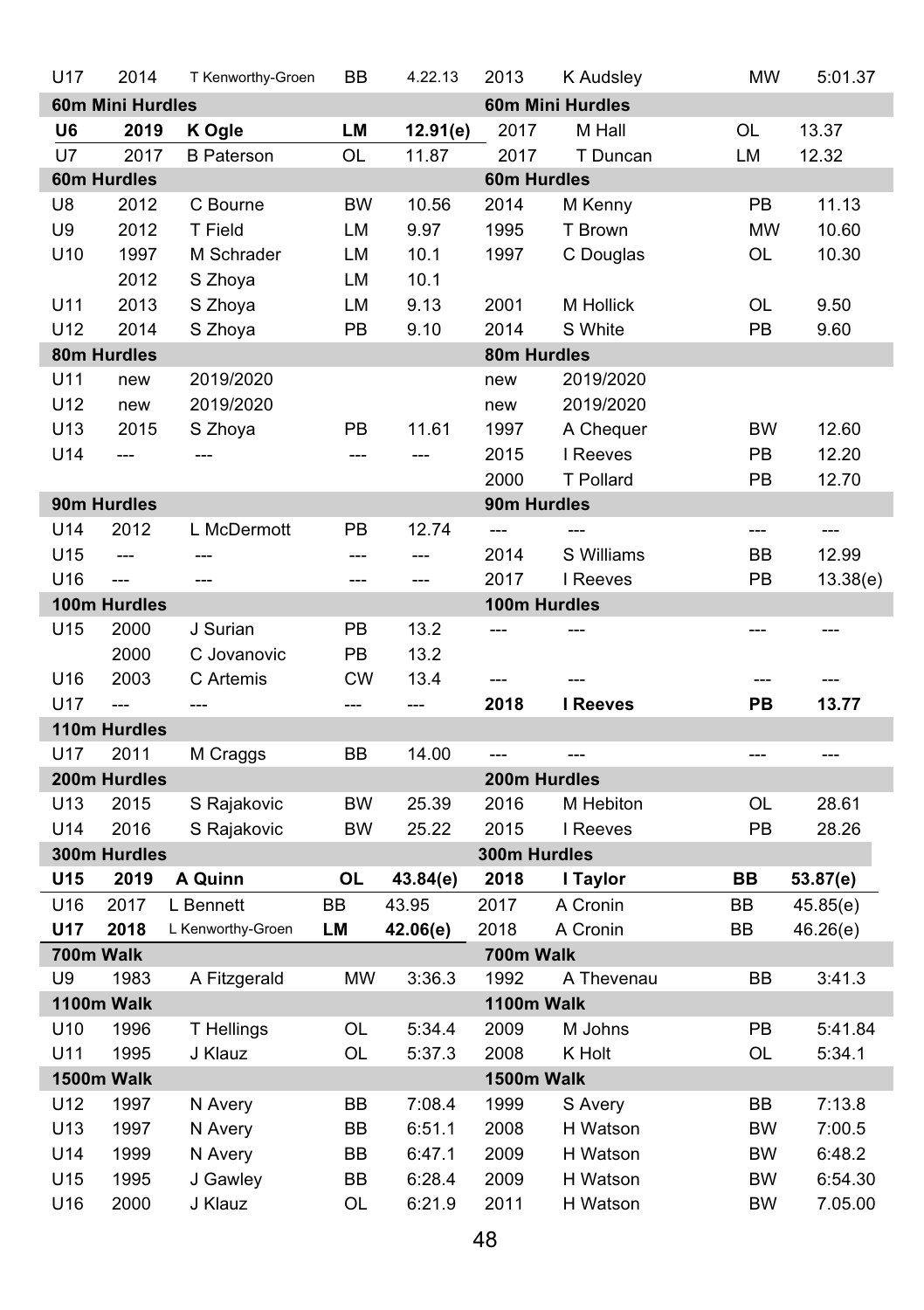| Age | Year | Name | Club | Time | Year | Name | Club | Time |
|---|---|---|---|---|---|---|---|---|
| U17 | 2014 | T Kenworthy-Groen | BB | 4.22.13 | 2013 | K Audsley | MW | 5:01.37 |
| **60m Mini Hurdles** | | | | | **60m Mini Hurdles** | | | |
| **U6** | **2019** | **K Ogle** | **LM** | **12.91(e)** | 2017 | M Hall | OL | 13.37 |
| U7 | 2017 | B Paterson | OL | 11.87 | 2017 | T Duncan | LM | 12.32 |
| **60m Hurdles** | | | | | **60m Hurdles** | | | |
| U8 | 2012 | C Bourne | BW | 10.56 | 2014 | M Kenny | PB | 11.13 |
| U9 | 2012 | T Field | LM | 9.97 | 1995 | T Brown | MW | 10.60 |
| U10 | 1997 | M Schrader | LM | 10.1 | 1997 | C Douglas | OL | 10.30 |
| | 2012 | S Zhoya | LM | 10.1 | | | | |
| U11 | 2013 | S Zhoya | LM | 9.13 | 2001 | M Hollick | OL | 9.50 |
| U12 | 2014 | S Zhoya | PB | 9.10 | 2014 | S White | PB | 9.60 |
| **80m Hurdles** | | | | | **80m Hurdles** | | | |
| U11 | new | 2019/2020 | | | new | 2019/2020 | | |
| U12 | new | 2019/2020 | | | new | 2019/2020 | | |
| U13 | 2015 | S Zhoya | PB | 11.61 | 1997 | A Chequer | BW | 12.60 |
| U14 | --- | --- | --- | --- | 2015 | I Reeves | PB | 12.20 |
| | | | | | 2000 | T Pollard | PB | 12.70 |
| **90m Hurdles** | | | | | **90m Hurdles** | | | |
| U14 | 2012 | L McDermott | PB | 12.74 | --- | --- | --- | --- |
| U15 | --- | --- | --- | --- | 2014 | S Williams | BB | 12.99 |
| U16 | --- | --- | --- | --- | 2017 | I Reeves | PB | 13.38(e) |
| **100m Hurdles** | | | | | **100m Hurdles** | | | |
| U15 | 2000 | J Surian | PB | 13.2 | --- | --- | --- | --- |
| | 2000 | C Jovanovic | PB | 13.2 | | | | |
| U16 | 2003 | C Artemis | CW | 13.4 | --- | --- | --- | --- |
| U17 | --- | --- | --- | --- | **2018** | **I Reeves** | **PB** | **13.77** |
| **110m Hurdles** | | | | | | | | |
| U17 | 2011 | M Craggs | BB | 14.00 | --- | --- | --- | --- |
| **200m Hurdles** | | | | | **200m Hurdles** | | | |
| U13 | 2015 | S Rajakovic | BW | 25.39 | 2016 | M Hebiton | OL | 28.61 |
| U14 | 2016 | S Rajakovic | BW | 25.22 | 2015 | I Reeves | PB | 28.26 |
| **300m Hurdles** | | | | | **300m Hurdles** | | | |
| **U15** | **2019** | **A Quinn** | **OL** | **43.84(e)** | **2018** | **I Taylor** | **BB** | **53.87(e)** |
| U16 | 2017 | L Bennett | BB | 43.95 | 2017 | A Cronin | BB | 45.85(e) |
| **U17** | **2018** | L Kenworthy-Groen | **LM** | **42.06(e)** | 2018 | A Cronin | BB | 46.26(e) |
| **700m Walk** | | | | | **700m Walk** | | | |
| U9 | 1983 | A Fitzgerald | MW | 3:36.3 | 1992 | A Thevenau | BB | 3:41.3 |
| **1100m Walk** | | | | | **1100m Walk** | | | |
| U10 | 1996 | T Hellings | OL | 5:34.4 | 2009 | M Johns | PB | 5:41.84 |
| U11 | 1995 | J Klauz | OL | 5:37.3 | 2008 | K Holt | OL | 5:34.1 |
| **1500m Walk** | | | | | **1500m Walk** | | | |
| U12 | 1997 | N Avery | BB | 7:08.4 | 1999 | S Avery | BB | 7:13.8 |
| U13 | 1997 | N Avery | BB | 6:51.1 | 2008 | H Watson | BW | 7:00.5 |
| U14 | 1999 | N Avery | BB | 6:47.1 | 2009 | H Watson | BW | 6:48.2 |
| U15 | 1995 | J Gawley | BB | 6:28.4 | 2009 | H Watson | BW | 6:54.30 |
| U16 | 2000 | J Klauz | OL | 6:21.9 | 2011 | H Watson | BW | 7.05.00 |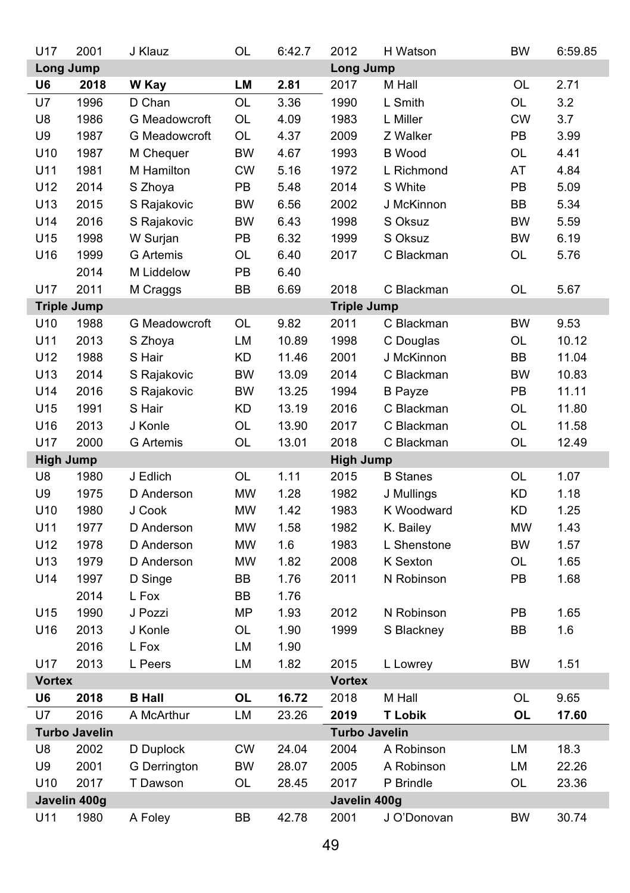| U17 | 2001 | J Klauz | OL | 6:42.7 | 2012 | H Watson | BW | 6:59.85 |
|---|---|---|---|---|---|---|---|---|
| **Long Jump** | | | | | **Long Jump** | | | |
| **U6** | **2018** | **W Kay** | **LM** | **2.81** | 2017 | M Hall | OL | 2.71 |
| U7 | 1996 | D Chan | OL | 3.36 | 1990 | L Smith | OL | 3.2 |
| U8 | 1986 | G Meadowcroft | OL | 4.09 | 1983 | L Miller | CW | 3.7 |
| U9 | 1987 | G Meadowcroft | OL | 4.37 | 2009 | Z Walker | PB | 3.99 |
| U10 | 1987 | M Chequer | BW | 4.67 | 1993 | B Wood | OL | 4.41 |
| U11 | 1981 | M Hamilton | CW | 5.16 | 1972 | L Richmond | AT | 4.84 |
| U12 | 2014 | S Zhoya | PB | 5.48 | 2014 | S White | PB | 5.09 |
| U13 | 2015 | S Rajakovic | BW | 6.56 | 2002 | J McKinnon | BB | 5.34 |
| U14 | 2016 | S Rajakovic | BW | 6.43 | 1998 | S Oksuz | BW | 5.59 |
| U15 | 1998 | W Surjan | PB | 6.32 | 1999 | S Oksuz | BW | 6.19 |
| U16 | 1999 | G Artemis | OL | 6.40 | 2017 | C Blackman | OL | 5.76 |
| | 2014 | M Liddelow | PB | 6.40 | | | | |
| U17 | 2011 | M Craggs | BB | 6.69 | 2018 | C Blackman | OL | 5.67 |
| **Triple Jump** | | | | | **Triple Jump** | | | |
| U10 | 1988 | G Meadowcroft | OL | 9.82 | 2011 | C Blackman | BW | 9.53 |
| U11 | 2013 | S Zhoya | LM | 10.89 | 1998 | C Douglas | OL | 10.12 |
| U12 | 1988 | S Hair | KD | 11.46 | 2001 | J McKinnon | BB | 11.04 |
| U13 | 2014 | S Rajakovic | BW | 13.09 | 2014 | C Blackman | BW | 10.83 |
| U14 | 2016 | S Rajakovic | BW | 13.25 | 1994 | B Payze | PB | 11.11 |
| U15 | 1991 | S Hair | KD | 13.19 | 2016 | C Blackman | OL | 11.80 |
| U16 | 2013 | J Konle | OL | 13.90 | 2017 | C Blackman | OL | 11.58 |
| U17 | 2000 | G Artemis | OL | 13.01 | 2018 | C Blackman | OL | 12.49 |
| **High Jump** | | | | | **High Jump** | | | |
| U8 | 1980 | J Edlich | OL | 1.11 | 2015 | B Stanes | OL | 1.07 |
| U9 | 1975 | D Anderson | MW | 1.28 | 1982 | J Mullings | KD | 1.18 |
| U10 | 1980 | J Cook | MW | 1.42 | 1983 | K Woodward | KD | 1.25 |
| U11 | 1977 | D Anderson | MW | 1.58 | 1982 | K. Bailey | MW | 1.43 |
| U12 | 1978 | D Anderson | MW | 1.6 | 1983 | L Shenstone | BW | 1.57 |
| U13 | 1979 | D Anderson | MW | 1.82 | 2008 | K Sexton | OL | 1.65 |
| U14 | 1997 | D Singe | BB | 1.76 | 2011 | N Robinson | PB | 1.68 |
| | 2014 | L Fox | BB | 1.76 | | | | |
| U15 | 1990 | J Pozzi | MP | 1.93 | 2012 | N Robinson | PB | 1.65 |
| U16 | 2013 | J Konle | OL | 1.90 | 1999 | S Blackney | BB | 1.6 |
| | 2016 | L Fox | LM | 1.90 | | | | |
| U17 | 2013 | L Peers | LM | 1.82 | 2015 | L Lowrey | BW | 1.51 |
| **Vortex** | | | | | **Vortex** | | | |
| **U6** | **2018** | **B Hall** | **OL** | **16.72** | 2018 | M Hall | OL | 9.65 |
| U7 | 2016 | A McArthur | LM | 23.26 | **2019** | **T Lobik** | **OL** | **17.60** |
| **Turbo Javelin** | | | | | **Turbo Javelin** | | | |
| U8 | 2002 | D Duplock | CW | 24.04 | 2004 | A Robinson | LM | 18.3 |
| U9 | 2001 | G Derrington | BW | 28.07 | 2005 | A Robinson | LM | 22.26 |
| U10 | 2017 | T Dawson | OL | 28.45 | 2017 | P Brindle | OL | 23.36 |
| **Javelin 400g** | | | | | **Javelin 400g** | | | |
| U11 | 1980 | A Foley | BB | 42.78 | 2001 | J O'Donovan | BW | 30.74 |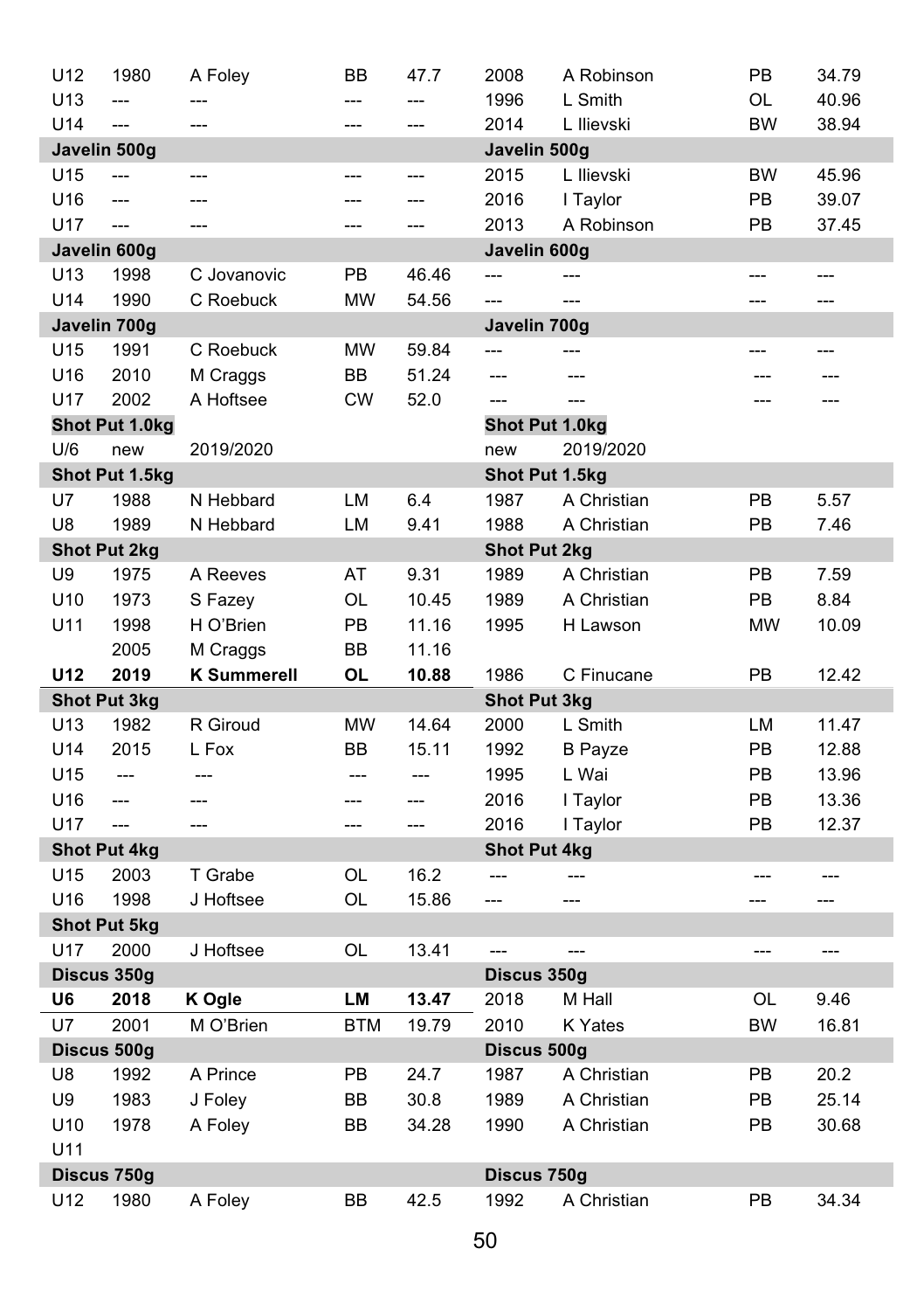| | | | | | | | | |
|---|---|---|---|---|---|---|---|---|
| U12 | 1980 | A Foley | BB | 47.7 | 2008 | A Robinson | PB | 34.79 |
| U13 | --- | --- | --- | --- | 1996 | L Smith | OL | 40.96 |
| U14 | --- | --- | --- | --- | 2014 | L Ilievski | BW | 38.94 |
| **Javelin 500g** | | | | | **Javelin 500g** | | | |
| U15 | --- | --- | --- | --- | 2015 | L Ilievski | BW | 45.96 |
| U16 | --- | --- | --- | --- | 2016 | I Taylor | PB | 39.07 |
| U17 | --- | --- | --- | --- | 2013 | A Robinson | PB | 37.45 |
| **Javelin 600g** | | | | | **Javelin 600g** | | | |
| U13 | 1998 | C Jovanovic | PB | 46.46 | --- | --- | --- | --- |
| U14 | 1990 | C Roebuck | MW | 54.56 | --- | --- | --- | --- |
| **Javelin 700g** | | | | | **Javelin 700g** | | | |
| U15 | 1991 | C Roebuck | MW | 59.84 | --- | --- | --- | --- |
| U16 | 2010 | M Craggs | BB | 51.24 | --- | --- | --- | --- |
| U17 | 2002 | A Hoftsee | CW | 52.0 | --- | --- | --- | --- |
| **Shot Put 1.0kg** | | | | | **Shot Put 1.0kg** | | | |
| U/6 | new | 2019/2020 | | | new | 2019/2020 | | |
| **Shot Put 1.5kg** | | | | | **Shot Put 1.5kg** | | | |
| U7 | 1988 | N Hebbard | LM | 6.4 | 1987 | A Christian | PB | 5.57 |
| U8 | 1989 | N Hebbard | LM | 9.41 | 1988 | A Christian | PB | 7.46 |
| **Shot Put 2kg** | | | | | **Shot Put 2kg** | | | |
| U9 | 1975 | A Reeves | AT | 9.31 | 1989 | A Christian | PB | 7.59 |
| U10 | 1973 | S Fazey | OL | 10.45 | 1989 | A Christian | PB | 8.84 |
| U11 | 1998 | H O'Brien | PB | 11.16 | 1995 | H Lawson | MW | 10.09 |
| | 2005 | M Craggs | BB | 11.16 | | | | |
| **U12** | **2019** | **K Summerell** | **OL** | **10.88** | 1986 | C Finucane | PB | 12.42 |
| **Shot Put 3kg** | | | | | **Shot Put 3kg** | | | |
| U13 | 1982 | R Giroud | MW | 14.64 | 2000 | L Smith | LM | 11.47 |
| U14 | 2015 | L Fox | BB | 15.11 | 1992 | B Payze | PB | 12.88 |
| U15 | --- | --- | --- | --- | 1995 | L Wai | PB | 13.96 |
| U16 | --- | --- | --- | --- | 2016 | I Taylor | PB | 13.36 |
| U17 | --- | --- | --- | --- | 2016 | I Taylor | PB | 12.37 |
| **Shot Put 4kg** | | | | | **Shot Put 4kg** | | | |
| U15 | 2003 | T Grabe | OL | 16.2 | --- | --- | --- | --- |
| U16 | 1998 | J Hoftsee | OL | 15.86 | --- | --- | --- | --- |
| **Shot Put 5kg** | | | | | | | | |
| U17 | 2000 | J Hoftsee | OL | 13.41 | --- | --- | --- | --- |
| **Discus 350g** | | | | | **Discus 350g** | | | |
| **U6** | **2018** | **K Ogle** | **LM** | **13.47** | 2018 | M Hall | OL | 9.46 |
| U7 | 2001 | M O'Brien | BTM | 19.79 | 2010 | K Yates | BW | 16.81 |
| **Discus 500g** | | | | | **Discus 500g** | | | |
| U8 | 1992 | A Prince | PB | 24.7 | 1987 | A Christian | PB | 20.2 |
| U9 | 1983 | J Foley | BB | 30.8 | 1989 | A Christian | PB | 25.14 |
| U10 | 1978 | A Foley | BB | 34.28 | 1990 | A Christian | PB | 30.68 |
| U11 | | | | | | | | |
| **Discus 750g** | | | | | **Discus 750g** | | | |
| U12 | 1980 | A Foley | BB | 42.5 | 1992 | A Christian | PB | 34.34 |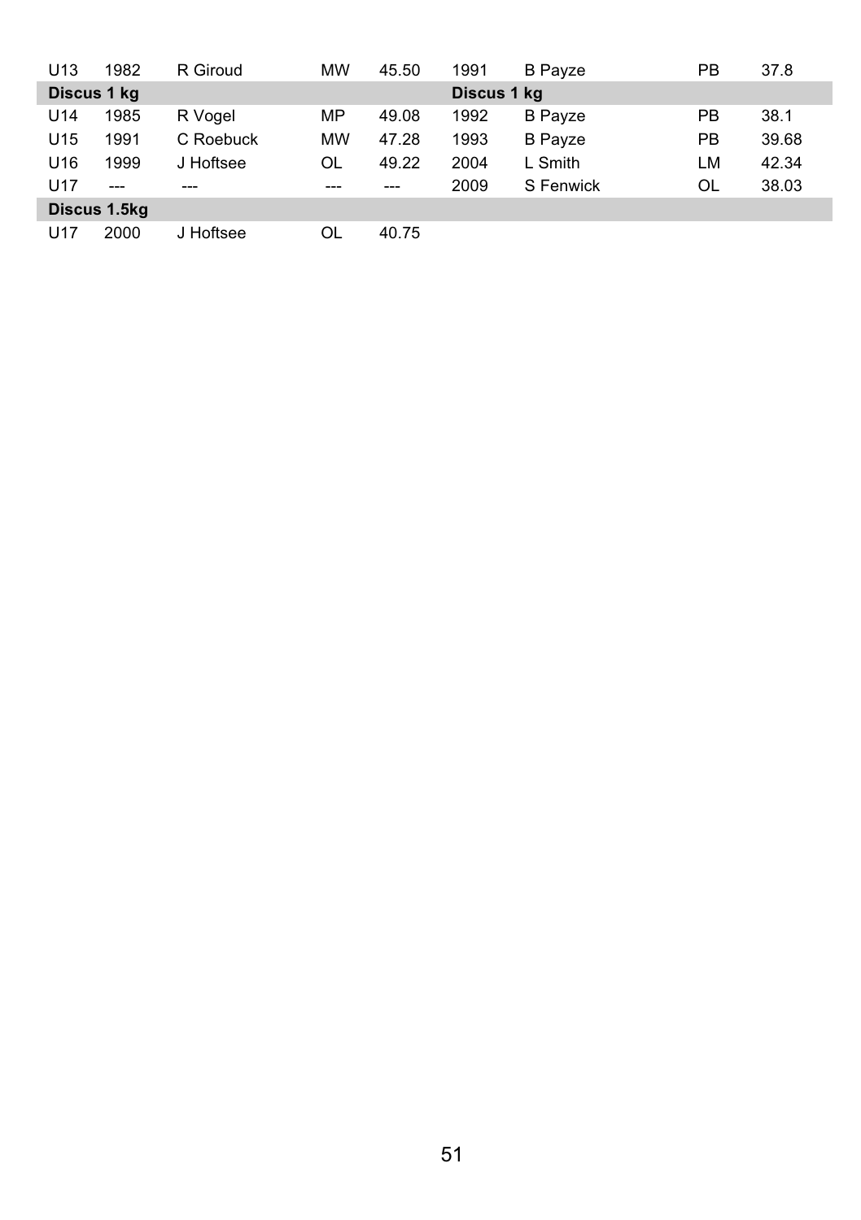| | | | | | | | | |
|---|---|---|---|---|---|---|---|---|
| U13 | 1982 | R Giroud | MW | 45.50 | 1991 | B Payze | PB | 37.8 |
| **Discus 1 kg** | | | | | **Discus 1 kg** | | | |
| U14 | 1985 | R Vogel | MP | 49.08 | 1992 | B Payze | PB | 38.1 |
| U15 | 1991 | C Roebuck | MW | 47.28 | 1993 | B Payze | PB | 39.68 |
| U16 | 1999 | J Hoftsee | OL | 49.22 | 2004 | L Smith | LM | 42.34 |
| U17 | --- | --- | --- | --- | 2009 | S Fenwick | OL | 38.03 |
| **Discus 1.5kg** | | | | | | | | |
| U17 | 2000 | J Hoftsee | OL | 40.75 | | | | |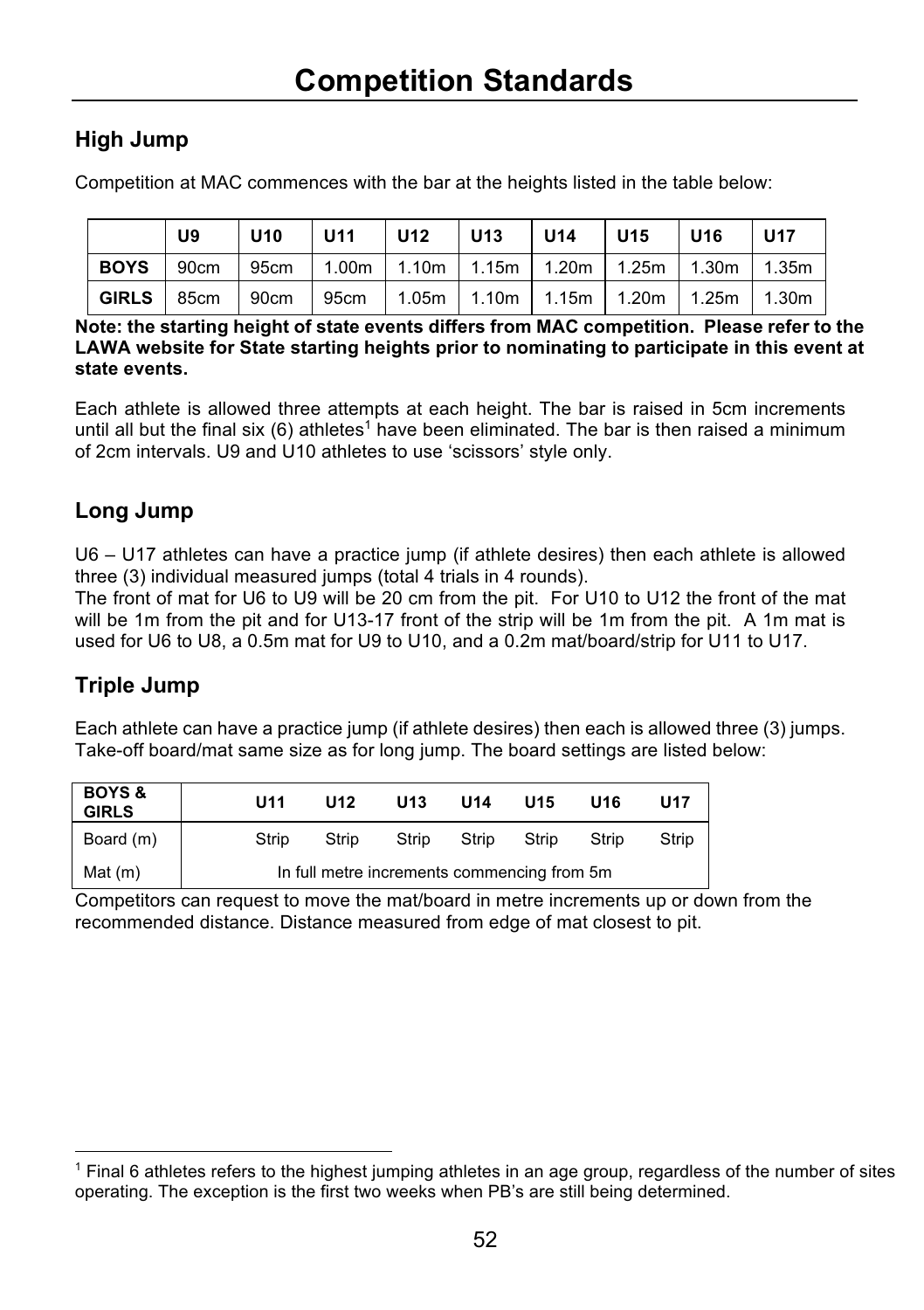# Competition Standards

## High Jump

Competition at MAC commences with the bar at the heights listed in the table below:

| | U9 | U10 | U11 | U12 | U13 | U14 | U15 | U16 | U17 |
|---|---|---|---|---|---|---|---|---|---|
| **BOYS** | 90cm | 95cm | 1.00m | 1.10m | 1.15m | 1.20m | 1.25m | 1.30m | 1.35m |
| **GIRLS** | 85cm | 90cm | 95cm | 1.05m | 1.10m | 1.15m | 1.20m | 1.25m | 1.30m |

**Note: the starting height of state events differs from MAC competition. Please refer to the LAWA website for State starting heights prior to nominating to participate in this event at state events.**

Each athlete is allowed three attempts at each height. The bar is raised in 5cm increments until all but the final six (6) athletes[1] have been eliminated. The bar is then raised a minimum of 2cm intervals. U9 and U10 athletes to use 'scissors' style only.

## Long Jump

U6 – U17 athletes can have a practice jump (if athlete desires) then each athlete is allowed three (3) individual measured jumps (total 4 trials in 4 rounds).
The front of mat for U6 to U9 will be 20 cm from the pit. For U10 to U12 the front of the mat will be 1m from the pit and for U13-17 front of the strip will be 1m from the pit. A 1m mat is used for U6 to U8, a 0.5m mat for U9 to U10, and a 0.2m mat/board/strip for U11 to U17.

## Triple Jump

Each athlete can have a practice jump (if athlete desires) then each is allowed three (3) jumps. Take-off board/mat same size as for long jump. The board settings are listed below:

| BOYS & GIRLS | U11 | U12 | U13 | U14 | U15 | U16 | U17 |
|---|---|---|---|---|---|---|---|
| Board (m) | Strip | Strip | Strip | Strip | Strip | Strip | Strip |
| Mat (m) | In full metre increments commencing from 5m | | | | | | |

Competitors can request to move the mat/board in metre increments up or down from the recommended distance. Distance measured from edge of mat closest to pit.

[1] Final 6 athletes refers to the highest jumping athletes in an age group, regardless of the number of sites operating. The exception is the first two weeks when PB's are still being determined.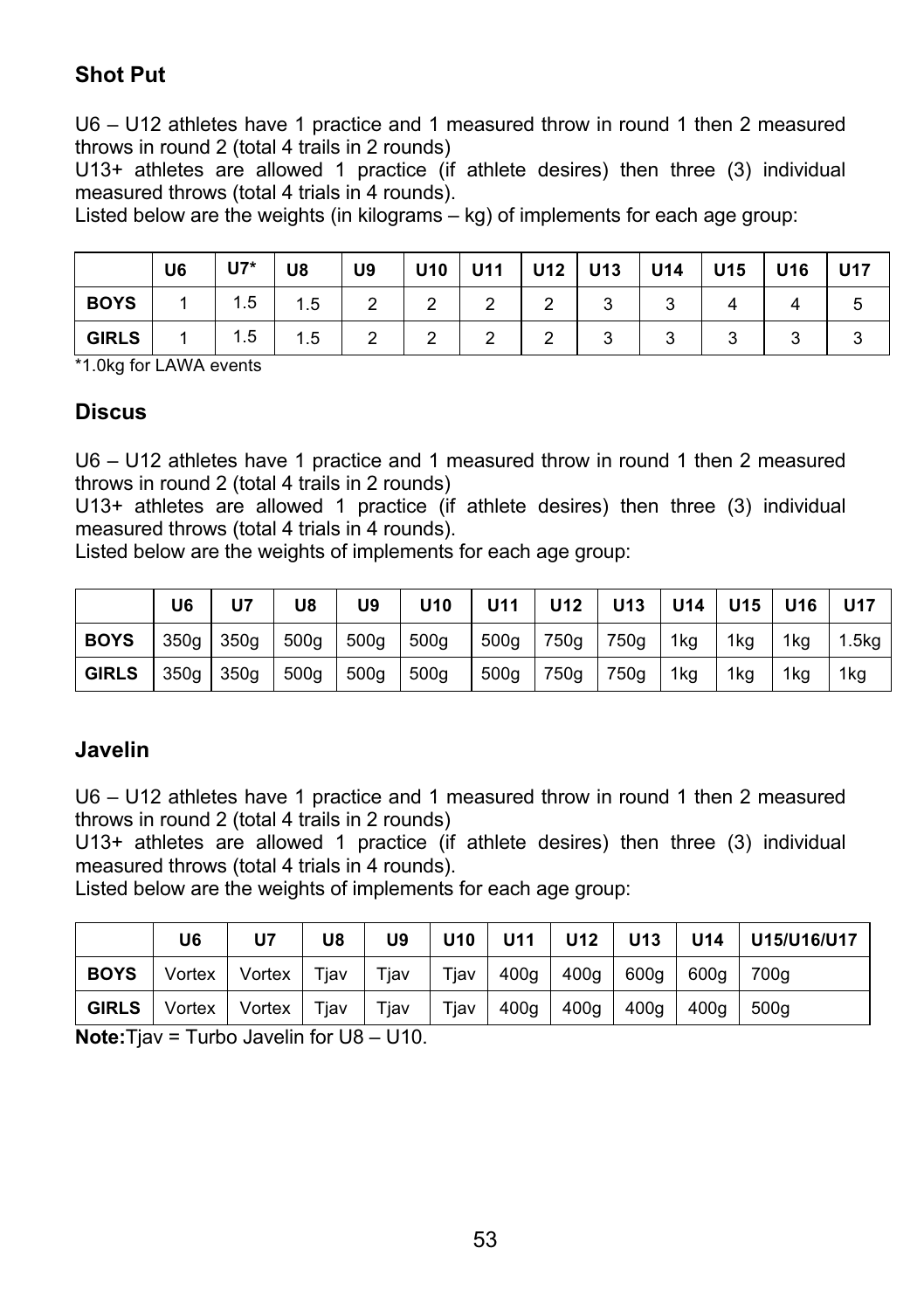## Shot Put

U6 – U12 athletes have 1 practice and 1 measured throw in round 1 then 2 measured throws in round 2 (total 4 trails in 2 rounds)
U13+ athletes are allowed 1 practice (if athlete desires) then three (3) individual measured throws (total 4 trials in 4 rounds).
Listed below are the weights (in kilograms – kg) of implements for each age group:

| | U6 | U7* | U8 | U9 | U10 | U11 | U12 | U13 | U14 | U15 | U16 | U17 |
|---|---|---|---|---|---|---|---|---|---|---|---|---|
| **BOYS** | 1 | 1.5 | 1.5 | 2 | 2 | 2 | 2 | 3 | 3 | 4 | 4 | 5 |
| **GIRLS** | 1 | 1.5 | 1.5 | 2 | 2 | 2 | 2 | 3 | 3 | 3 | 3 | 3 |

*1.0kg for LAWA events

## Discus

U6 – U12 athletes have 1 practice and 1 measured throw in round 1 then 2 measured throws in round 2 (total 4 trails in 2 rounds)
U13+ athletes are allowed 1 practice (if athlete desires) then three (3) individual measured throws (total 4 trials in 4 rounds).
Listed below are the weights of implements for each age group:

| | U6 | U7 | U8 | U9 | U10 | U11 | U12 | U13 | U14 | U15 | U16 | U17 |
|---|---|---|---|---|---|---|---|---|---|---|---|---|
| **BOYS** | 350g | 350g | 500g | 500g | 500g | 500g | 750g | 750g | 1kg | 1kg | 1kg | 1.5kg |
| **GIRLS** | 350g | 350g | 500g | 500g | 500g | 500g | 750g | 750g | 1kg | 1kg | 1kg | 1kg |

## Javelin

U6 – U12 athletes have 1 practice and 1 measured throw in round 1 then 2 measured throws in round 2 (total 4 trails in 2 rounds)
U13+ athletes are allowed 1 practice (if athlete desires) then three (3) individual measured throws (total 4 trials in 4 rounds).
Listed below are the weights of implements for each age group:

| | U6 | U7 | U8 | U9 | U10 | U11 | U12 | U13 | U14 | U15/U16/U17 |
|---|---|---|---|---|---|---|---|---|---|---|
| **BOYS** | Vortex | Vortex | Tjav | Tjav | Tjav | 400g | 400g | 600g | 600g | 700g |
| **GIRLS** | Vortex | Vortex | Tjav | Tjav | Tjav | 400g | 400g | 400g | 400g | 500g |

**Note:** Tjav = Turbo Javelin for U8 – U10.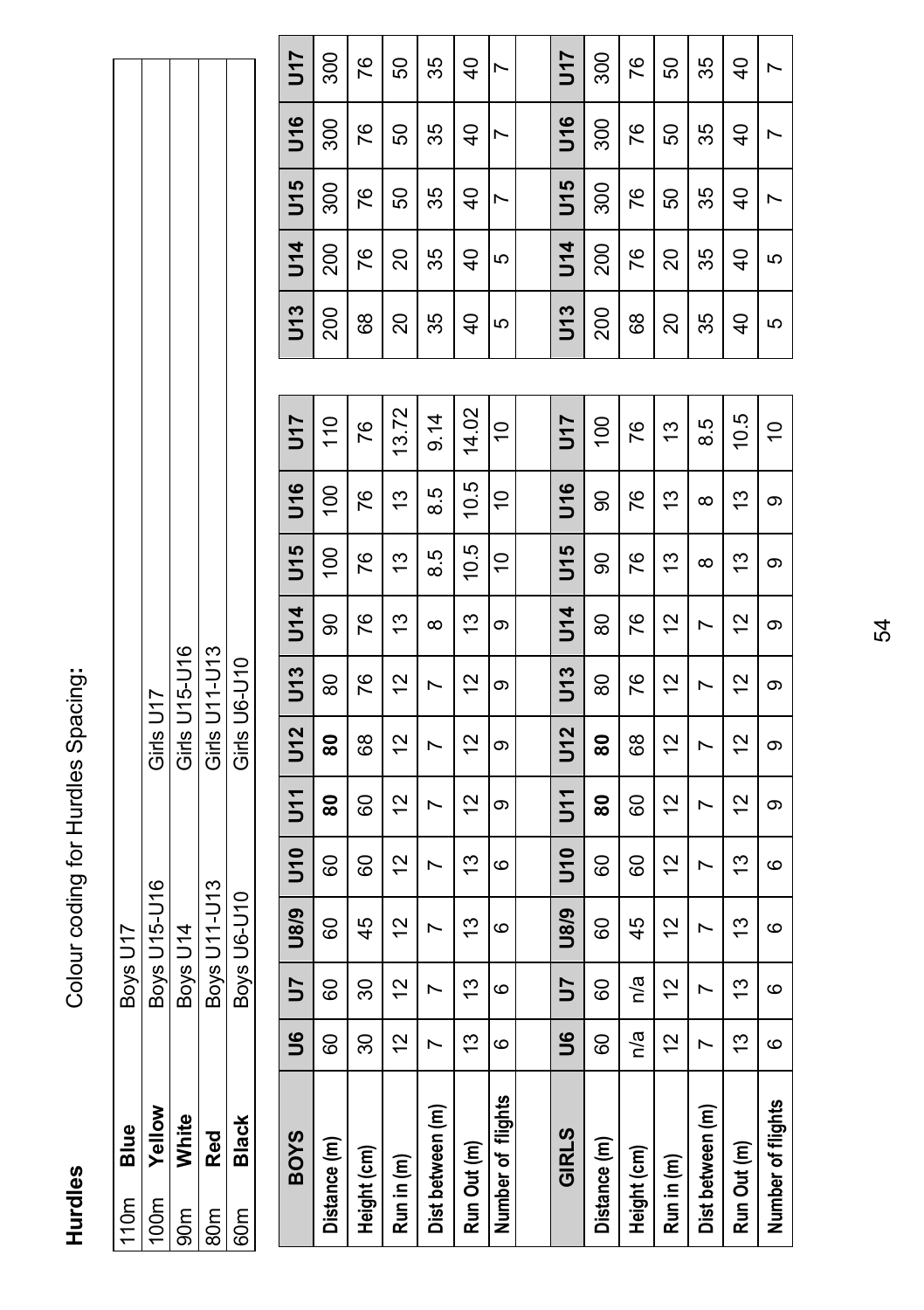## Hurdles

Colour coding for Hurdles Spacing:

| | | | |
|---|---|---|---|
| 110m | **Blue** | Boys U17 | |
| 100m | **Yellow** | Boys U15-U16 | Girls U17 |
| 90m | **White** | Boys U14 | Girls U15-U16 |
| 80m | **Red** | Boys U11-U13 | Girls U11-U13 |
| 60m | **Black** | Boys U6-U10 | Girls U6-U10 |

| **BOYS** | **U6** | **U7** | **U8/9** | **U10** | **U11** | **U12** | **U13** | **U14** | **U15** | **U16** | **U17** |
|---|---|---|---|---|---|---|---|---|---|---|---|
| Distance (m) | 60 | 60 | 60 | 60 | **80** | **80** | 80 | 90 | 100 | 100 | 110 |
| Height (cm) | 30 | 30 | 45 | 60 | 60 | 68 | 76 | 76 | 76 | 76 | 76 |
| Run in (m) | 12 | 12 | 12 | 12 | 12 | 12 | 12 | 13 | 13 | 13 | 13.72 |
| Dist between (m) | 7 | 7 | 7 | 7 | 7 | 7 | 7 | 8 | 8.5 | 8.5 | 9.14 |
| Run Out (m) | 13 | 13 | 13 | 13 | 12 | 12 | 12 | 13 | 10.5 | 10.5 | 14.02 |
| Number of flights | 6 | 6 | 6 | 6 | 9 | 9 | 9 | 9 | 10 | 10 | 10 |
| | | | | | | | | | | | |
| **GIRLS** | **U6** | **U7** | **U8/9** | **U10** | **U11** | **U12** | **U13** | **U14** | **U15** | **U16** | **U17** |
| Distance (m) | 60 | 60 | 60 | 60 | **80** | **80** | 80 | 80 | 90 | 90 | 100 |
| Height (cm) | n/a | n/a | 45 | 60 | 60 | 68 | 76 | 76 | 76 | 76 | 76 |
| Run in (m) | 12 | 12 | 12 | 12 | 12 | 12 | 12 | 12 | 13 | 13 | 13 |
| Dist between (m) | 7 | 7 | 7 | 7 | 7 | 7 | 7 | 7 | 8 | 8 | 8.5 |
| Run Out (m) | 13 | 13 | 13 | 13 | 12 | 12 | 12 | 12 | 13 | 13 | 10.5 |
| Number of flights | 6 | 6 | 6 | 6 | 9 | 9 | 9 | 9 | 9 | 9 | 10 |

| **U13** | **U14** | **U15** | **U16** | **U17** |
|---|---|---|---|---|
| 200 | 200 | 300 | 300 | 300 |
| 68 | 76 | 76 | 76 | 76 |
| 20 | 20 | 50 | 50 | 50 |
| 35 | 35 | 35 | 35 | 35 |
| 40 | 40 | 40 | 40 | 40 |
| 5 | 5 | 7 | 7 | 7 |
| | | | | |
| **U13** | **U14** | **U15** | **U16** | **U17** |
| 200 | 200 | 300 | 300 | 300 |
| 68 | 76 | 76 | 76 | 76 |
| 20 | 20 | 50 | 50 | 50 |
| 35 | 35 | 35 | 35 | 35 |
| 40 | 40 | 40 | 40 | 40 |
| 5 | 5 | 7 | 7 | 7 |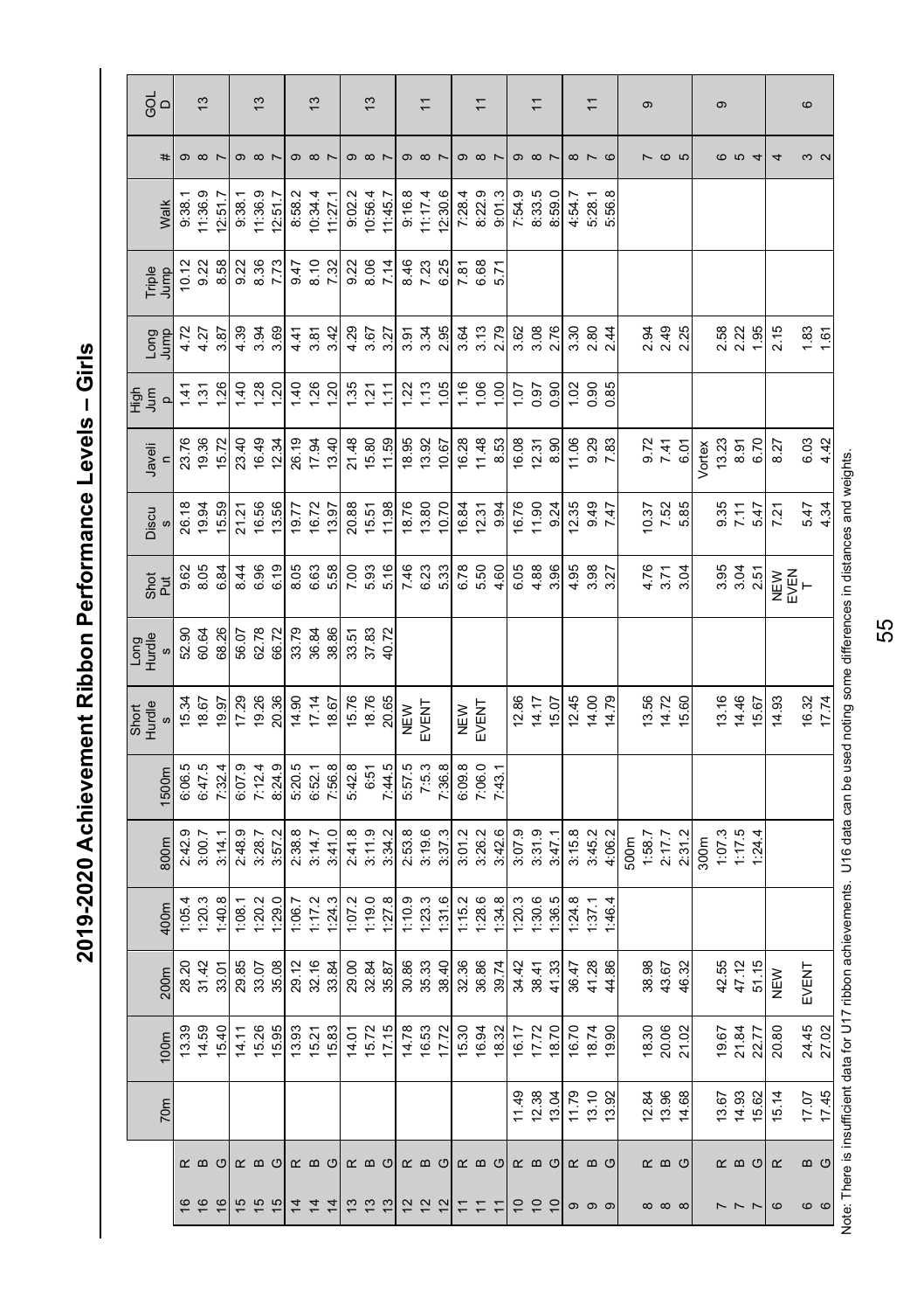# 2019-2020 Achievement Ribbon Performance Levels – Girls

| Age | Level | 70m | 100m | 200m | 400m | 800m | 1500m | Short Hurdles | Long Hurdles | Shot Put | Discus | Javelin | High Jump | Long Jump | Triple Jump | Walk | # | GOLD |
|---|---|---|---|---|---|---|---|---|---|---|---|---|---|---|---|---|---|---|
| 16 | R | | 13.39 | 28.20 | 1:05.4 | 2:42.9 | 6:06.5 | 15.34 | 52.90 | 9.62 | 26.18 | 23.76 | 1.41 | 4.72 | 10.12 | 9:38.1 | 9 | 13 |
| 16 | B | | 14.59 | 31.42 | 1:20.3 | 3:00.7 | 6:47.5 | 18.67 | 60.64 | 8.05 | 19.94 | 19.36 | 1.31 | 4.27 | 9.22 | 11:36.9 | 8 | |
| 16 | G | | 15.40 | 33.01 | 1:40.8 | 3:14.1 | 7:32.4 | 19.97 | 68.26 | 6.84 | 15.59 | 15.72 | 1.26 | 3.87 | 8.58 | 12:51.7 | 7 | |
| 15 | R | | 14.11 | 29.85 | 1:08.1 | 2:48.9 | 6:07.9 | 17.29 | 56.07 | 8.44 | 21.21 | 23.40 | 1.40 | 4.39 | 9.22 | 9:38.1 | 9 | 13 |
| 15 | B | | 15.26 | 33.07 | 1:20.2 | 3:28.7 | 7:12.4 | 19.26 | 62.78 | 6.96 | 16.56 | 16.49 | 1.28 | 3.94 | 8.36 | 11:36.9 | 8 | |
| 15 | G | | 15.95 | 35.08 | 1:29.0 | 3:57.2 | 8:24.9 | 20.36 | 66.72 | 6.19 | 13.56 | 12.34 | 1.20 | 3.69 | 7.73 | 12:51.7 | 7 | |
| 14 | R | | 13.93 | 29.12 | 1:06.7 | 2:38.8 | 5:20.5 | 14.90 | 33.79 | 8.05 | 19.77 | 26.19 | 1.40 | 4.41 | 9.47 | 8:58.2 | 9 | 13 |
| 14 | B | | 15.21 | 32.16 | 1:17.2 | 3:14.7 | 6:52.1 | 17.14 | 36.84 | 6.63 | 16.72 | 17.94 | 1.26 | 3.81 | 8.10 | 10:34.4 | 8 | |
| 14 | G | | 15.83 | 33.84 | 1:24.3 | 3:41.0 | 7:56.8 | 18.67 | 38.86 | 5.58 | 13.97 | 13.40 | 1.20 | 3.42 | 7.32 | 11:27.1 | 7 | |
| 13 | R | | 14.01 | 29.00 | 1:07.2 | 2:41.8 | 5:42.8 | 15.76 | 33.51 | 7.00 | 20.88 | 21.48 | 1.35 | 4.29 | 9.22 | 9:02.2 | 9 | 13 |
| 13 | B | | 15.72 | 32.84 | 1:19.0 | 3:11.9 | 6:51 | 18.76 | 37.83 | 5.93 | 15.51 | 15.80 | 1.21 | 3.67 | 8.06 | 10:56.4 | 8 | |
| 13 | G | | 17.15 | 35.87 | 1:27.8 | 3:34.2 | 7:44.5 | 20.65 | 40.72 | 5.16 | 11.98 | 11.59 | 1.11 | 3.27 | 7.14 | 11:45.7 | 7 | |
| 12 | R | | 14.78 | 30.86 | 1:10.9 | 2:53.8 | 5:57.5 | NEW | | 7.46 | 18.76 | 18.95 | 1.22 | 3.91 | 8.46 | 9:16.8 | 9 | 11 |
| 12 | B | | 16.53 | 35.33 | 1:23.3 | 3:19.6 | 7:5.3 | EVENT | | 6.23 | 13.80 | 13.92 | 1.13 | 3.34 | 7.23 | 11:17.4 | 8 | |
| 12 | G | | 17.72 | 38.40 | 1:31.6 | 3:37.3 | 7:36.8 | | | 5.33 | 10.70 | 10.67 | 1.05 | 2.95 | 6.25 | 12:30.6 | 7 | |
| 11 | R | | 15.30 | 32.36 | 1:15.2 | 3:01.2 | 6:09.8 | NEW | | 6.78 | 16.84 | 16.28 | 1.16 | 3.64 | 7.81 | 7:28.4 | 9 | 11 |
| 11 | B | | 16.94 | 36.86 | 1:28.6 | 3:26.2 | 7:06.0 | EVENT | | 5.50 | 12.31 | 11.48 | 1.06 | 3.13 | 6.68 | 8:22.9 | 8 | |
| 11 | G | | 18.32 | 39.74 | 1:34.8 | 3:42.6 | 7:43.1 | | | 4.60 | 9.94 | 8.53 | 1.00 | 2.79 | 5.71 | 9:01.3 | 7 | |
| 10 | R | 11.49 | 16.17 | 34.42 | 1:20.3 | 3:07.9 | | 12.86 | | 6.05 | 16.76 | 16.08 | 1.07 | 3.62 | | 7:54.9 | 9 | 11 |
| 10 | B | 12.38 | 17.72 | 38.41 | 1:30.6 | 3:31.9 | | 14.17 | | 4.88 | 11.90 | 12.31 | 0.97 | 3.08 | | 8:33.5 | 8 | |
| 10 | G | 13.04 | 18.70 | 41.33 | 1:36.5 | 3:47.1 | | 15.07 | | 3.96 | 9.24 | 8.90 | 0.90 | 2.76 | | 8:59.0 | 7 | |
| 9 | R | 11.79 | 16.70 | 36.47 | 1:24.8 | 3:15.8 | | 12.45 | | 4.95 | 12.35 | 11.06 | 1.02 | 3.30 | | 4:54.7 | 8 | 11 |
| 9 | B | 13.10 | 18.74 | 41.28 | 1:37.1 | 3:45.2 | | 14.00 | | 3.98 | 9.49 | 9.29 | 0.90 | 2.80 | | 5:28.1 | 7 | |
| 9 | G | 13.92 | 19.90 | 44.86 | 1:46.4 | 4:06.2 | | 14.79 | | 3.27 | 7.47 | 7.83 | 0.85 | 2.44 | | 5:56.8 | 6 | |
| | | | | | | 500m | | | | | | | | | | | | |
| 8 | R | 12.84 | 18.30 | 38.98 | | 1:58.7 | | 13.56 | | 4.76 | 10.37 | 9.72 | | 2.94 | | | 7 | 9 |
| 8 | B | 13.96 | 20.06 | 43.67 | | 2:17.7 | | 14.72 | | 3.71 | 7.52 | 7.41 | | 2.49 | | | 6 | |
| 8 | G | 14.68 | 21.02 | 46.32 | | 2:31.2 | | 15.60 | | 3.04 | 5.85 | 6.01 | | 2.25 | | | 5 | |
| | | | | | | 300m | | | | | | Vortex | | | | | | |
| 7 | R | 13.67 | 19.67 | 42.55 | | 1:07.3 | | 13.16 | | 3.95 | 9.35 | 13.23 | | 2.58 | | | 6 | 9 |
| 7 | B | 14.93 | 21.84 | 47.12 | | 1:17.5 | | 14.46 | | 3.04 | 7.11 | 8.91 | | 2.22 | | | 5 | |
| 7 | G | 15.62 | 22.77 | 51.15 | | 1:24.4 | | 15.67 | | 2.51 | 5.47 | 6.70 | | 1.95 | | | 4 | |
| 6 | R | 15.14 | 20.80 | NEW | | | | 14.93 | | NEW EVENT | 7.21 | 8.27 | | 2.15 | | | 4 | 6 |
| 6 | B | 17.07 | 24.45 | EVENT | | | | 16.32 | | | 5.47 | 6.03 | | 1.83 | | | 3 | |
| 6 | G | 17.45 | 27.02 | | | | | 17.74 | | | 4.34 | 4.42 | | 1.61 | | | 2 | |

Note: There is insufficient data for U17 ribbon achievements. U16 data can be used noting some differences in distances and weights.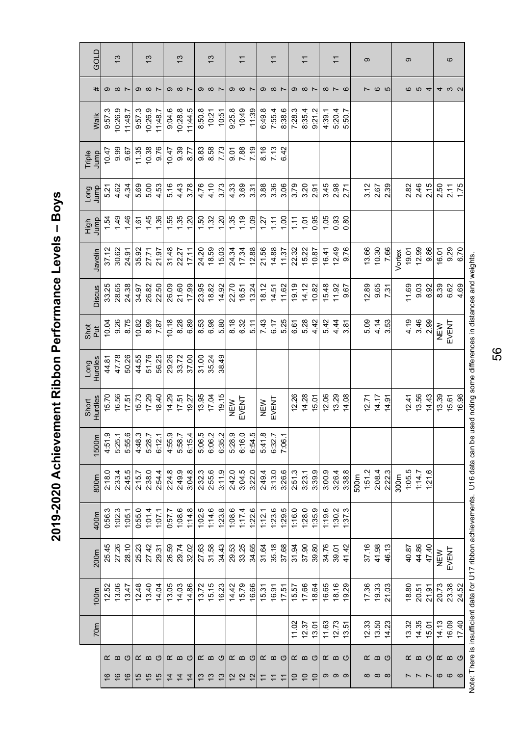# 2019-2020 Achievement Ribbon Performance Levels – Boys

| Age | Level | 70m | 100m | 200m | 400m | 800m | 1500m | Short Hurdles | Long Hurdles | Shot Put | Discus | Javelin | High Jump | Long Jump | Triple Jump | Walk | # | GOLD |
|---|---|---|---|---|---|---|---|---|---|---|---|---|---|---|---|---|---|---|
| 16 | R | | 12.52 | 25.45 | 0:56.3 | 2:18.0 | 4:51.9 | 15.70 | 44.81 | 10.04 | 33.25 | 37.12 | 1.54 | 5.21 | 10.47 | 9:57.3 | 9 | 13 |
| 16 | B | | 13.06 | 27.26 | 1:02.3 | 2:33.4 | 5:25.1 | 16.56 | 47.78 | 9.26 | 28.65 | 30.62 | 1.49 | 4.62 | 9.99 | 10:26.9 | 8 | |
| 16 | G | | 13.47 | 28.10 | 1:05.1 | 2:45.5 | 5:55.6 | 17.51 | 50.26 | 8.75 | 24.38 | 24.91 | 1.46 | 4.34 | 9.67 | 11:48.7 | 7 | |
| 15 | R | | 12.48 | 25.23 | 0:55.0 | 2:15.7 | 4:48.3 | 15.73 | 44.55 | 10.82 | 34.97 | 35.92 | 1.61 | 5.69 | 11.35 | 9:57.3 | 9 | 13 |
| 15 | B | | 13.40 | 27.42 | 1:01.4 | 2:38.0 | 5:28.7 | 17.29 | 51.76 | 8.99 | 26.82 | 27.71 | 1.45 | 5.00 | 10.38 | 10:26.9 | 8 | |
| 15 | G | | 14.04 | 29.31 | 1:07.1 | 2:54.4 | 6:12.1 | 18.40 | 56.25 | 7.87 | 22.50 | 21.97 | 1.36 | 4.53 | 9.76 | 11:48.7 | 7 | |
| 14 | R | | 13.05 | 26.59 | 0:57.7 | 2:24.8 | 4:55.9 | 14.29 | 29.26 | 10.18 | 26.09 | 31.48 | 1.55 | 5.16 | 10.47 | 9:04.6 | 9 | 13 |
| 14 | B | | 14.03 | 29.74 | 1:08.6 | 2:49.9 | 5:58.7 | 17.51 | 33.72 | 8.28 | 21.60 | 22.27 | 1.35 | 4.43 | 9.39 | 10:28.8 | 8 | |
| 14 | G | | 14.86 | 32.02 | 1:14.8 | 3:04.8 | 6:15.4 | 19.27 | 37.00 | 6.89 | 17.99 | 17.11 | 1.20 | 3.78 | 8.77 | 11:44.5 | 7 | |
| 13 | R | | 13.72 | 27.63 | 1:02.5 | 2:32.3 | 5:06.5 | 13.95 | 31.00 | 8.53 | 23.95 | 24.20 | 1.50 | 4.76 | 9.83 | 8:50.8 | 9 | 13 |
| 13 | B | | 15.15 | 31.58 | 1:14.6 | 2:55.6 | 6:06.2 | 17.04 | 35.24 | 6.98 | 18.82 | 18.59 | 1.32 | 4.10 | 8.58 | 10:21 | 8 | |
| 13 | G | | 16.23 | 34.43 | 1:23.8 | 3:11.9 | 6:35.2 | 19.15 | 38.49 | 5.80 | 14.92 | 15.03 | 1.20 | 3.73 | 7.73 | 10:51 | 7 | |
| 12 | R | | 14.42 | 29.53 | 1:08.6 | 2:42.0 | 5:28.9 | NEW EVENT | | 8.18 | 22.70 | 24.34 | 1.35 | 4.33 | 9.01 | 9:25.8 | 9 | 11 |
| 12 | B | | 15.79 | 33.25 | 1:17.4 | 3:04.5 | 6:16.0 | | | 6.32 | 16.51 | 17.34 | 1.19 | 3.69 | 7.88 | 10:49 | 8 | |
| 12 | G | | 16.66 | 34.65 | 1:22.6 | 3:22.0 | 6:54.5 | | | 5.11 | 13.24 | 12.88 | 1.09 | 3.31 | 7.19 | 11:39 | 7 | |
| 11 | R | | 15.31 | 31.64 | 1:12.1 | 2:49.4 | 5:41.8 | NEW EVENT | | 7.43 | 18.12 | 21.56 | 1.27 | 3.88 | 8.16 | 6:49.8 | 9 | 11 |
| 11 | B | | 16.91 | 35.18 | 1:23.6 | 3:13.0 | 6:32.7 | | | 6.17 | 14.51 | 14.88 | 1.11 | 3.36 | 7.13 | 7:55.4 | 8 | |
| 11 | G | | 17.51 | 37.68 | 1:29.5 | 3:26.6 | 7:06.1 | | | 5.25 | 11.62 | 11.37 | 1.00 | 3.06 | 6.42 | 8:38.6 | 7 | |
| 10 | R | 11.02 | 15.57 | 31.94 | 1:16.0 | 2:51.3 | | 12.26 | | 6.61 | 19.19 | 22.32 | 1.11 | 3.79 | | 7:28.3 | 9 | 11 |
| 10 | B | 12.37 | 17.66 | 37.90 | 1:28.0 | 3:23.1 | | 14.28 | | 5.28 | 14.12 | 15.22 | 1.01 | 3.20 | | 8:35.4 | 8 | |
| 10 | G | 13.01 | 18.64 | 39.80 | 1:35.9 | 3:39.9 | | 15.01 | | 4.42 | 10.82 | 10.87 | 0.95 | 2.91 | | 9:21.2 | 7 | |
| 9 | R | 11.63 | 16.65 | 34.76 | 1:19.6 | 3:00.9 | | 12.06 | | 5.42 | 15.48 | 16.41 | 1.05 | 3.45 | | 4:39.1 | 8 | 11 |
| 9 | B | 12.73 | 18.16 | 39.01 | 1:30.2 | 3:26.4 | | 13.29 | | 4.44 | 11.92 | 12.49 | 0.93 | 2.98 | | 5:20.4 | 7 | |
| 9 | G | 13.51 | 19.29 | 41.42 | 1:37.3 | 3:38.8 | | 14.08 | | 3.81 | 9.67 | 9.76 | 0.80 | 2.71 | | 5:50.7 | 6 | |
| 8 | R | 12.33 | 17.36 | 37.16 | | 500m 1:51.2 | | 12.71 | | 5.09 | 12.89 | 13.66 | | 3.12 | | | 7 | 9 |
| 8 | B | 13.50 | 19.33 | 41.98 | | 2:08.4 | | 14.17 | | 4.14 | 9.65 | 10.30 | | 2.67 | | | 6 | |
| 8 | G | 14.23 | 21.03 | 46.13 | | 2:22.3 | | 14.91 | | 3.53 | 7.31 | 7.66 | | 2.39 | | | 5 | |
| 7 | R | 13.32 | 18.80 | 40.87 | | 300m 1:05.5 | | 12.41 | | 4.19 | 11.69 | Vortex 19.01 | | 2.82 | | | 6 | 9 |
| 7 | B | 14.35 | 20.51 | 44.86 | | 1:14.7 | | 13.56 | | 3.46 | 9.03 | 12.99 | | 2.46 | | | 5 | |
| 7 | G | 15.01 | 21.91 | 47.40 | | 1:21.6 | | 14.43 | | 2.99 | 6.92 | 9.86 | | 2.15 | | | 4 | |
| 6 | R | 14.13 | 20.73 | NEW EVENT | | | | 13.39 | | NEW EVENT | 8.39 | 16.01 | | 2.50 | | | 4 | 6 |
| 6 | B | 16.09 | 23.38 | | | | | 15.61 | | | 6.62 | 9.29 | | 2.11 | | | 3 | |
| 6 | G | 17.40 | 24.52 | | | | | 16.96 | | | 4.69 | 6.70 | | 1.75 | | | 2 | |

Note: There is insufficient data for U17 ribbon achievements. U16 data can be used noting some differences in distances and weights.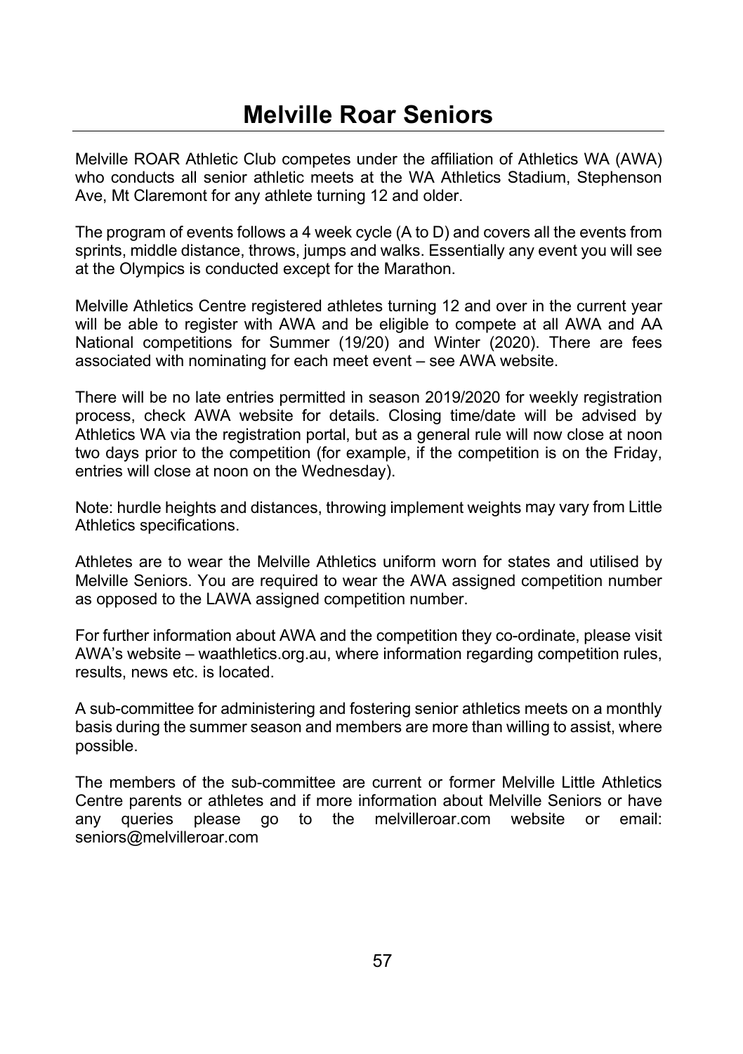# Melville Roar Seniors

Melville ROAR Athletic Club competes under the affiliation of Athletics WA (AWA) who conducts all senior athletic meets at the WA Athletics Stadium, Stephenson Ave, Mt Claremont for any athlete turning 12 and older.

The program of events follows a 4 week cycle (A to D) and covers all the events from sprints, middle distance, throws, jumps and walks. Essentially any event you will see at the Olympics is conducted except for the Marathon.

Melville Athletics Centre registered athletes turning 12 and over in the current year will be able to register with AWA and be eligible to compete at all AWA and AA National competitions for Summer (19/20) and Winter (2020). There are fees associated with nominating for each meet event – see AWA website.

There will be no late entries permitted in season 2019/2020 for weekly registration process, check AWA website for details. Closing time/date will be advised by Athletics WA via the registration portal, but as a general rule will now close at noon two days prior to the competition (for example, if the competition is on the Friday, entries will close at noon on the Wednesday).

Note: hurdle heights and distances, throwing implement weights may vary from Little Athletics specifications.

Athletes are to wear the Melville Athletics uniform worn for states and utilised by Melville Seniors. You are required to wear the AWA assigned competition number as opposed to the LAWA assigned competition number.

For further information about AWA and the competition they co-ordinate, please visit AWA's website – waathletics.org.au, where information regarding competition rules, results, news etc. is located.

A sub-committee for administering and fostering senior athletics meets on a monthly basis during the summer season and members are more than willing to assist, where possible.

The members of the sub-committee are current or former Melville Little Athletics Centre parents or athletes and if more information about Melville Seniors or have any queries please go to the melvilleroar.com website or email: seniors@melvilleroar.com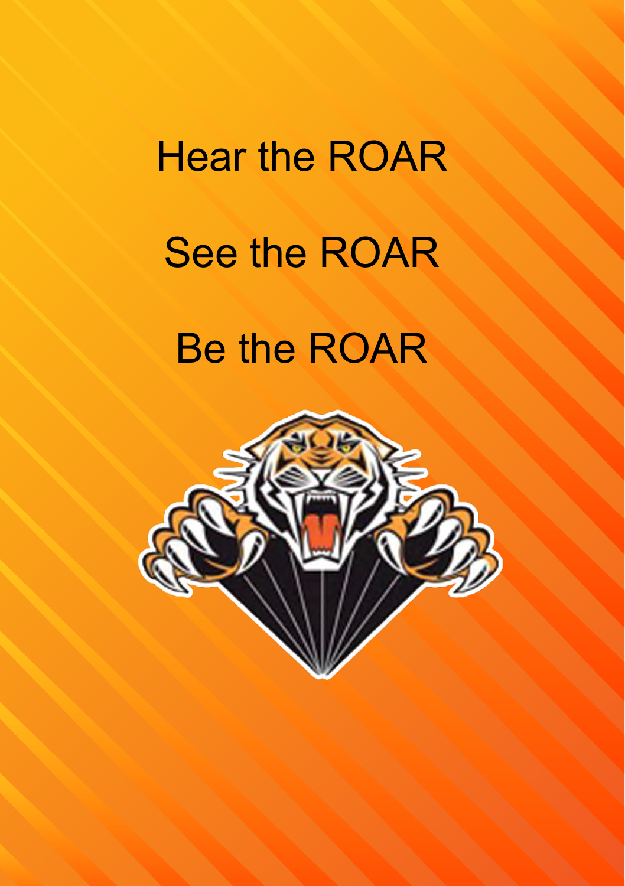Hear the ROAR

See the ROAR

Be the ROAR